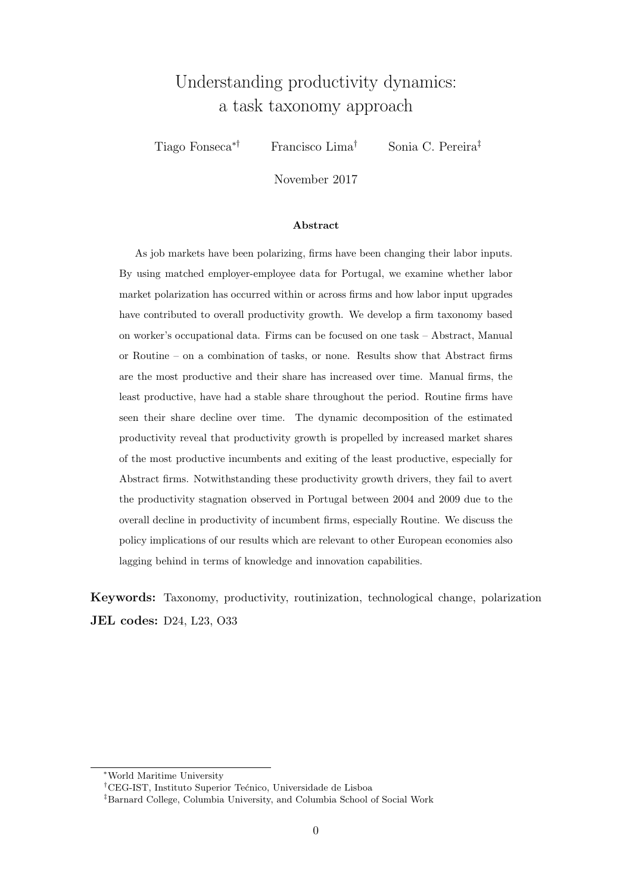# Understanding productivity dynamics: a task taxonomy approach

Tiago Fonseca[*,†] Francisco Lima[†] Sonia C. Pereira[‡]

November 2017

### Abstract

As job markets have been polarizing, firms have been changing their labor inputs. By using matched employer-employee data for Portugal, we examine whether labor market polarization has occurred within or across firms and how labor input upgrades have contributed to overall productivity growth. We develop a firm taxonomy based on worker's occupational data. Firms can be focused on one task – Abstract, Manual or Routine – on a combination of tasks, or none. Results show that Abstract firms are the most productive and their share has increased over time. Manual firms, the least productive, have had a stable share throughout the period. Routine firms have seen their share decline over time. The dynamic decomposition of the estimated productivity reveal that productivity growth is propelled by increased market shares of the most productive incumbents and exiting of the least productive, especially for Abstract firms. Notwithstanding these productivity growth drivers, they fail to avert the productivity stagnation observed in Portugal between 2004 and 2009 due to the overall decline in productivity of incumbent firms, especially Routine. We discuss the policy implications of our results which are relevant to other European economies also lagging behind in terms of knowledge and innovation capabilities.

**Keywords:** Taxonomy, productivity, routinization, technological change, polarization
**JEL codes:** D24, L23, O33

---

[*] World Maritime University
[†] CEG-IST, Instituto Superior Teécnico, Universidade de Lisboa
[‡] Barnard College, Columbia University, and Columbia School of Social Work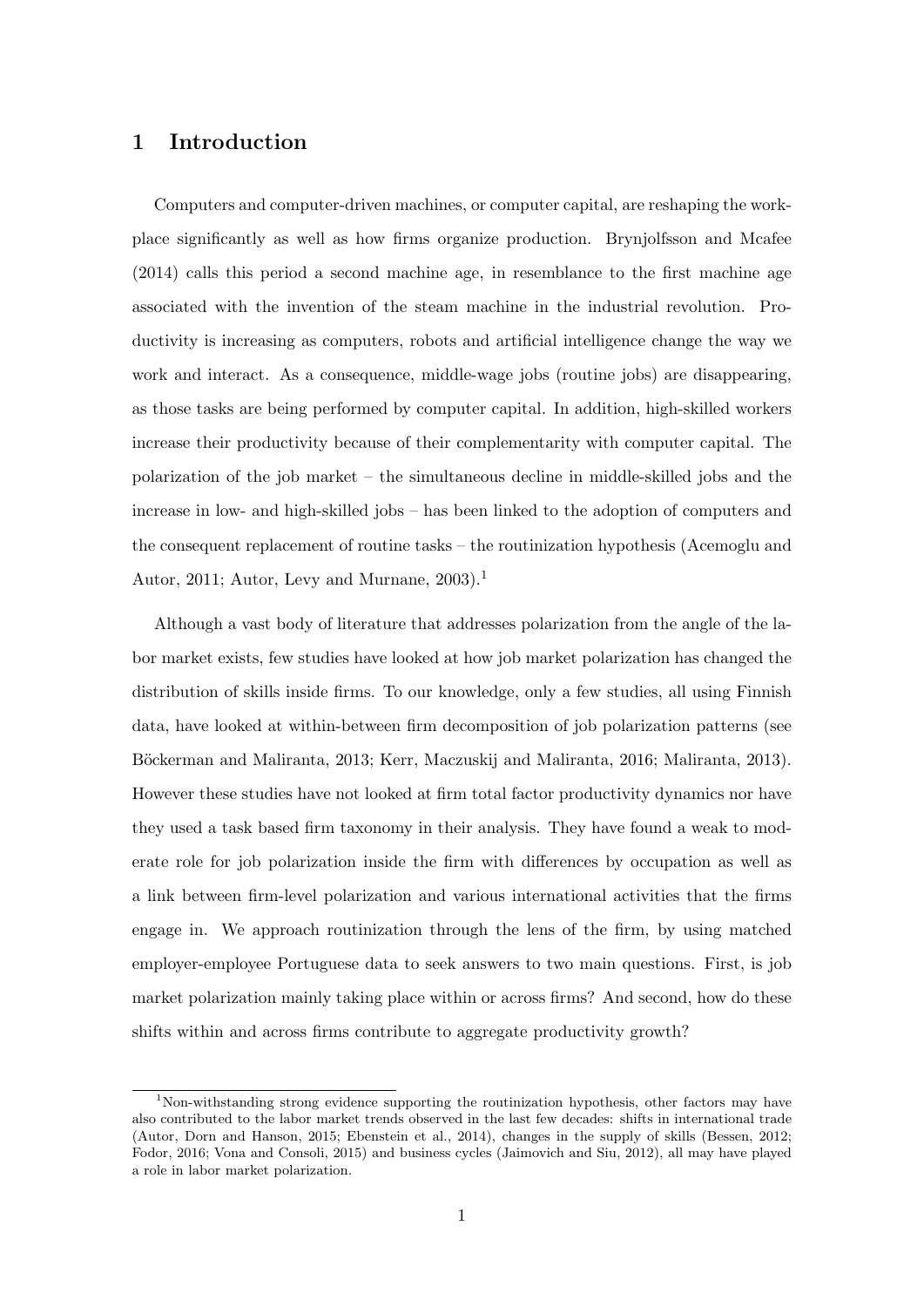## 1 Introduction

Computers and computer-driven machines, or computer capital, are reshaping the workplace significantly as well as how firms organize production. Brynjolfsson and Mcafee (2014) calls this period a second machine age, in resemblance to the first machine age associated with the invention of the steam machine in the industrial revolution. Productivity is increasing as computers, robots and artificial intelligence change the way we work and interact. As a consequence, middle-wage jobs (routine jobs) are disappearing, as those tasks are being performed by computer capital. In addition, high-skilled workers increase their productivity because of their complementarity with computer capital. The polarization of the job market – the simultaneous decline in middle-skilled jobs and the increase in low- and high-skilled jobs – has been linked to the adoption of computers and the consequent replacement of routine tasks – the routinization hypothesis (Acemoglu and Autor, 2011; Autor, Levy and Murnane, 2003).[1]

Although a vast body of literature that addresses polarization from the angle of the labor market exists, few studies have looked at how job market polarization has changed the distribution of skills inside firms. To our knowledge, only a few studies, all using Finnish data, have looked at within-between firm decomposition of job polarization patterns (see Böckerman and Maliranta, 2013; Kerr, Maczuskij and Maliranta, 2016; Maliranta, 2013). However these studies have not looked at firm total factor productivity dynamics nor have they used a task based firm taxonomy in their analysis. They have found a weak to moderate role for job polarization inside the firm with differences by occupation as well as a link between firm-level polarization and various international activities that the firms engage in. We approach routinization through the lens of the firm, by using matched employer-employee Portuguese data to seek answers to two main questions. First, is job market polarization mainly taking place within or across firms? And second, how do these shifts within and across firms contribute to aggregate productivity growth?

[1] Non-withstanding strong evidence supporting the routinization hypothesis, other factors may have also contributed to the labor market trends observed in the last few decades: shifts in international trade (Autor, Dorn and Hanson, 2015; Ebenstein et al., 2014), changes in the supply of skills (Bessen, 2012; Fodor, 2016; Vona and Consoli, 2015) and business cycles (Jaimovich and Siu, 2012), all may have played a role in labor market polarization.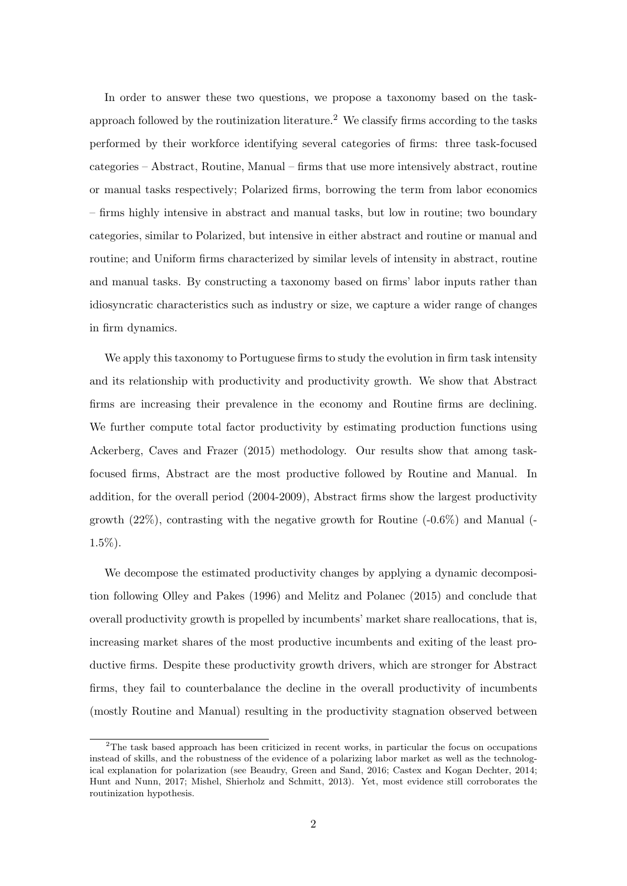In order to answer these two questions, we propose a taxonomy based on the task-approach followed by the routinization literature.[2] We classify firms according to the tasks performed by their workforce identifying several categories of firms: three task-focused categories – Abstract, Routine, Manual – firms that use more intensively abstract, routine or manual tasks respectively; Polarized firms, borrowing the term from labor economics – firms highly intensive in abstract and manual tasks, but low in routine; two boundary categories, similar to Polarized, but intensive in either abstract and routine or manual and routine; and Uniform firms characterized by similar levels of intensity in abstract, routine and manual tasks. By constructing a taxonomy based on firms' labor inputs rather than idiosyncratic characteristics such as industry or size, we capture a wider range of changes in firm dynamics.

We apply this taxonomy to Portuguese firms to study the evolution in firm task intensity and its relationship with productivity and productivity growth. We show that Abstract firms are increasing their prevalence in the economy and Routine firms are declining. We further compute total factor productivity by estimating production functions using Ackerberg, Caves and Frazer (2015) methodology. Our results show that among task-focused firms, Abstract are the most productive followed by Routine and Manual. In addition, for the overall period (2004-2009), Abstract firms show the largest productivity growth (22%), contrasting with the negative growth for Routine (-0.6%) and Manual (-1.5%).

We decompose the estimated productivity changes by applying a dynamic decomposition following Olley and Pakes (1996) and Melitz and Polanec (2015) and conclude that overall productivity growth is propelled by incumbents' market share reallocations, that is, increasing market shares of the most productive incumbents and exiting of the least productive firms. Despite these productivity growth drivers, which are stronger for Abstract firms, they fail to counterbalance the decline in the overall productivity of incumbents (mostly Routine and Manual) resulting in the productivity stagnation observed between

[2] The task based approach has been criticized in recent works, in particular the focus on occupations instead of skills, and the robustness of the evidence of a polarizing labor market as well as the technological explanation for polarization (see Beaudry, Green and Sand, 2016; Castex and Kogan Dechter, 2014; Hunt and Nunn, 2017; Mishel, Shierholz and Schmitt, 2013). Yet, most evidence still corroborates the routinization hypothesis.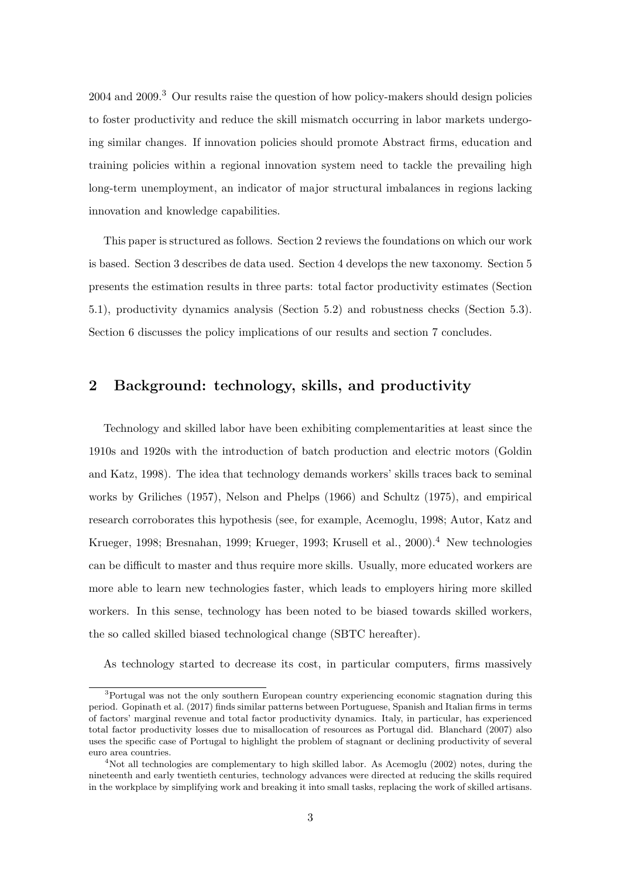2004 and 2009.[3] Our results raise the question of how policy-makers should design policies to foster productivity and reduce the skill mismatch occurring in labor markets undergoing similar changes. If innovation policies should promote Abstract firms, education and training policies within a regional innovation system need to tackle the prevailing high long-term unemployment, an indicator of major structural imbalances in regions lacking innovation and knowledge capabilities.

This paper is structured as follows. Section 2 reviews the foundations on which our work is based. Section 3 describes de data used. Section 4 develops the new taxonomy. Section 5 presents the estimation results in three parts: total factor productivity estimates (Section 5.1), productivity dynamics analysis (Section 5.2) and robustness checks (Section 5.3). Section 6 discusses the policy implications of our results and section 7 concludes.

## 2 Background: technology, skills, and productivity

Technology and skilled labor have been exhibiting complementarities at least since the 1910s and 1920s with the introduction of batch production and electric motors (Goldin and Katz, 1998). The idea that technology demands workers' skills traces back to seminal works by Griliches (1957), Nelson and Phelps (1966) and Schultz (1975), and empirical research corroborates this hypothesis (see, for example, Acemoglu, 1998; Autor, Katz and Krueger, 1998; Bresnahan, 1999; Krueger, 1993; Krusell et al., 2000).[4] New technologies can be difficult to master and thus require more skills. Usually, more educated workers are more able to learn new technologies faster, which leads to employers hiring more skilled workers. In this sense, technology has been noted to be biased towards skilled workers, the so called skilled biased technological change (SBTC hereafter).

As technology started to decrease its cost, in particular computers, firms massively

---

[3] Portugal was not the only southern European country experiencing economic stagnation during this period. Gopinath et al. (2017) finds similar patterns between Portuguese, Spanish and Italian firms in terms of factors' marginal revenue and total factor productivity dynamics. Italy, in particular, has experienced total factor productivity losses due to misallocation of resources as Portugal did. Blanchard (2007) also uses the specific case of Portugal to highlight the problem of stagnant or declining productivity of several euro area countries.

[4] Not all technologies are complementary to high skilled labor. As Acemoglu (2002) notes, during the nineteenth and early twentieth centuries, technology advances were directed at reducing the skills required in the workplace by simplifying work and breaking it into small tasks, replacing the work of skilled artisans.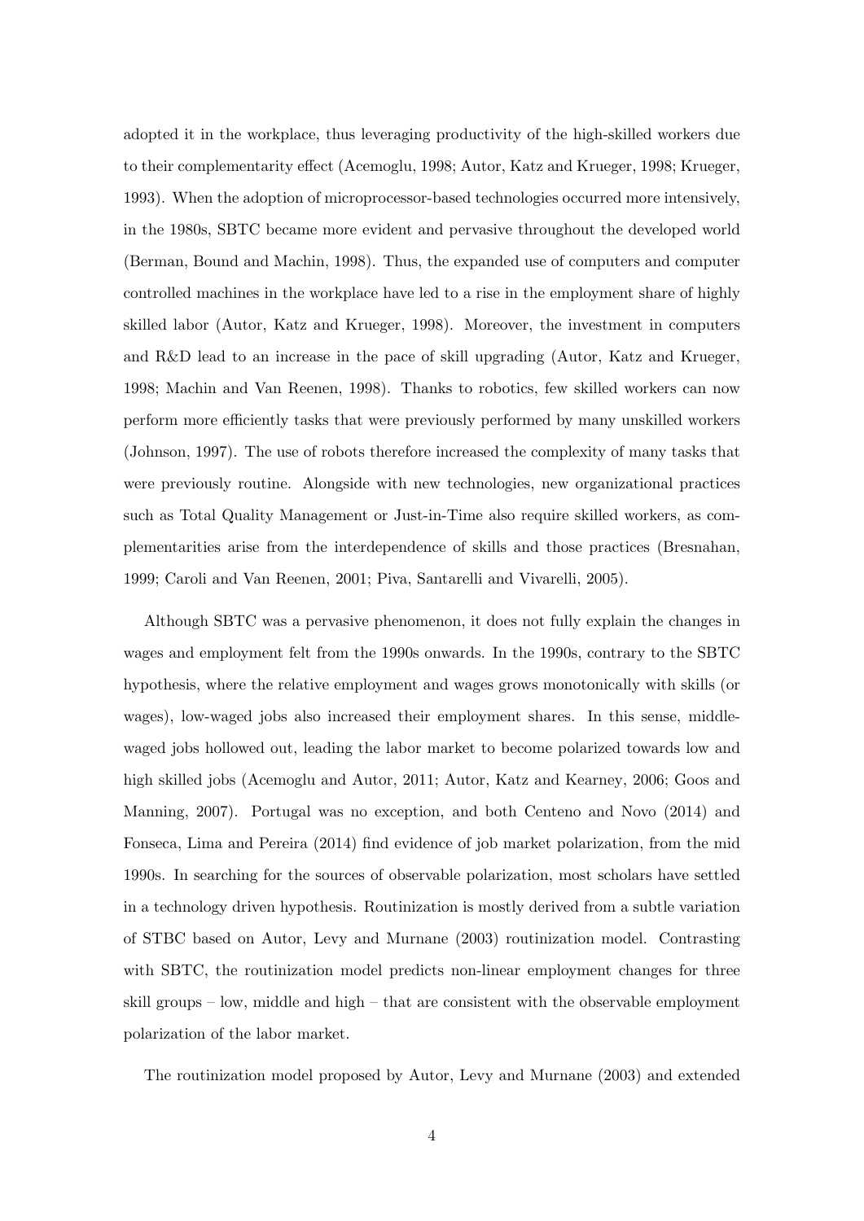adopted it in the workplace, thus leveraging productivity of the high-skilled workers due to their complementarity effect (Acemoglu, 1998; Autor, Katz and Krueger, 1998; Krueger, 1993). When the adoption of microprocessor-based technologies occurred more intensively, in the 1980s, SBTC became more evident and pervasive throughout the developed world (Berman, Bound and Machin, 1998). Thus, the expanded use of computers and computer controlled machines in the workplace have led to a rise in the employment share of highly skilled labor (Autor, Katz and Krueger, 1998). Moreover, the investment in computers and R&D lead to an increase in the pace of skill upgrading (Autor, Katz and Krueger, 1998; Machin and Van Reenen, 1998). Thanks to robotics, few skilled workers can now perform more efficiently tasks that were previously performed by many unskilled workers (Johnson, 1997). The use of robots therefore increased the complexity of many tasks that were previously routine. Alongside with new technologies, new organizational practices such as Total Quality Management or Just-in-Time also require skilled workers, as complementarities arise from the interdependence of skills and those practices (Bresnahan, 1999; Caroli and Van Reenen, 2001; Piva, Santarelli and Vivarelli, 2005).

Although SBTC was a pervasive phenomenon, it does not fully explain the changes in wages and employment felt from the 1990s onwards. In the 1990s, contrary to the SBTC hypothesis, where the relative employment and wages grows monotonically with skills (or wages), low-waged jobs also increased their employment shares. In this sense, middle-waged jobs hollowed out, leading the labor market to become polarized towards low and high skilled jobs (Acemoglu and Autor, 2011; Autor, Katz and Kearney, 2006; Goos and Manning, 2007). Portugal was no exception, and both Centeno and Novo (2014) and Fonseca, Lima and Pereira (2014) find evidence of job market polarization, from the mid 1990s. In searching for the sources of observable polarization, most scholars have settled in a technology driven hypothesis. Routinization is mostly derived from a subtle variation of STBC based on Autor, Levy and Murnane (2003) routinization model. Contrasting with SBTC, the routinization model predicts non-linear employment changes for three skill groups – low, middle and high – that are consistent with the observable employment polarization of the labor market.

The routinization model proposed by Autor, Levy and Murnane (2003) and extended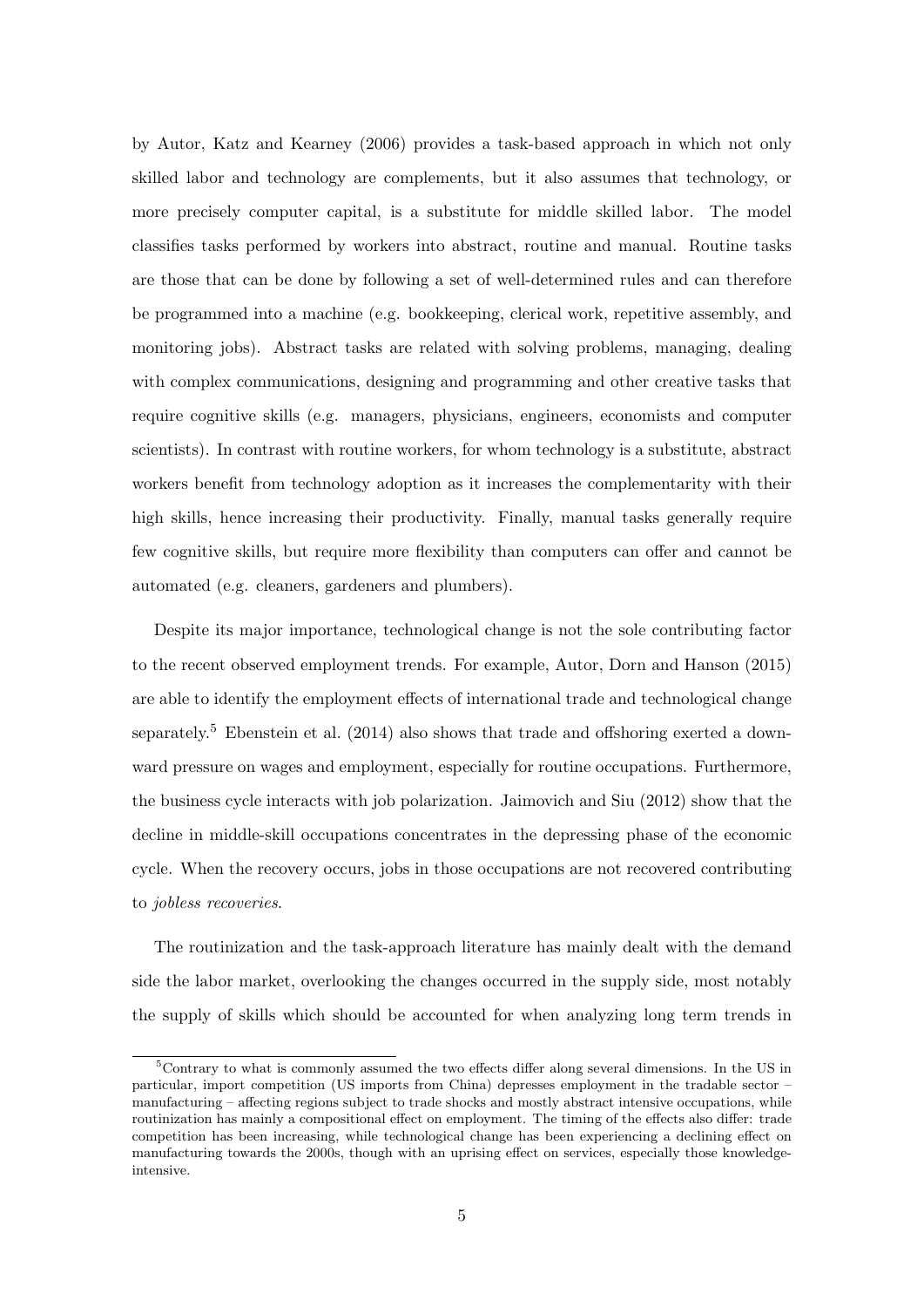by Autor, Katz and Kearney (2006) provides a task-based approach in which not only skilled labor and technology are complements, but it also assumes that technology, or more precisely computer capital, is a substitute for middle skilled labor. The model classifies tasks performed by workers into abstract, routine and manual. Routine tasks are those that can be done by following a set of well-determined rules and can therefore be programmed into a machine (e.g. bookkeeping, clerical work, repetitive assembly, and monitoring jobs). Abstract tasks are related with solving problems, managing, dealing with complex communications, designing and programming and other creative tasks that require cognitive skills (e.g. managers, physicians, engineers, economists and computer scientists). In contrast with routine workers, for whom technology is a substitute, abstract workers benefit from technology adoption as it increases the complementarity with their high skills, hence increasing their productivity. Finally, manual tasks generally require few cognitive skills, but require more flexibility than computers can offer and cannot be automated (e.g. cleaners, gardeners and plumbers).

Despite its major importance, technological change is not the sole contributing factor to the recent observed employment trends. For example, Autor, Dorn and Hanson (2015) are able to identify the employment effects of international trade and technological change separately.[5] Ebenstein et al. (2014) also shows that trade and offshoring exerted a downward pressure on wages and employment, especially for routine occupations. Furthermore, the business cycle interacts with job polarization. Jaimovich and Siu (2012) show that the decline in middle-skill occupations concentrates in the depressing phase of the economic cycle. When the recovery occurs, jobs in those occupations are not recovered contributing to *jobless recoveries*.

The routinization and the task-approach literature has mainly dealt with the demand side the labor market, overlooking the changes occurred in the supply side, most notably the supply of skills which should be accounted for when analyzing long term trends in

[5] Contrary to what is commonly assumed the two effects differ along several dimensions. In the US in particular, import competition (US imports from China) depresses employment in the tradable sector – manufacturing – affecting regions subject to trade shocks and mostly abstract intensive occupations, while routinization has mainly a compositional effect on employment. The timing of the effects also differ: trade competition has been increasing, while technological change has been experiencing a declining effect on manufacturing towards the 2000s, though with an uprising effect on services, especially those knowledge-intensive.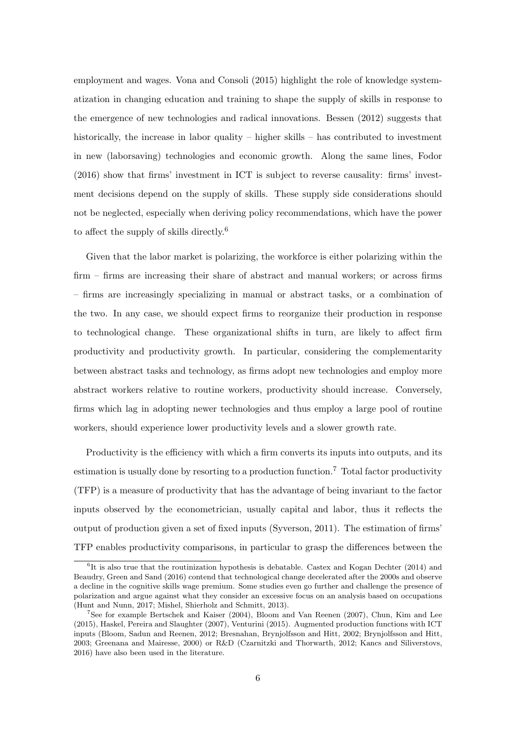employment and wages. Vona and Consoli (2015) highlight the role of knowledge systematization in changing education and training to shape the supply of skills in response to the emergence of new technologies and radical innovations. Bessen (2012) suggests that historically, the increase in labor quality – higher skills – has contributed to investment in new (laborsaving) technologies and economic growth. Along the same lines, Fodor (2016) show that firms' investment in ICT is subject to reverse causality: firms' investment decisions depend on the supply of skills. These supply side considerations should not be neglected, especially when deriving policy recommendations, which have the power to affect the supply of skills directly.[6]

Given that the labor market is polarizing, the workforce is either polarizing within the firm – firms are increasing their share of abstract and manual workers; or across firms – firms are increasingly specializing in manual or abstract tasks, or a combination of the two. In any case, we should expect firms to reorganize their production in response to technological change. These organizational shifts in turn, are likely to affect firm productivity and productivity growth. In particular, considering the complementarity between abstract tasks and technology, as firms adopt new technologies and employ more abstract workers relative to routine workers, productivity should increase. Conversely, firms which lag in adopting newer technologies and thus employ a large pool of routine workers, should experience lower productivity levels and a slower growth rate.

Productivity is the efficiency with which a firm converts its inputs into outputs, and its estimation is usually done by resorting to a production function.[7] Total factor productivity (TFP) is a measure of productivity that has the advantage of being invariant to the factor inputs observed by the econometrician, usually capital and labor, thus it reflects the output of production given a set of fixed inputs (Syverson, 2011). The estimation of firms' TFP enables productivity comparisons, in particular to grasp the differences between the

[6] It is also true that the routinization hypothesis is debatable. Castex and Kogan Dechter (2014) and Beaudry, Green and Sand (2016) contend that technological change decelerated after the 2000s and observe a decline in the cognitive skills wage premium. Some studies even go further and challenge the presence of polarization and argue against what they consider an excessive focus on an analysis based on occupations (Hunt and Nunn, 2017; Mishel, Shierholz and Schmitt, 2013).

[7] See for example Bertschek and Kaiser (2004), Bloom and Van Reenen (2007), Chun, Kim and Lee (2015), Haskel, Pereira and Slaughter (2007), Venturini (2015). Augmented production functions with ICT inputs (Bloom, Sadun and Reenen, 2012; Bresnahan, Brynjolfsson and Hitt, 2002; Brynjolfsson and Hitt, 2003; Greenana and Mairesse, 2000) or R&D (Czarnitzki and Thorwarth, 2012; Kancs and Siliverstovs, 2016) have also been used in the literature.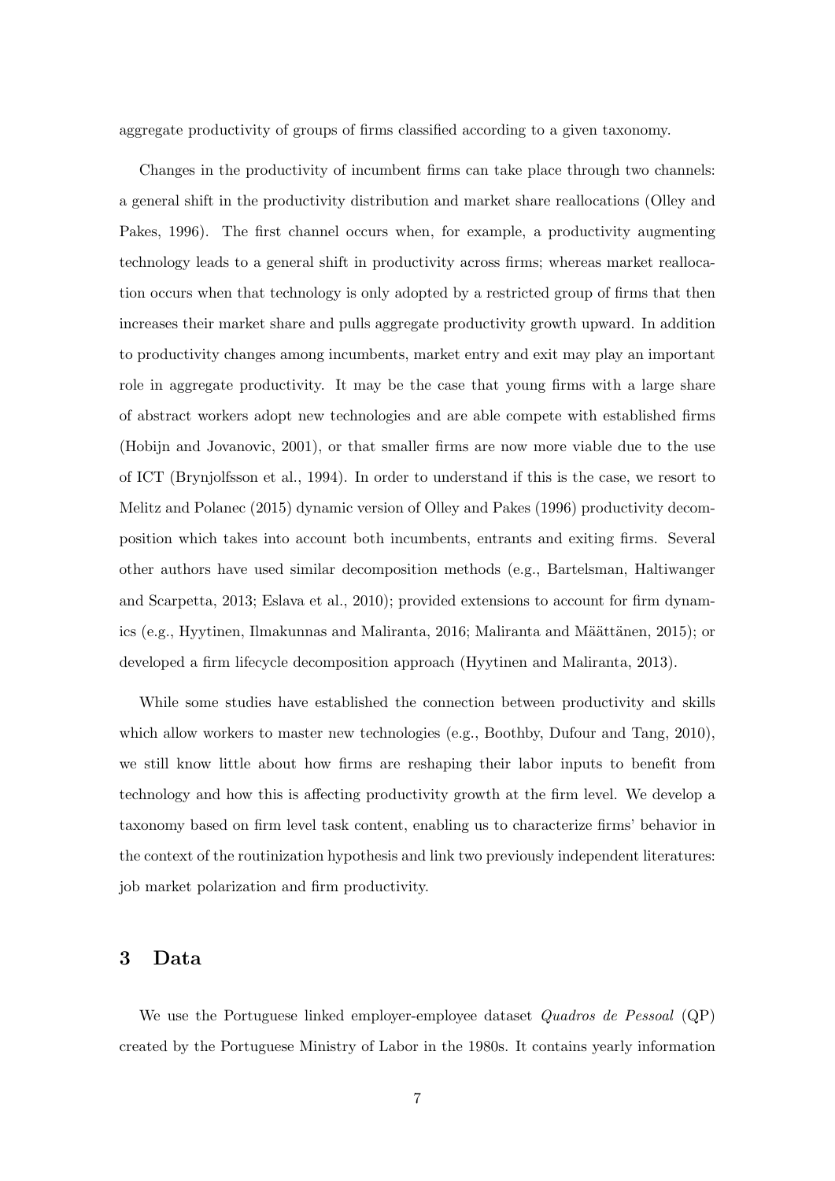aggregate productivity of groups of firms classified according to a given taxonomy.

Changes in the productivity of incumbent firms can take place through two channels: a general shift in the productivity distribution and market share reallocations (Olley and Pakes, 1996). The first channel occurs when, for example, a productivity augmenting technology leads to a general shift in productivity across firms; whereas market reallocation occurs when that technology is only adopted by a restricted group of firms that then increases their market share and pulls aggregate productivity growth upward. In addition to productivity changes among incumbents, market entry and exit may play an important role in aggregate productivity. It may be the case that young firms with a large share of abstract workers adopt new technologies and are able compete with established firms (Hobijn and Jovanovic, 2001), or that smaller firms are now more viable due to the use of ICT (Brynjolfsson et al., 1994). In order to understand if this is the case, we resort to Melitz and Polanec (2015) dynamic version of Olley and Pakes (1996) productivity decomposition which takes into account both incumbents, entrants and exiting firms. Several other authors have used similar decomposition methods (e.g., Bartelsman, Haltiwanger and Scarpetta, 2013; Eslava et al., 2010); provided extensions to account for firm dynamics (e.g., Hyytinen, Ilmakunnas and Maliranta, 2016; Maliranta and Määttänen, 2015); or developed a firm lifecycle decomposition approach (Hyytinen and Maliranta, 2013).

While some studies have established the connection between productivity and skills which allow workers to master new technologies (e.g., Boothby, Dufour and Tang, 2010), we still know little about how firms are reshaping their labor inputs to benefit from technology and how this is affecting productivity growth at the firm level. We develop a taxonomy based on firm level task content, enabling us to characterize firms' behavior in the context of the routinization hypothesis and link two previously independent literatures: job market polarization and firm productivity.

## 3 Data

We use the Portuguese linked employer-employee dataset *Quadros de Pessoal* (QP) created by the Portuguese Ministry of Labor in the 1980s. It contains yearly information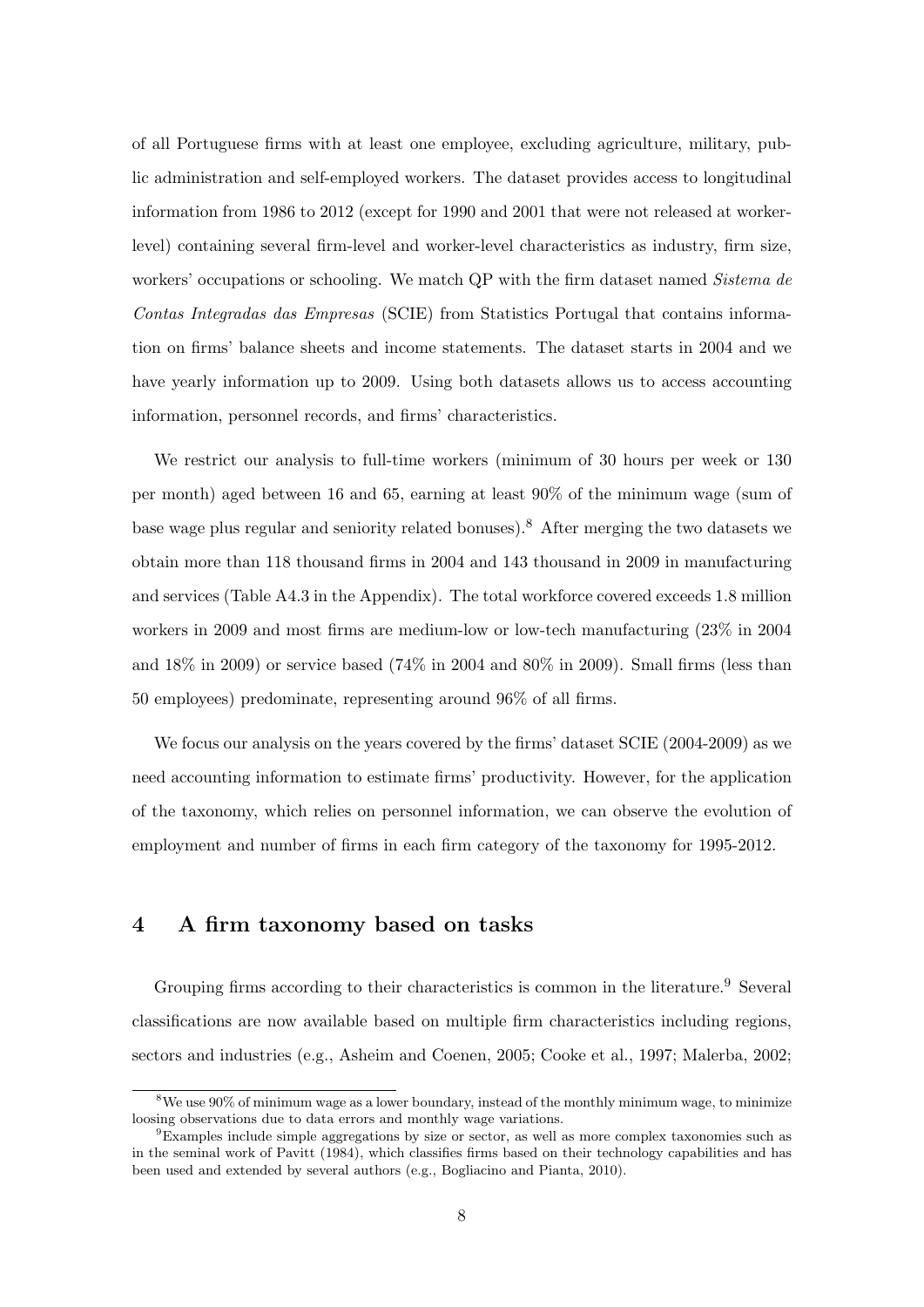of all Portuguese firms with at least one employee, excluding agriculture, military, public administration and self-employed workers. The dataset provides access to longitudinal information from 1986 to 2012 (except for 1990 and 2001 that were not released at worker-level) containing several firm-level and worker-level characteristics as industry, firm size, workers' occupations or schooling. We match QP with the firm dataset named *Sistema de Contas Integradas das Empresas* (SCIE) from Statistics Portugal that contains information on firms' balance sheets and income statements. The dataset starts in 2004 and we have yearly information up to 2009. Using both datasets allows us to access accounting information, personnel records, and firms' characteristics.

We restrict our analysis to full-time workers (minimum of 30 hours per week or 130 per month) aged between 16 and 65, earning at least 90% of the minimum wage (sum of base wage plus regular and seniority related bonuses).[8] After merging the two datasets we obtain more than 118 thousand firms in 2004 and 143 thousand in 2009 in manufacturing and services (Table A4.3 in the Appendix). The total workforce covered exceeds 1.8 million workers in 2009 and most firms are medium-low or low-tech manufacturing (23% in 2004 and 18% in 2009) or service based (74% in 2004 and 80% in 2009). Small firms (less than 50 employees) predominate, representing around 96% of all firms.

We focus our analysis on the years covered by the firms' dataset SCIE (2004-2009) as we need accounting information to estimate firms' productivity. However, for the application of the taxonomy, which relies on personnel information, we can observe the evolution of employment and number of firms in each firm category of the taxonomy for 1995-2012.

## 4 A firm taxonomy based on tasks

Grouping firms according to their characteristics is common in the literature.[9] Several classifications are now available based on multiple firm characteristics including regions, sectors and industries (e.g., Asheim and Coenen, 2005; Cooke et al., 1997; Malerba, 2002;

[8] We use 90% of minimum wage as a lower boundary, instead of the monthly minimum wage, to minimize loosing observations due to data errors and monthly wage variations.

[9] Examples include simple aggregations by size or sector, as well as more complex taxonomies such as in the seminal work of Pavitt (1984), which classifies firms based on their technology capabilities and has been used and extended by several authors (e.g., Bogliacino and Pianta, 2010).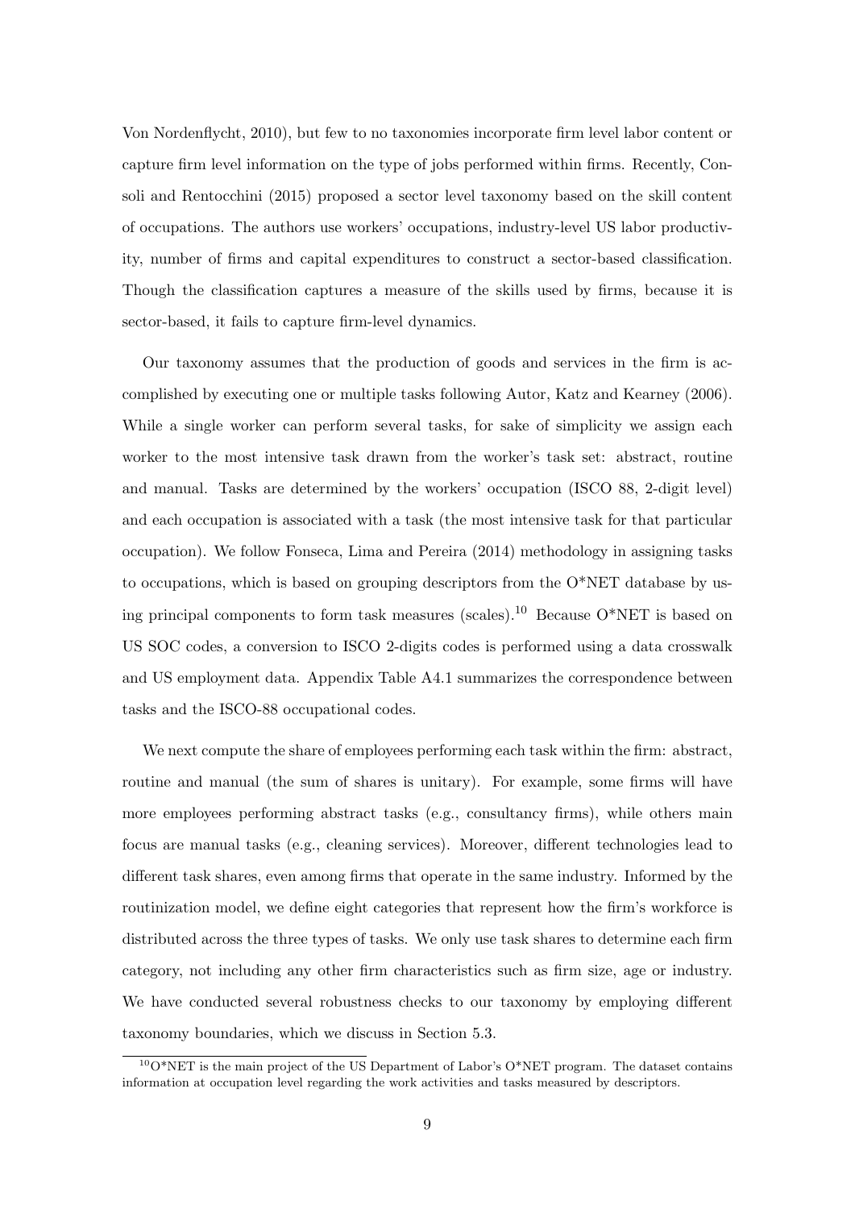Von Nordenflycht, 2010), but few to no taxonomies incorporate firm level labor content or capture firm level information on the type of jobs performed within firms. Recently, Consoli and Rentocchini (2015) proposed a sector level taxonomy based on the skill content of occupations. The authors use workers' occupations, industry-level US labor productivity, number of firms and capital expenditures to construct a sector-based classification. Though the classification captures a measure of the skills used by firms, because it is sector-based, it fails to capture firm-level dynamics.

Our taxonomy assumes that the production of goods and services in the firm is accomplished by executing one or multiple tasks following Autor, Katz and Kearney (2006). While a single worker can perform several tasks, for sake of simplicity we assign each worker to the most intensive task drawn from the worker's task set: abstract, routine and manual. Tasks are determined by the workers' occupation (ISCO 88, 2-digit level) and each occupation is associated with a task (the most intensive task for that particular occupation). We follow Fonseca, Lima and Pereira (2014) methodology in assigning tasks to occupations, which is based on grouping descriptors from the O*NET database by using principal components to form task measures (scales).[10] Because O*NET is based on US SOC codes, a conversion to ISCO 2-digits codes is performed using a data crosswalk and US employment data. Appendix Table A4.1 summarizes the correspondence between tasks and the ISCO-88 occupational codes.

We next compute the share of employees performing each task within the firm: abstract, routine and manual (the sum of shares is unitary). For example, some firms will have more employees performing abstract tasks (e.g., consultancy firms), while others main focus are manual tasks (e.g., cleaning services). Moreover, different technologies lead to different task shares, even among firms that operate in the same industry. Informed by the routinization model, we define eight categories that represent how the firm's workforce is distributed across the three types of tasks. We only use task shares to determine each firm category, not including any other firm characteristics such as firm size, age or industry. We have conducted several robustness checks to our taxonomy by employing different taxonomy boundaries, which we discuss in Section 5.3.

[10] O*NET is the main project of the US Department of Labor's O*NET program. The dataset contains information at occupation level regarding the work activities and tasks measured by descriptors.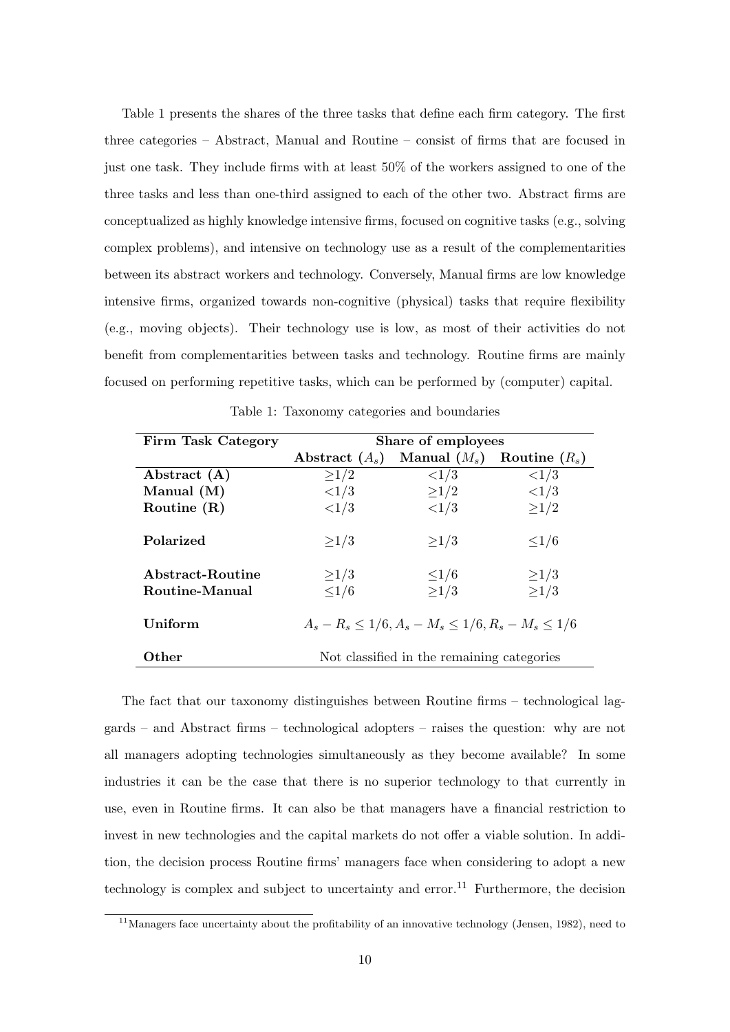Table 1 presents the shares of the three tasks that define each firm category. The first three categories – Abstract, Manual and Routine – consist of firms that are focused in just one task. They include firms with at least 50% of the workers assigned to one of the three tasks and less than one-third assigned to each of the other two. Abstract firms are conceptualized as highly knowledge intensive firms, focused on cognitive tasks (e.g., solving complex problems), and intensive on technology use as a result of the complementarities between its abstract workers and technology. Conversely, Manual firms are low knowledge intensive firms, organized towards non-cognitive (physical) tasks that require flexibility (e.g., moving objects). Their technology use is low, as most of their activities do not benefit from complementarities between tasks and technology. Routine firms are mainly focused on performing repetitive tasks, which can be performed by (computer) capital.

Table 1: Taxonomy categories and boundaries

| **Firm Task Category** | **Share of employees** | | |
|---|---|---|---|
| | **Abstract ($A_s$)** | **Manual ($M_s$)** | **Routine ($R_s$)** |
| **Abstract (A)** | $\geq 1/2$ | $< 1/3$ | $< 1/3$ |
| **Manual (M)** | $< 1/3$ | $\geq 1/2$ | $< 1/3$ |
| **Routine (R)** | $< 1/3$ | $< 1/3$ | $\geq 1/2$ |
| **Polarized** | $\geq 1/3$ | $\geq 1/3$ | $\leq 1/6$ |
| **Abstract-Routine** | $\geq 1/3$ | $\leq 1/6$ | $\geq 1/3$ |
| **Routine-Manual** | $\leq 1/6$ | $\geq 1/3$ | $\geq 1/3$ |
| **Uniform** | $A_s - R_s \leq 1/6, A_s - M_s \leq 1/6, R_s - M_s \leq 1/6$ | | |
| **Other** | Not classified in the remaining categories | | |

The fact that our taxonomy distinguishes between Routine firms – technological laggards – and Abstract firms – technological adopters – raises the question: why are not all managers adopting technologies simultaneously as they become available? In some industries it can be the case that there is no superior technology to that currently in use, even in Routine firms. It can also be that managers have a financial restriction to invest in new technologies and the capital markets do not offer a viable solution. In addition, the decision process Routine firms' managers face when considering to adopt a new technology is complex and subject to uncertainty and error.[11] Furthermore, the decision

[11] Managers face uncertainty about the profitability of an innovative technology (Jensen, 1982), need to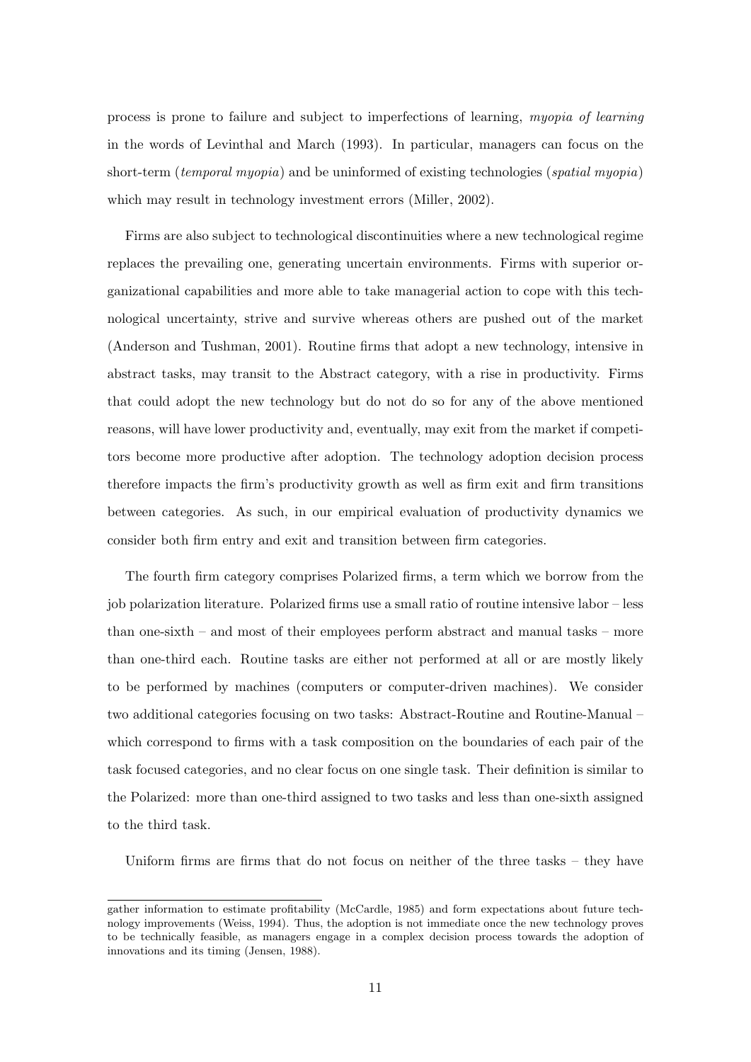process is prone to failure and subject to imperfections of learning, *myopia of learning* in the words of Levinthal and March (1993). In particular, managers can focus on the short-term (*temporal myopia*) and be uninformed of existing technologies (*spatial myopia*) which may result in technology investment errors (Miller, 2002).

Firms are also subject to technological discontinuities where a new technological regime replaces the prevailing one, generating uncertain environments. Firms with superior organizational capabilities and more able to take managerial action to cope with this technological uncertainty, strive and survive whereas others are pushed out of the market (Anderson and Tushman, 2001). Routine firms that adopt a new technology, intensive in abstract tasks, may transit to the Abstract category, with a rise in productivity. Firms that could adopt the new technology but do not do so for any of the above mentioned reasons, will have lower productivity and, eventually, may exit from the market if competitors become more productive after adoption. The technology adoption decision process therefore impacts the firm's productivity growth as well as firm exit and firm transitions between categories. As such, in our empirical evaluation of productivity dynamics we consider both firm entry and exit and transition between firm categories.

The fourth firm category comprises Polarized firms, a term which we borrow from the job polarization literature. Polarized firms use a small ratio of routine intensive labor – less than one-sixth – and most of their employees perform abstract and manual tasks – more than one-third each. Routine tasks are either not performed at all or are mostly likely to be performed by machines (computers or computer-driven machines). We consider two additional categories focusing on two tasks: Abstract-Routine and Routine-Manual – which correspond to firms with a task composition on the boundaries of each pair of the task focused categories, and no clear focus on one single task. Their definition is similar to the Polarized: more than one-third assigned to two tasks and less than one-sixth assigned to the third task.

Uniform firms are firms that do not focus on neither of the three tasks – they have

gather information to estimate profitability (McCardle, 1985) and form expectations about future technology improvements (Weiss, 1994). Thus, the adoption is not immediate once the new technology proves to be technically feasible, as managers engage in a complex decision process towards the adoption of innovations and its timing (Jensen, 1988).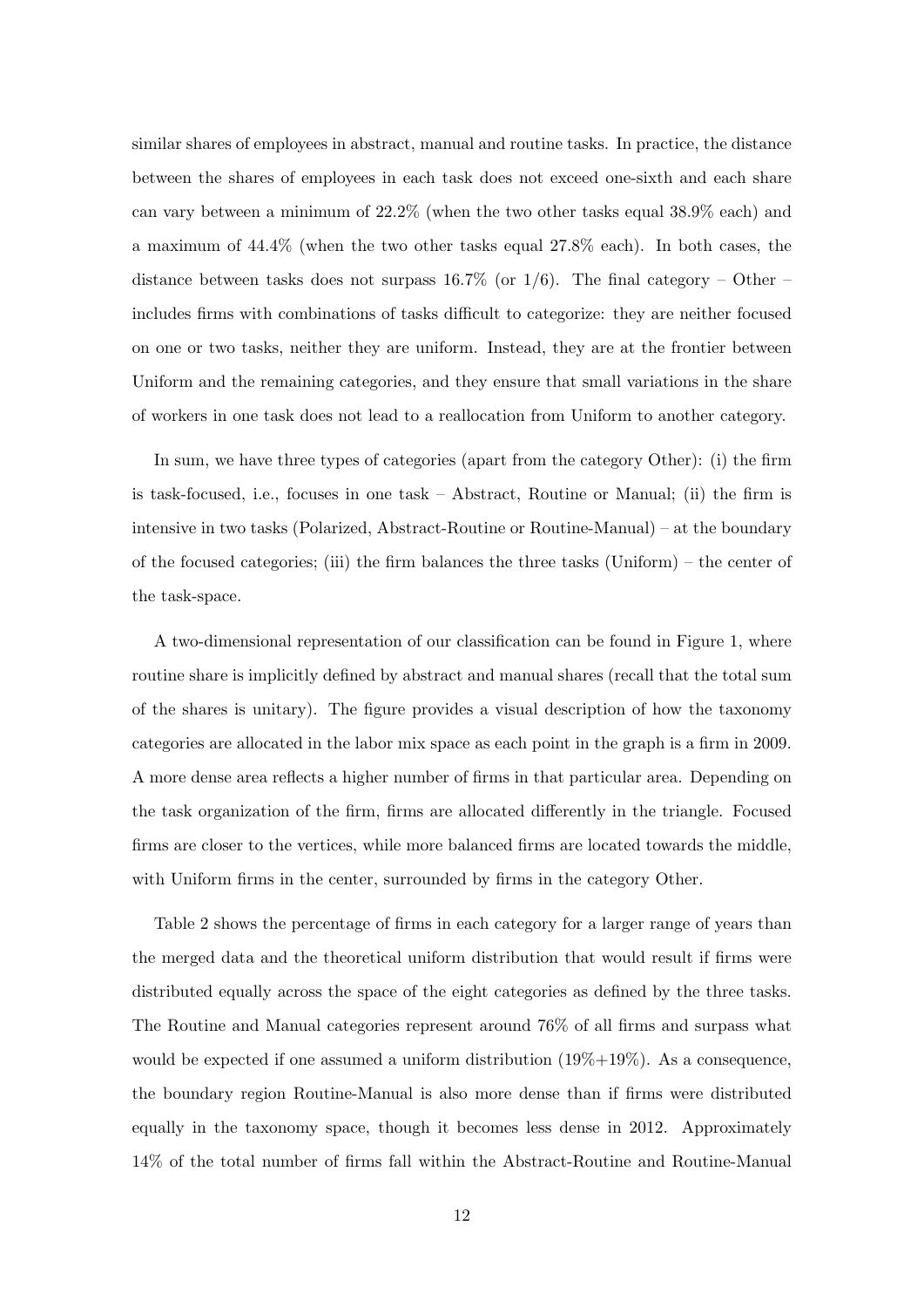similar shares of employees in abstract, manual and routine tasks. In practice, the distance between the shares of employees in each task does not exceed one-sixth and each share can vary between a minimum of 22.2% (when the two other tasks equal 38.9% each) and a maximum of 44.4% (when the two other tasks equal 27.8% each). In both cases, the distance between tasks does not surpass 16.7% (or 1/6). The final category – Other – includes firms with combinations of tasks difficult to categorize: they are neither focused on one or two tasks, neither they are uniform. Instead, they are at the frontier between Uniform and the remaining categories, and they ensure that small variations in the share of workers in one task does not lead to a reallocation from Uniform to another category.

In sum, we have three types of categories (apart from the category Other): (i) the firm is task-focused, i.e., focuses in one task – Abstract, Routine or Manual; (ii) the firm is intensive in two tasks (Polarized, Abstract-Routine or Routine-Manual) – at the boundary of the focused categories; (iii) the firm balances the three tasks (Uniform) – the center of the task-space.

A two-dimensional representation of our classification can be found in Figure 1, where routine share is implicitly defined by abstract and manual shares (recall that the total sum of the shares is unitary). The figure provides a visual description of how the taxonomy categories are allocated in the labor mix space as each point in the graph is a firm in 2009. A more dense area reflects a higher number of firms in that particular area. Depending on the task organization of the firm, firms are allocated differently in the triangle. Focused firms are closer to the vertices, while more balanced firms are located towards the middle, with Uniform firms in the center, surrounded by firms in the category Other.

Table 2 shows the percentage of firms in each category for a larger range of years than the merged data and the theoretical uniform distribution that would result if firms were distributed equally across the space of the eight categories as defined by the three tasks. The Routine and Manual categories represent around 76% of all firms and surpass what would be expected if one assumed a uniform distribution (19%+19%). As a consequence, the boundary region Routine-Manual is also more dense than if firms were distributed equally in the taxonomy space, though it becomes less dense in 2012. Approximately 14% of the total number of firms fall within the Abstract-Routine and Routine-Manual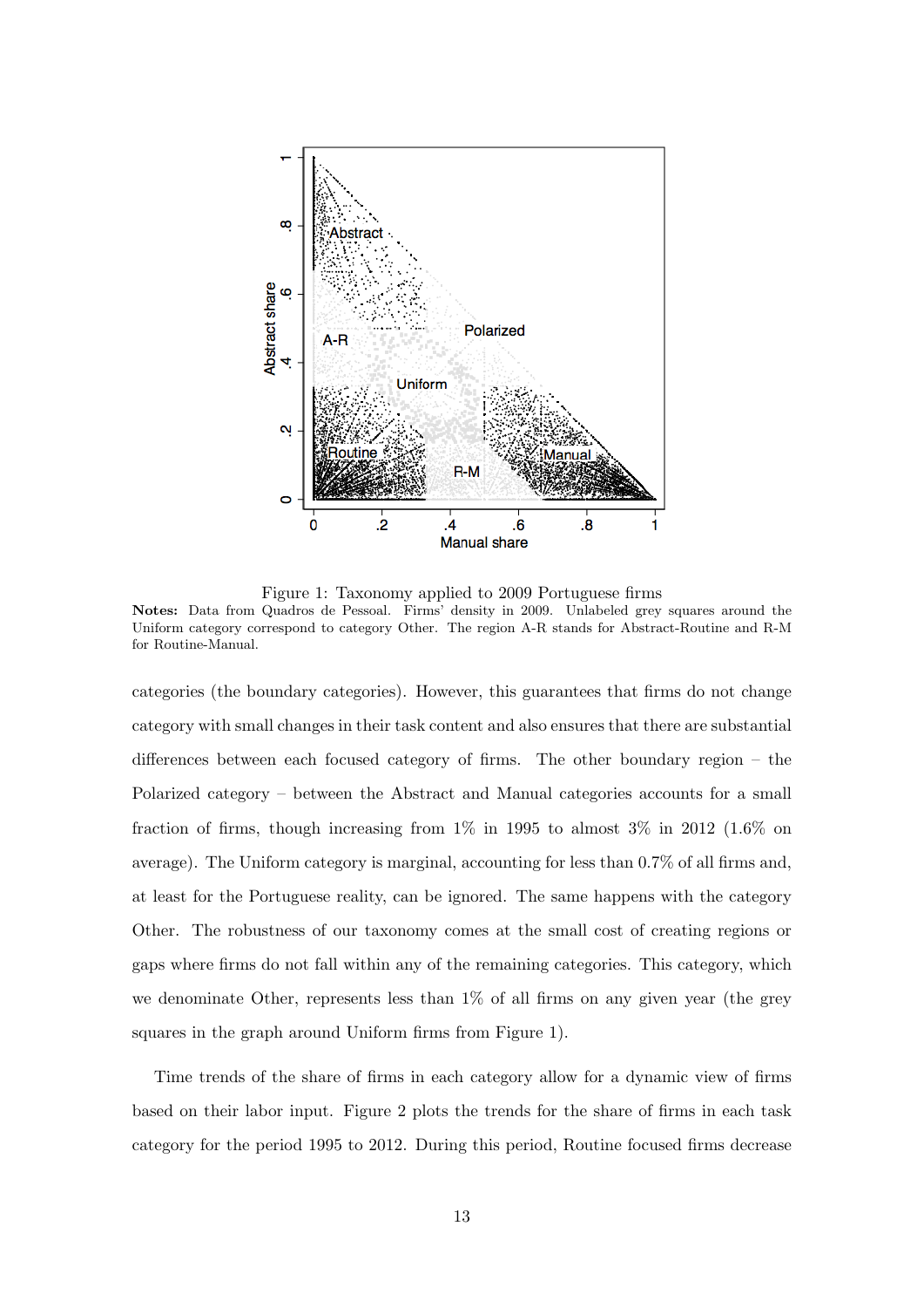Figure 1: Taxonomy applied to 2009 Portuguese firms

**Notes:** Data from Quadros de Pessoal. Firms' density in 2009. Unlabeled grey squares around the Uniform category correspond to category Other. The region A-R stands for Abstract-Routine and R-M for Routine-Manual.

categories (the boundary categories). However, this guarantees that firms do not change category with small changes in their task content and also ensures that there are substantial differences between each focused category of firms. The other boundary region – the Polarized category – between the Abstract and Manual categories accounts for a small fraction of firms, though increasing from 1% in 1995 to almost 3% in 2012 (1.6% on average). The Uniform category is marginal, accounting for less than 0.7% of all firms and, at least for the Portuguese reality, can be ignored. The same happens with the category Other. The robustness of our taxonomy comes at the small cost of creating regions or gaps where firms do not fall within any of the remaining categories. This category, which we denominate Other, represents less than 1% of all firms on any given year (the grey squares in the graph around Uniform firms from Figure 1).

Time trends of the share of firms in each category allow for a dynamic view of firms based on their labor input. Figure 2 plots the trends for the share of firms in each task category for the period 1995 to 2012. During this period, Routine focused firms decrease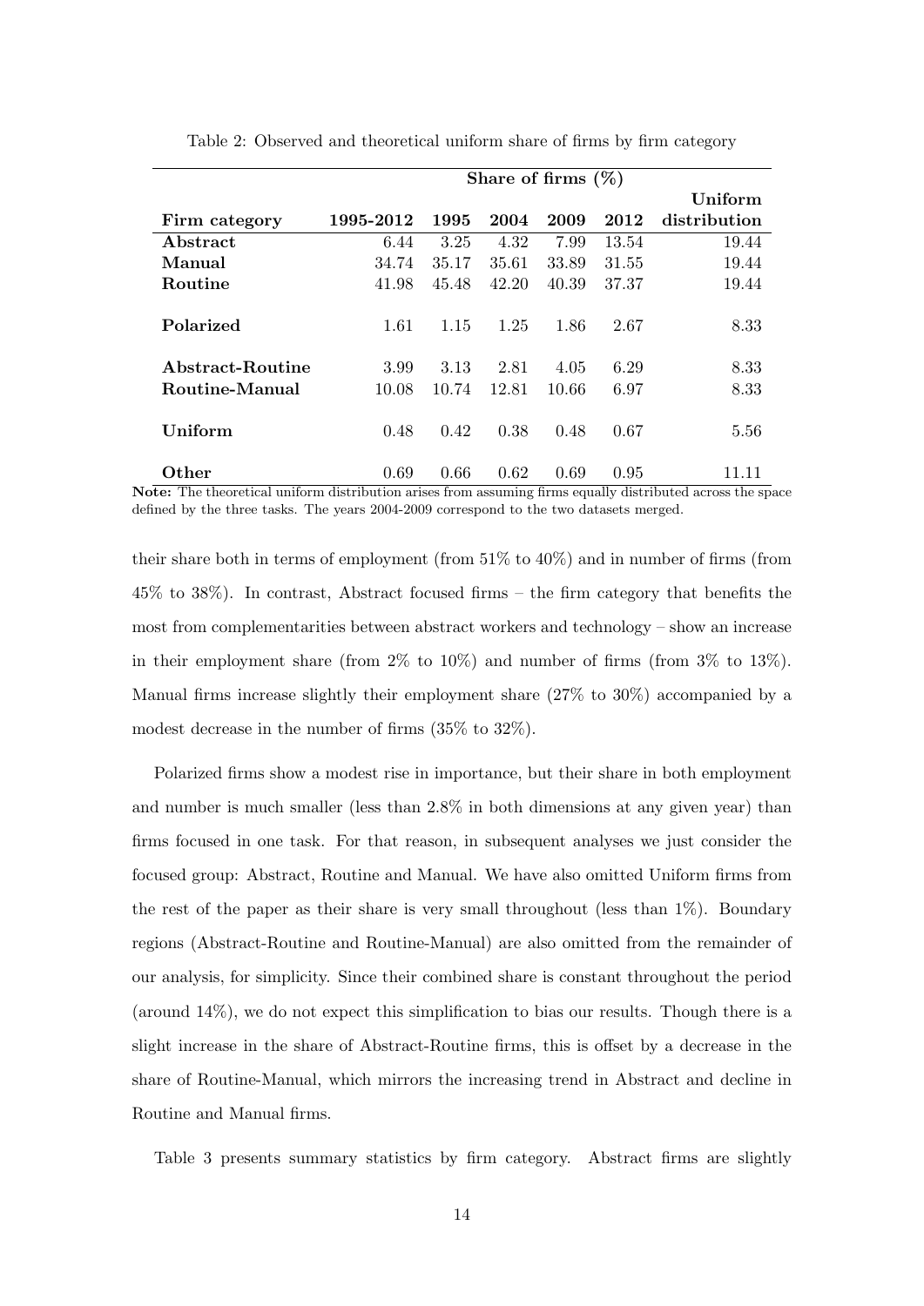Table 2: Observed and theoretical uniform share of firms by firm category

| | Share of firms (%) | | | | | |
|---|---|---|---|---|---|---|
| **Firm category** | **1995-2012** | **1995** | **2004** | **2009** | **2012** | **Uniform distribution** |
| **Abstract** | 6.44 | 3.25 | 4.32 | 7.99 | 13.54 | 19.44 |
| **Manual** | 34.74 | 35.17 | 35.61 | 33.89 | 31.55 | 19.44 |
| **Routine** | 41.98 | 45.48 | 42.20 | 40.39 | 37.37 | 19.44 |
| **Polarized** | 1.61 | 1.15 | 1.25 | 1.86 | 2.67 | 8.33 |
| **Abstract-Routine** | 3.99 | 3.13 | 2.81 | 4.05 | 6.29 | 8.33 |
| **Routine-Manual** | 10.08 | 10.74 | 12.81 | 10.66 | 6.97 | 8.33 |
| **Uniform** | 0.48 | 0.42 | 0.38 | 0.48 | 0.67 | 5.56 |
| **Other** | 0.69 | 0.66 | 0.62 | 0.69 | 0.95 | 11.11 |

**Note:** The theoretical uniform distribution arises from assuming firms equally distributed across the space defined by the three tasks. The years 2004-2009 correspond to the two datasets merged.

their share both in terms of employment (from 51% to 40%) and in number of firms (from 45% to 38%). In contrast, Abstract focused firms – the firm category that benefits the most from complementarities between abstract workers and technology – show an increase in their employment share (from 2% to 10%) and number of firms (from 3% to 13%). Manual firms increase slightly their employment share (27% to 30%) accompanied by a modest decrease in the number of firms (35% to 32%).

Polarized firms show a modest rise in importance, but their share in both employment and number is much smaller (less than 2.8% in both dimensions at any given year) than firms focused in one task. For that reason, in subsequent analyses we just consider the focused group: Abstract, Routine and Manual. We have also omitted Uniform firms from the rest of the paper as their share is very small throughout (less than 1%). Boundary regions (Abstract-Routine and Routine-Manual) are also omitted from the remainder of our analysis, for simplicity. Since their combined share is constant throughout the period (around 14%), we do not expect this simplification to bias our results. Though there is a slight increase in the share of Abstract-Routine firms, this is offset by a decrease in the share of Routine-Manual, which mirrors the increasing trend in Abstract and decline in Routine and Manual firms.

Table 3 presents summary statistics by firm category. Abstract firms are slightly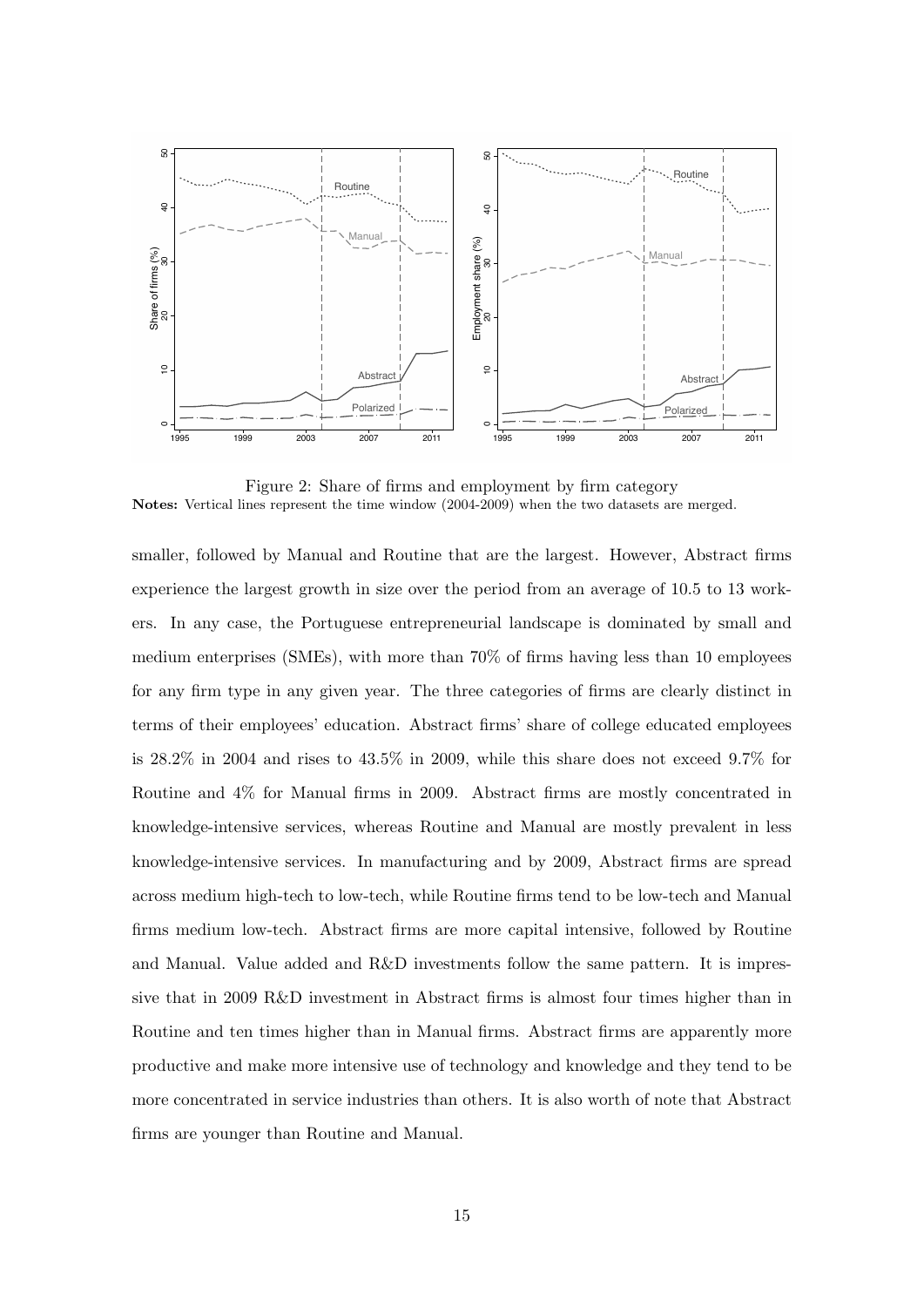Figure 2: Share of firms and employment by firm category

**Notes:** Vertical lines represent the time window (2004-2009) when the two datasets are merged.

smaller, followed by Manual and Routine that are the largest. However, Abstract firms experience the largest growth in size over the period from an average of 10.5 to 13 workers. In any case, the Portuguese entrepreneurial landscape is dominated by small and medium enterprises (SMEs), with more than 70% of firms having less than 10 employees for any firm type in any given year. The three categories of firms are clearly distinct in terms of their employees' education. Abstract firms' share of college educated employees is 28.2% in 2004 and rises to 43.5% in 2009, while this share does not exceed 9.7% for Routine and 4% for Manual firms in 2009. Abstract firms are mostly concentrated in knowledge-intensive services, whereas Routine and Manual are mostly prevalent in less knowledge-intensive services. In manufacturing and by 2009, Abstract firms are spread across medium high-tech to low-tech, while Routine firms tend to be low-tech and Manual firms medium low-tech. Abstract firms are more capital intensive, followed by Routine and Manual. Value added and R&D investments follow the same pattern. It is impressive that in 2009 R&D investment in Abstract firms is almost four times higher than in Routine and ten times higher than in Manual firms. Abstract firms are apparently more productive and make more intensive use of technology and knowledge and they tend to be more concentrated in service industries than others. It is also worth of note that Abstract firms are younger than Routine and Manual.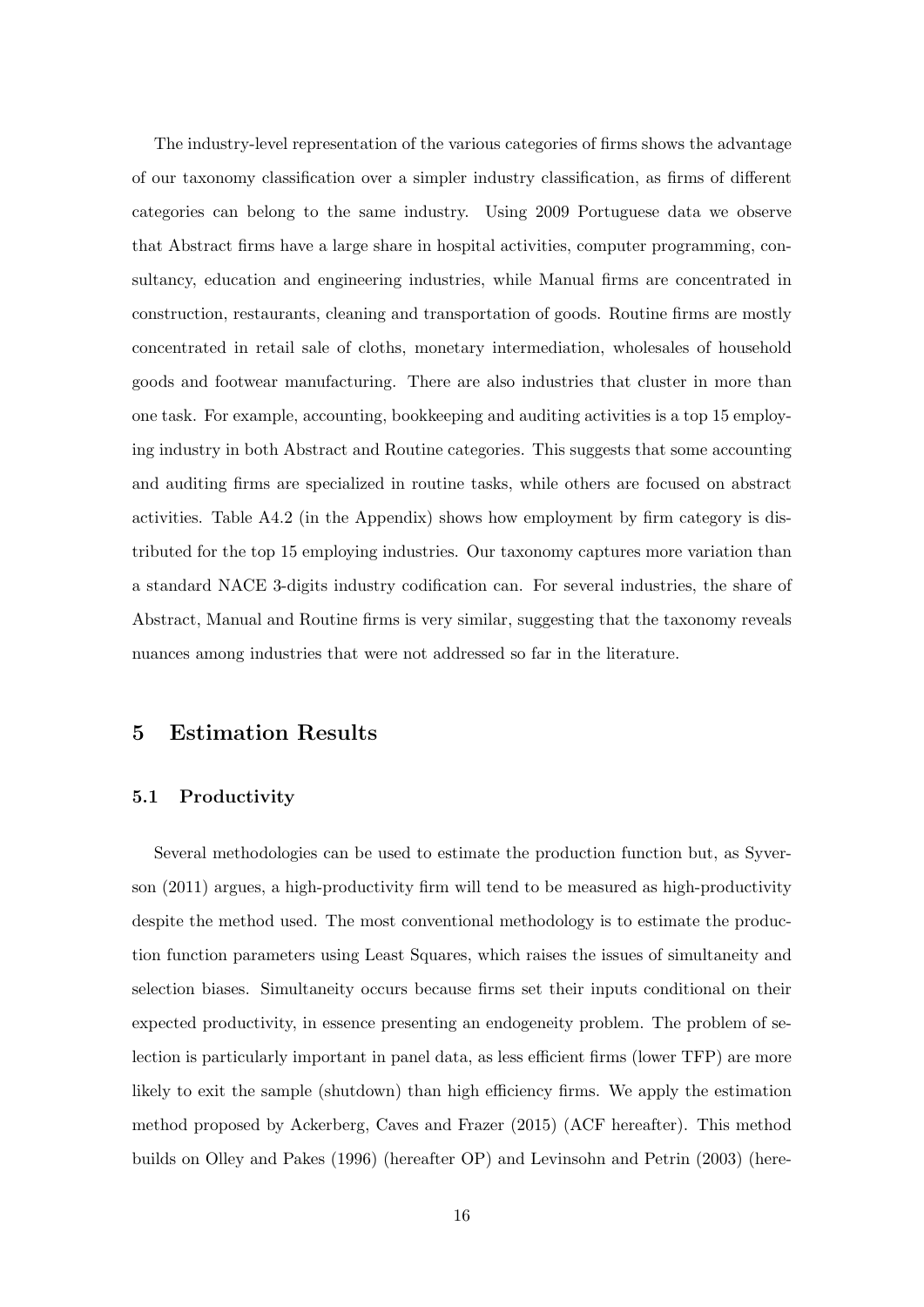The industry-level representation of the various categories of firms shows the advantage of our taxonomy classification over a simpler industry classification, as firms of different categories can belong to the same industry. Using 2009 Portuguese data we observe that Abstract firms have a large share in hospital activities, computer programming, consultancy, education and engineering industries, while Manual firms are concentrated in construction, restaurants, cleaning and transportation of goods. Routine firms are mostly concentrated in retail sale of cloths, monetary intermediation, wholesales of household goods and footwear manufacturing. There are also industries that cluster in more than one task. For example, accounting, bookkeeping and auditing activities is a top 15 employing industry in both Abstract and Routine categories. This suggests that some accounting and auditing firms are specialized in routine tasks, while others are focused on abstract activities. Table A4.2 (in the Appendix) shows how employment by firm category is distributed for the top 15 employing industries. Our taxonomy captures more variation than a standard NACE 3-digits industry codification can. For several industries, the share of Abstract, Manual and Routine firms is very similar, suggesting that the taxonomy reveals nuances among industries that were not addressed so far in the literature.

## 5 Estimation Results

### 5.1 Productivity

Several methodologies can be used to estimate the production function but, as Syverson (2011) argues, a high-productivity firm will tend to be measured as high-productivity despite the method used. The most conventional methodology is to estimate the production function parameters using Least Squares, which raises the issues of simultaneity and selection biases. Simultaneity occurs because firms set their inputs conditional on their expected productivity, in essence presenting an endogeneity problem. The problem of selection is particularly important in panel data, as less efficient firms (lower TFP) are more likely to exit the sample (shutdown) than high efficiency firms. We apply the estimation method proposed by Ackerberg, Caves and Frazer (2015) (ACF hereafter). This method builds on Olley and Pakes (1996) (hereafter OP) and Levinsohn and Petrin (2003) (here-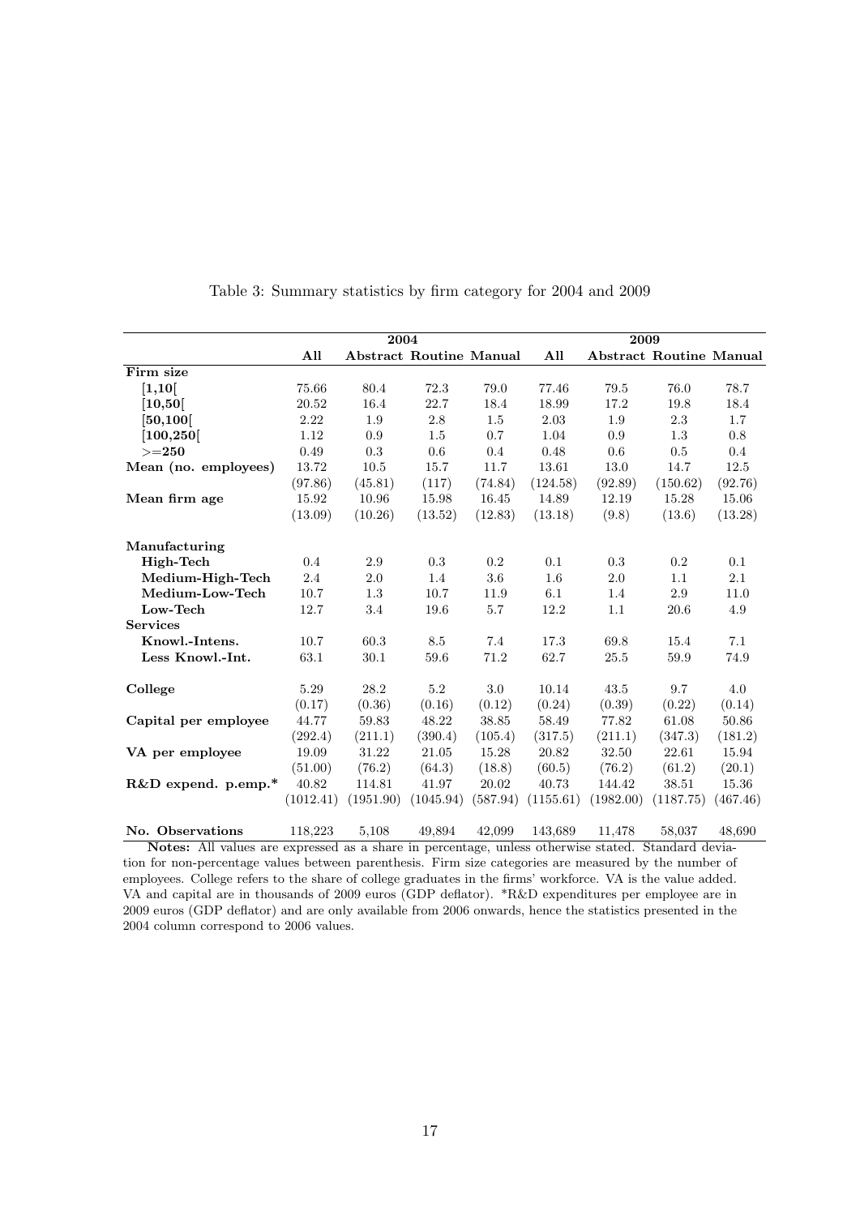Table 3: Summary statistics by firm category for 2004 and 2009

| | 2004 | | | | 2009 | | | |
|---|---|---|---|---|---|---|---|---|
| | **All** | **Abstract** | **Routine** | **Manual** | **All** | **Abstract** | **Routine** | **Manual** |
| **Firm size** | | | | | | | | |
| **[1,10[** | 75.66 | 80.4 | 72.3 | 79.0 | 77.46 | 79.5 | 76.0 | 78.7 |
| **[10,50[** | 20.52 | 16.4 | 22.7 | 18.4 | 18.99 | 17.2 | 19.8 | 18.4 |
| **[50,100[** | 2.22 | 1.9 | 2.8 | 1.5 | 2.03 | 1.9 | 2.3 | 1.7 |
| **[100,250[** | 1.12 | 0.9 | 1.5 | 0.7 | 1.04 | 0.9 | 1.3 | 0.8 |
| **>=250** | 0.49 | 0.3 | 0.6 | 0.4 | 0.48 | 0.6 | 0.5 | 0.4 |
| **Mean (no. employees)** | 13.72 | 10.5 | 15.7 | 11.7 | 13.61 | 13.0 | 14.7 | 12.5 |
| | (97.86) | (45.81) | (117) | (74.84) | (124.58) | (92.89) | (150.62) | (92.76) |
| **Mean firm age** | 15.92 | 10.96 | 15.98 | 16.45 | 14.89 | 12.19 | 15.28 | 15.06 |
| | (13.09) | (10.26) | (13.52) | (12.83) | (13.18) | (9.8) | (13.6) | (13.28) |
| **Manufacturing** | | | | | | | | |
| **High-Tech** | 0.4 | 2.9 | 0.3 | 0.2 | 0.1 | 0.3 | 0.2 | 0.1 |
| **Medium-High-Tech** | 2.4 | 2.0 | 1.4 | 3.6 | 1.6 | 2.0 | 1.1 | 2.1 |
| **Medium-Low-Tech** | 10.7 | 1.3 | 10.7 | 11.9 | 6.1 | 1.4 | 2.9 | 11.0 |
| **Low-Tech** | 12.7 | 3.4 | 19.6 | 5.7 | 12.2 | 1.1 | 20.6 | 4.9 |
| **Services** | | | | | | | | |
| **Knowl.-Intens.** | 10.7 | 60.3 | 8.5 | 7.4 | 17.3 | 69.8 | 15.4 | 7.1 |
| **Less Knowl.-Int.** | 63.1 | 30.1 | 59.6 | 71.2 | 62.7 | 25.5 | 59.9 | 74.9 |
| **College** | 5.29 | 28.2 | 5.2 | 3.0 | 10.14 | 43.5 | 9.7 | 4.0 |
| | (0.17) | (0.36) | (0.16) | (0.12) | (0.24) | (0.39) | (0.22) | (0.14) |
| **Capital per employee** | 44.77 | 59.83 | 48.22 | 38.85 | 58.49 | 77.82 | 61.08 | 50.86 |
| | (292.4) | (211.1) | (390.4) | (105.4) | (317.5) | (211.1) | (347.3) | (181.2) |
| **VA per employee** | 19.09 | 31.22 | 21.05 | 15.28 | 20.82 | 32.50 | 22.61 | 15.94 |
| | (51.00) | (76.2) | (64.3) | (18.8) | (60.5) | (76.2) | (61.2) | (20.1) |
| **R&D expend. p.emp.*** | 40.82 | 114.81 | 41.97 | 20.02 | 40.73 | 144.42 | 38.51 | 15.36 |
| | (1012.41) | (1951.90) | (1045.94) | (587.94) | (1155.61) | (1982.00) | (1187.75) | (467.46) |
| **No. Observations** | 118,223 | 5,108 | 49,894 | 42,099 | 143,689 | 11,478 | 58,037 | 48,690 |

**Notes:** All values are expressed as a share in percentage, unless otherwise stated. Standard deviation for non-percentage values between parenthesis. Firm size categories are measured by the number of employees. College refers to the share of college graduates in the firms' workforce. VA is the value added. VA and capital are in thousands of 2009 euros (GDP deflator). *R&D expenditures per employee are in 2009 euros (GDP deflator) and are only available from 2006 onwards, hence the statistics presented in the 2004 column correspond to 2006 values.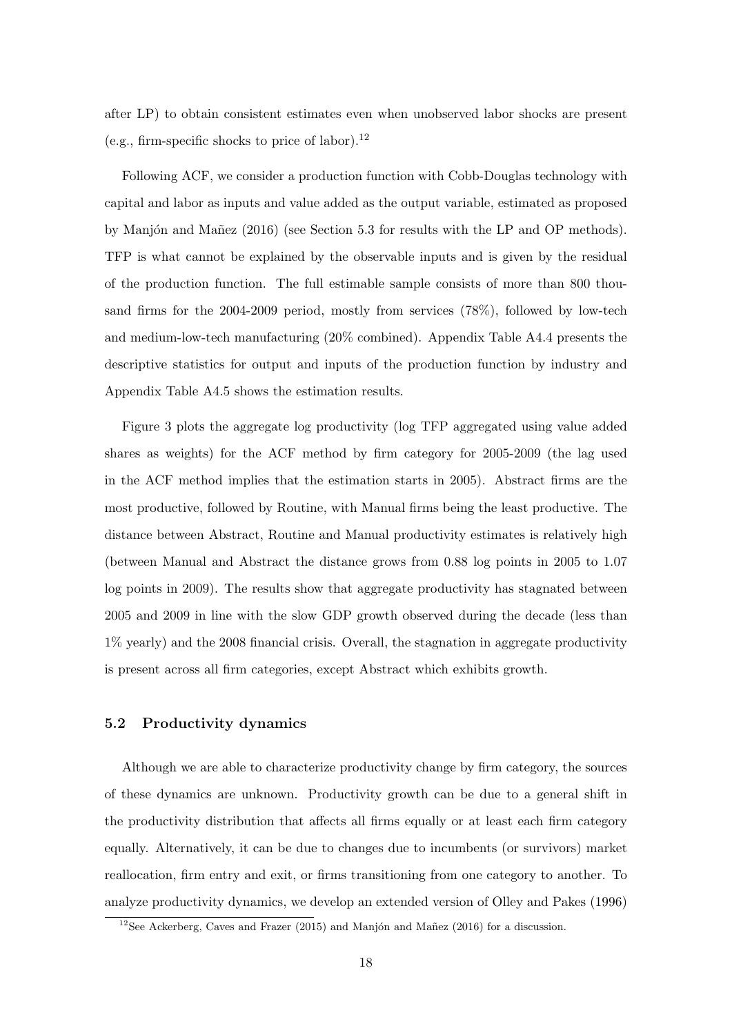after LP) to obtain consistent estimates even when unobserved labor shocks are present (e.g., firm-specific shocks to price of labor).[12]

Following ACF, we consider a production function with Cobb-Douglas technology with capital and labor as inputs and value added as the output variable, estimated as proposed by Manjón and Mañez (2016) (see Section 5.3 for results with the LP and OP methods). TFP is what cannot be explained by the observable inputs and is given by the residual of the production function. The full estimable sample consists of more than 800 thousand firms for the 2004-2009 period, mostly from services (78%), followed by low-tech and medium-low-tech manufacturing (20% combined). Appendix Table A4.4 presents the descriptive statistics for output and inputs of the production function by industry and Appendix Table A4.5 shows the estimation results.

Figure 3 plots the aggregate log productivity (log TFP aggregated using value added shares as weights) for the ACF method by firm category for 2005-2009 (the lag used in the ACF method implies that the estimation starts in 2005). Abstract firms are the most productive, followed by Routine, with Manual firms being the least productive. The distance between Abstract, Routine and Manual productivity estimates is relatively high (between Manual and Abstract the distance grows from 0.88 log points in 2005 to 1.07 log points in 2009). The results show that aggregate productivity has stagnated between 2005 and 2009 in line with the slow GDP growth observed during the decade (less than 1% yearly) and the 2008 financial crisis. Overall, the stagnation in aggregate productivity is present across all firm categories, except Abstract which exhibits growth.

### 5.2 Productivity dynamics

Although we are able to characterize productivity change by firm category, the sources of these dynamics are unknown. Productivity growth can be due to a general shift in the productivity distribution that affects all firms equally or at least each firm category equally. Alternatively, it can be due to changes due to incumbents (or survivors) market reallocation, firm entry and exit, or firms transitioning from one category to another. To analyze productivity dynamics, we develop an extended version of Olley and Pakes (1996)

[12] See Ackerberg, Caves and Frazer (2015) and Manjón and Mañez (2016) for a discussion.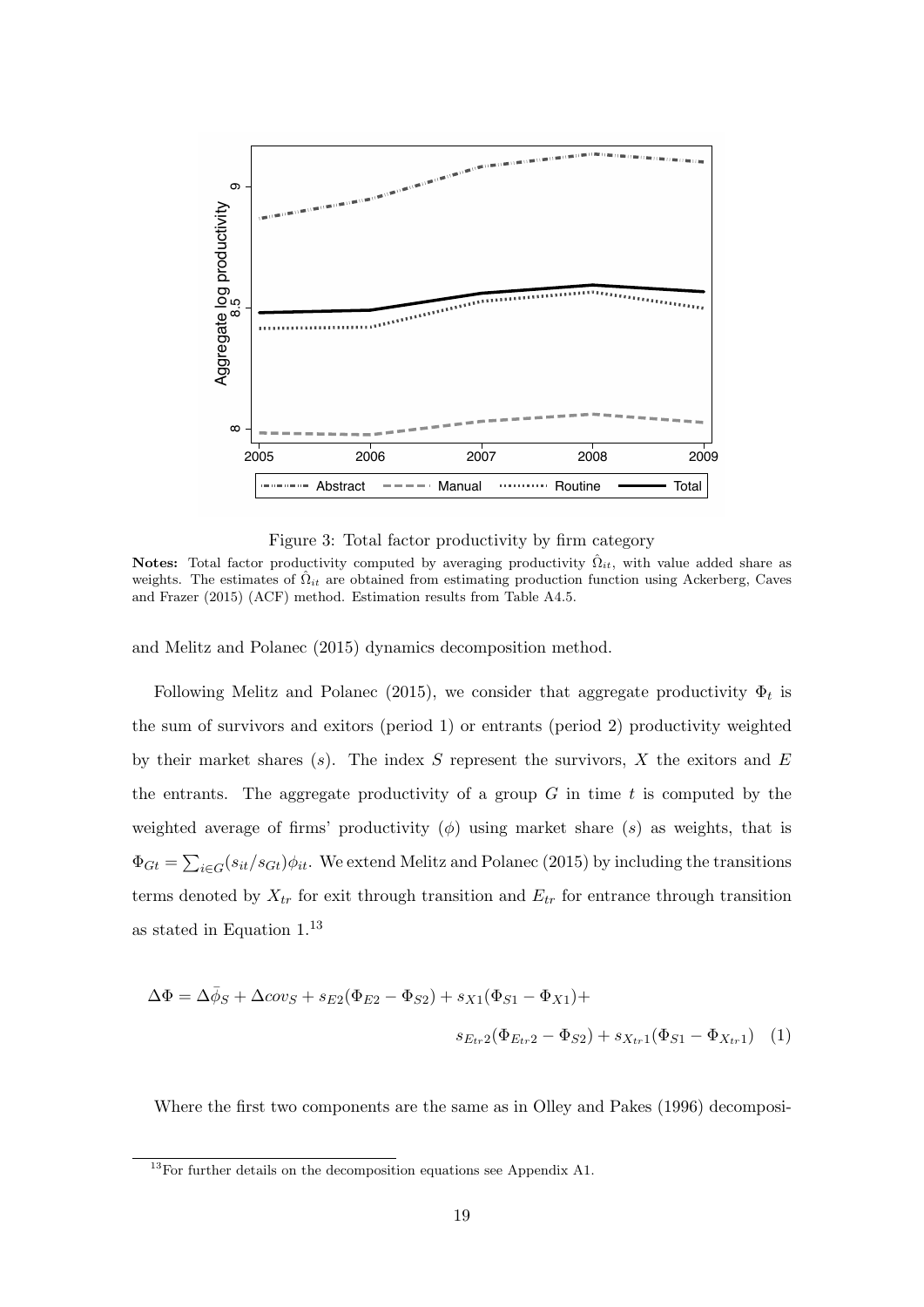Figure 3: Total factor productivity by firm category

**Notes:** Total factor productivity computed by averaging productivity $\hat{\Omega}_{it}$, with value added share as weights. The estimates of $\hat{\Omega}_{it}$ are obtained from estimating production function using Ackerberg, Caves and Frazer (2015) (ACF) method. Estimation results from Table A4.5.

and Melitz and Polanec (2015) dynamics decomposition method.

Following Melitz and Polanec (2015), we consider that aggregate productivity $\Phi_t$ is the sum of survivors and exitors (period 1) or entrants (period 2) productivity weighted by their market shares ($s$). The index $S$ represent the survivors, $X$ the exitors and $E$ the entrants. The aggregate productivity of a group $G$ in time $t$ is computed by the weighted average of firms' productivity ($\phi$) using market share ($s$) as weights, that is $\Phi_{Gt} = \sum_{i \in G}(s_{it}/s_{Gt})\phi_{it}$. We extend Melitz and Polanec (2015) by including the transitions terms denoted by $X_{tr}$ for exit through transition and $E_{tr}$ for entrance through transition as stated in Equation 1.[13]

$$\Delta\Phi = \Delta\bar{\phi}_S + \Delta cov_S + s_{E2}(\Phi_{E2} - \Phi_{S2}) + s_{X1}(\Phi_{S1} - \Phi_{X1}) + s_{E_{tr}2}(\Phi_{E_{tr}2} - \Phi_{S2}) + s_{X_{tr}1}(\Phi_{S1} - \Phi_{X_{tr}1}) \quad (1)$$

Where the first two components are the same as in Olley and Pakes (1996) decomposi-

[13] For further details on the decomposition equations see Appendix A1.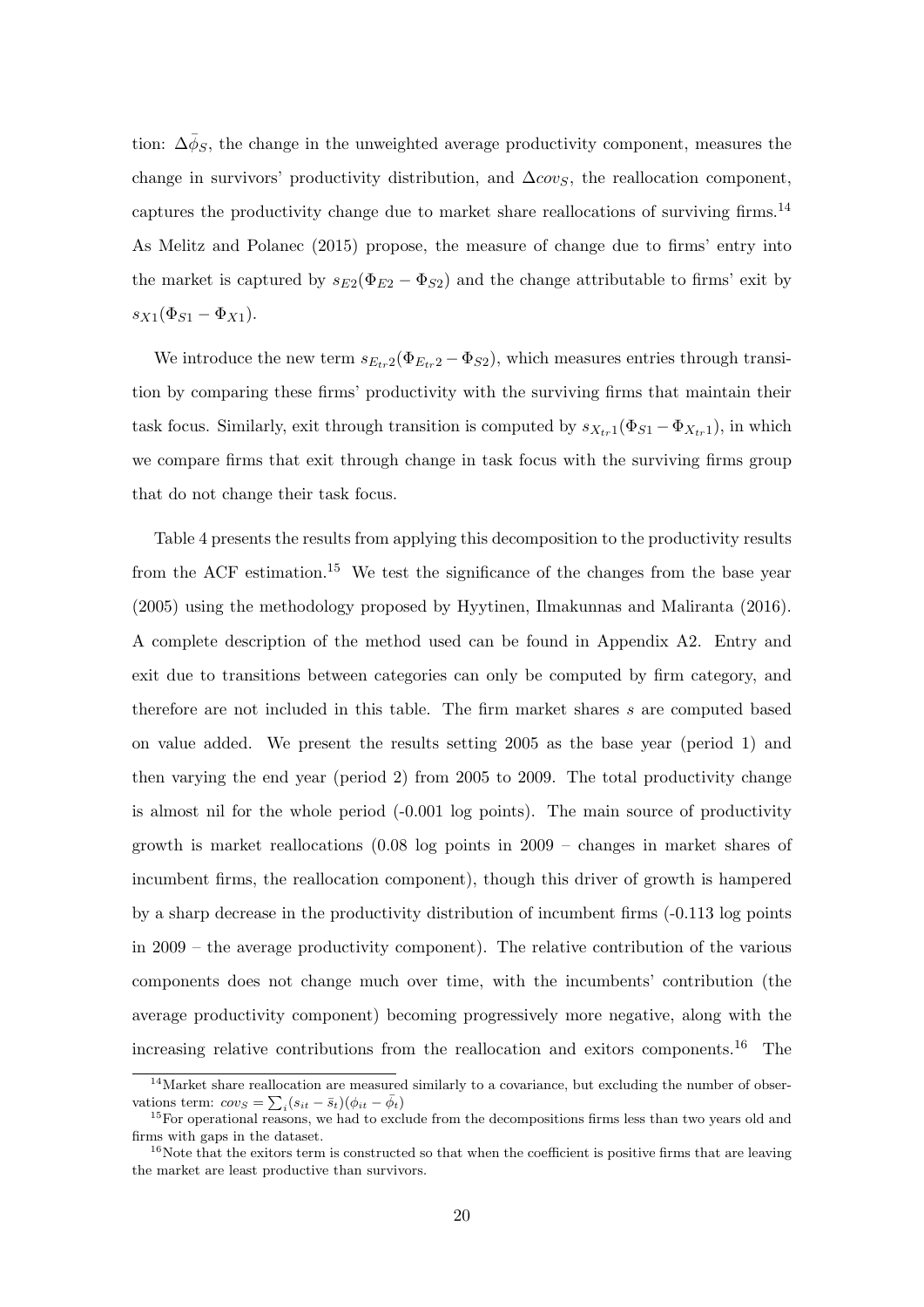tion: $\Delta\bar{\phi}_S$, the change in the unweighted average productivity component, measures the change in survivors' productivity distribution, and $\Delta cov_S$, the reallocation component, captures the productivity change due to market share reallocations of surviving firms.[14] As Melitz and Polanec (2015) propose, the measure of change due to firms' entry into the market is captured by $s_{E2}(\Phi_{E2} - \Phi_{S2})$ and the change attributable to firms' exit by $s_{X1}(\Phi_{S1} - \Phi_{X1})$.

We introduce the new term $s_{E_{tr}2}(\Phi_{E_{tr}2} - \Phi_{S2})$, which measures entries through transition by comparing these firms' productivity with the surviving firms that maintain their task focus. Similarly, exit through transition is computed by $s_{X_{tr}1}(\Phi_{S1} - \Phi_{X_{tr}1})$, in which we compare firms that exit through change in task focus with the surviving firms group that do not change their task focus.

Table 4 presents the results from applying this decomposition to the productivity results from the ACF estimation.[15] We test the significance of the changes from the base year (2005) using the methodology proposed by Hyytinen, Ilmakunnas and Maliranta (2016). A complete description of the method used can be found in Appendix A2. Entry and exit due to transitions between categories can only be computed by firm category, and therefore are not included in this table. The firm market shares $s$ are computed based on value added. We present the results setting 2005 as the base year (period 1) and then varying the end year (period 2) from 2005 to 2009. The total productivity change is almost nil for the whole period (-0.001 log points). The main source of productivity growth is market reallocations (0.08 log points in 2009 – changes in market shares of incumbent firms, the reallocation component), though this driver of growth is hampered by a sharp decrease in the productivity distribution of incumbent firms (-0.113 log points in 2009 – the average productivity component). The relative contribution of the various components does not change much over time, with the incumbents' contribution (the average productivity component) becoming progressively more negative, along with the increasing relative contributions from the reallocation and exitors components.[16] The

[14] Market share reallocation are measured similarly to a covariance, but excluding the number of observations term: $cov_S = \sum_i (s_{it} - \bar{s}_t)(\phi_{it} - \bar{\phi}_t)$

[15] For operational reasons, we had to exclude from the decompositions firms less than two years old and firms with gaps in the dataset.

[16] Note that the exitors term is constructed so that when the coefficient is positive firms that are leaving the market are least productive than survivors.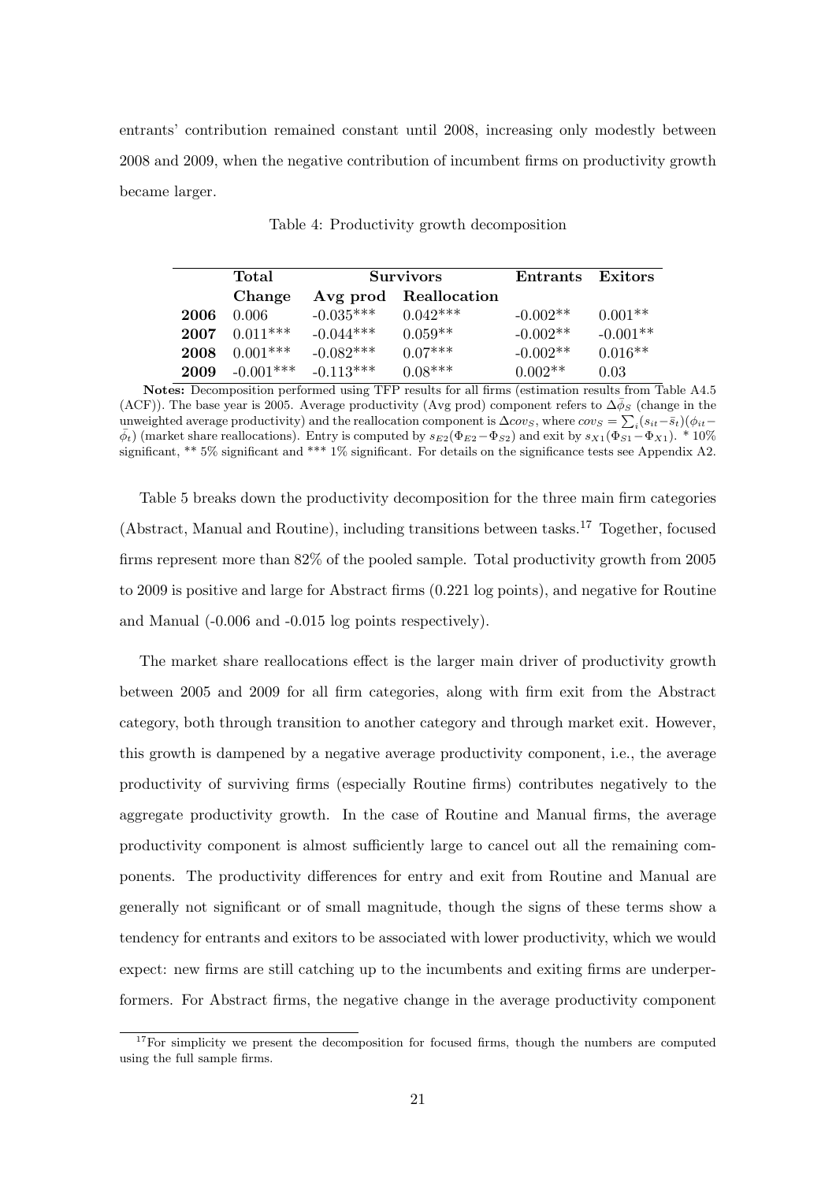entrants' contribution remained constant until 2008, increasing only modestly between 2008 and 2009, when the negative contribution of incumbent firms on productivity growth became larger.

Table 4: Productivity growth decomposition

| | **Total** | **Survivors** | | **Entrants** | **Exitors** |
|---|---|---|---|---|---|
| | **Change** | **Avg prod** | **Reallocation** | | |
| **2006** | 0.006 | -0.035*** | 0.042*** | -0.002** | 0.001** |
| **2007** | 0.011*** | -0.044*** | 0.059** | -0.002** | -0.001** |
| **2008** | 0.001*** | -0.082*** | 0.07*** | -0.002** | 0.016** |
| **2009** | -0.001*** | -0.113*** | 0.08*** | 0.002** | 0.03 |

**Notes:** Decomposition performed using TFP results for all firms (estimation results from Table A4.5 (ACF)). The base year is 2005. Average productivity (Avg prod) component refers to $\Delta\bar{\phi}_S$ (change in the unweighted average productivity) and the reallocation component is $\Delta cov_S$, where $cov_S = \sum_i (s_{it} - \bar{s}_t)(\phi_{it} - \bar{\phi}_t)$ (market share reallocations). Entry is computed by $s_{E2}(\Phi_{E2} - \Phi_{S2})$ and exit by $s_{X1}(\Phi_{S1} - \Phi_{X1})$. * 10% significant, ** 5% significant and *** 1% significant. For details on the significance tests see Appendix A2.

Table 5 breaks down the productivity decomposition for the three main firm categories (Abstract, Manual and Routine), including transitions between tasks.[17] Together, focused firms represent more than 82% of the pooled sample. Total productivity growth from 2005 to 2009 is positive and large for Abstract firms (0.221 log points), and negative for Routine and Manual (-0.006 and -0.015 log points respectively).

The market share reallocations effect is the larger main driver of productivity growth between 2005 and 2009 for all firm categories, along with firm exit from the Abstract category, both through transition to another category and through market exit. However, this growth is dampened by a negative average productivity component, i.e., the average productivity of surviving firms (especially Routine firms) contributes negatively to the aggregate productivity growth. In the case of Routine and Manual firms, the average productivity component is almost sufficiently large to cancel out all the remaining components. The productivity differences for entry and exit from Routine and Manual are generally not significant or of small magnitude, though the signs of these terms show a tendency for entrants and exitors to be associated with lower productivity, which we would expect: new firms are still catching up to the incumbents and exiting firms are underperformers. For Abstract firms, the negative change in the average productivity component

[17] For simplicity we present the decomposition for focused firms, though the numbers are computed using the full sample firms.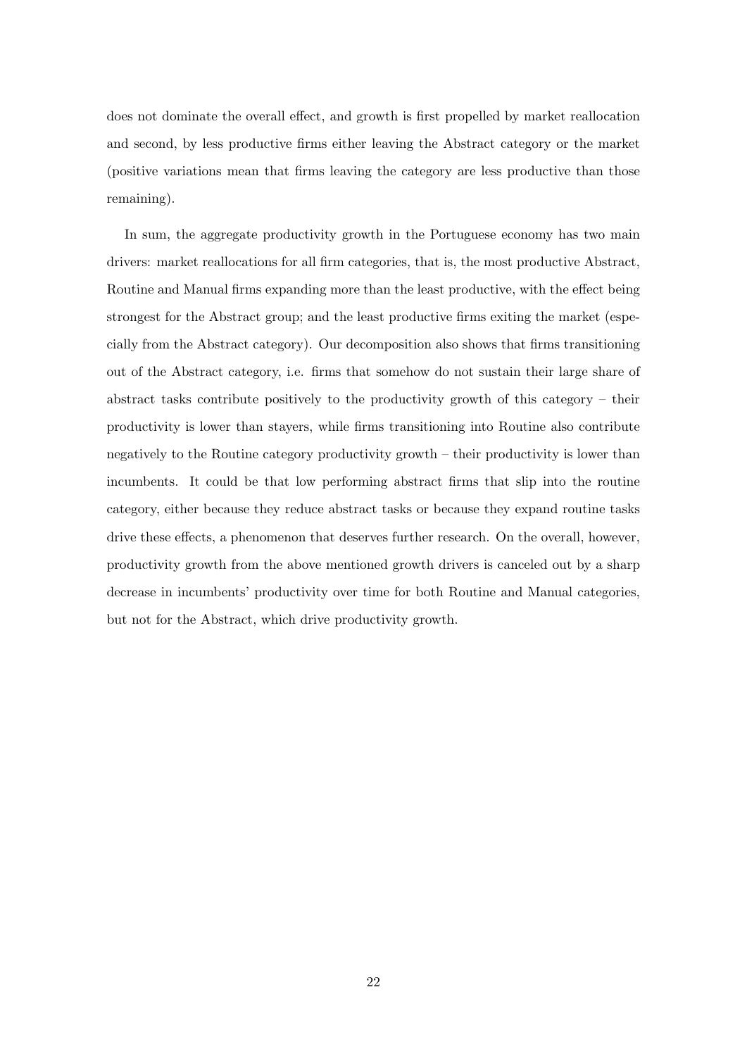does not dominate the overall effect, and growth is first propelled by market reallocation and second, by less productive firms either leaving the Abstract category or the market (positive variations mean that firms leaving the category are less productive than those remaining).

In sum, the aggregate productivity growth in the Portuguese economy has two main drivers: market reallocations for all firm categories, that is, the most productive Abstract, Routine and Manual firms expanding more than the least productive, with the effect being strongest for the Abstract group; and the least productive firms exiting the market (especially from the Abstract category). Our decomposition also shows that firms transitioning out of the Abstract category, i.e. firms that somehow do not sustain their large share of abstract tasks contribute positively to the productivity growth of this category – their productivity is lower than stayers, while firms transitioning into Routine also contribute negatively to the Routine category productivity growth – their productivity is lower than incumbents. It could be that low performing abstract firms that slip into the routine category, either because they reduce abstract tasks or because they expand routine tasks drive these effects, a phenomenon that deserves further research. On the overall, however, productivity growth from the above mentioned growth drivers is canceled out by a sharp decrease in incumbents' productivity over time for both Routine and Manual categories, but not for the Abstract, which drive productivity growth.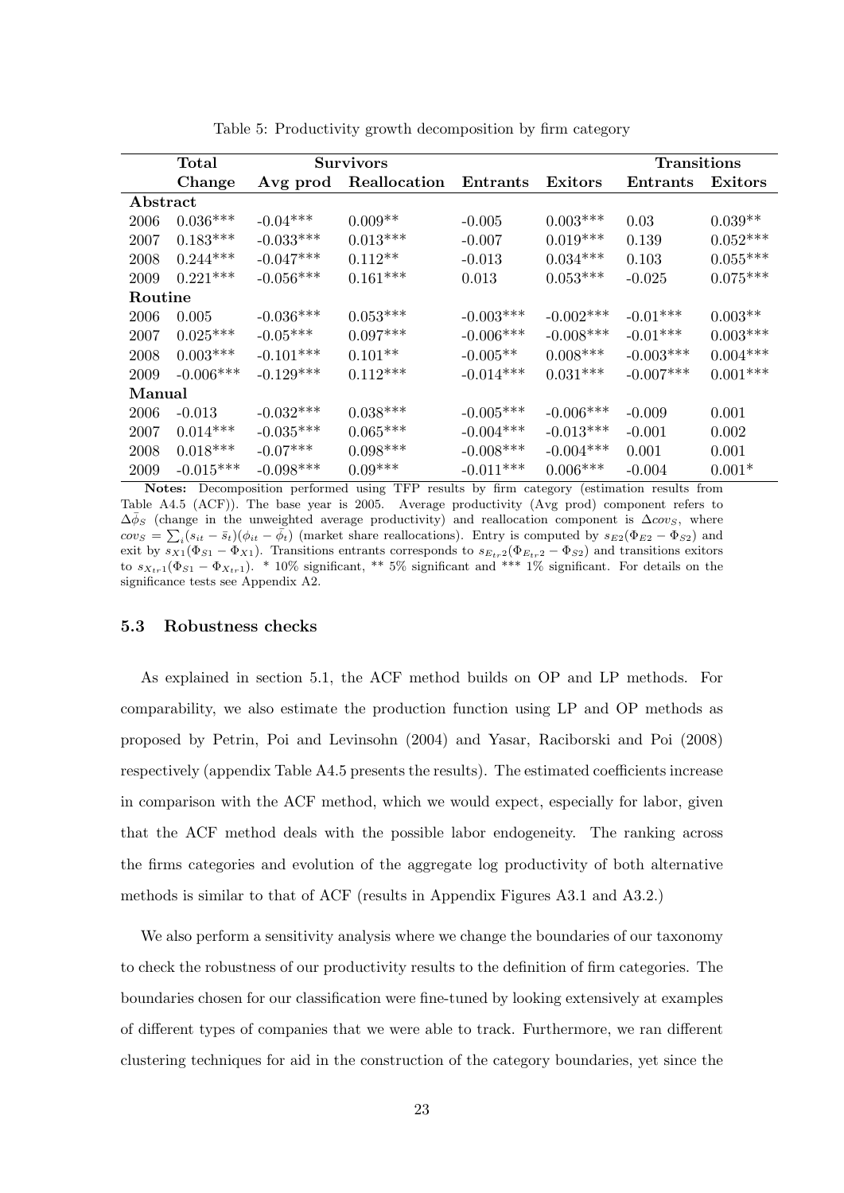Table 5: Productivity growth decomposition by firm category

| | **Total** | **Survivors** | | | | **Transitions** | |
|---|---|---|---|---|---|---|---|
| | **Change** | **Avg prod** | **Reallocation** | **Entrants** | **Exitors** | **Entrants** | **Exitors** |
| **Abstract** | | | | | | | |
| 2006 | 0.036*** | -0.04*** | 0.009** | -0.005 | 0.003*** | 0.03 | 0.039** |
| 2007 | 0.183*** | -0.033*** | 0.013*** | -0.007 | 0.019*** | 0.139 | 0.052*** |
| 2008 | 0.244*** | -0.047*** | 0.112** | -0.013 | 0.034*** | 0.103 | 0.055*** |
| 2009 | 0.221*** | -0.056*** | 0.161*** | 0.013 | 0.053*** | -0.025 | 0.075*** |
| **Routine** | | | | | | | |
| 2006 | 0.005 | -0.036*** | 0.053*** | -0.003*** | -0.002*** | -0.01*** | 0.003** |
| 2007 | 0.025*** | -0.05*** | 0.097*** | -0.006*** | -0.008*** | -0.01*** | 0.003*** |
| 2008 | 0.003*** | -0.101*** | 0.101** | -0.005** | 0.008*** | -0.003*** | 0.004*** |
| 2009 | -0.006*** | -0.129*** | 0.112*** | -0.014*** | 0.031*** | -0.007*** | 0.001*** |
| **Manual** | | | | | | | |
| 2006 | -0.013 | -0.032*** | 0.038*** | -0.005*** | -0.006*** | -0.009 | 0.001 |
| 2007 | 0.014*** | -0.035*** | 0.065*** | -0.004*** | -0.013*** | -0.001 | 0.002 |
| 2008 | 0.018*** | -0.07*** | 0.098*** | -0.008*** | -0.004*** | 0.001 | 0.001 |
| 2009 | -0.015*** | -0.098*** | 0.09*** | -0.011*** | 0.006*** | -0.004 | 0.001* |

**Notes:** Decomposition performed using TFP results by firm category (estimation results from Table A4.5 (ACF)). The base year is 2005. Average productivity (Avg prod) component refers to $\Delta\bar{\phi}_S$ (change in the unweighted average productivity) and reallocation component is $\Delta cov_S$, where $cov_S = \sum_i (s_{it} - \bar{s}_t)(\phi_{it} - \bar{\phi}_t)$ (market share reallocations). Entry is computed by $s_{E2}(\Phi_{E2} - \Phi_{S2})$ and exit by $s_{X1}(\Phi_{S1} - \Phi_{X1})$. Transitions entrants corresponds to $s_{E_{tr}2}(\Phi_{E_{tr}2} - \Phi_{S2})$ and transitions exitors to $s_{X_{tr}1}(\Phi_{S1} - \Phi_{X_{tr}1})$. * 10% significant, ** 5% significant and *** 1% significant. For details on the significance tests see Appendix A2.

### 5.3 Robustness checks

As explained in section 5.1, the ACF method builds on OP and LP methods. For comparability, we also estimate the production function using LP and OP methods as proposed by Petrin, Poi and Levinsohn (2004) and Yasar, Raciborski and Poi (2008) respectively (appendix Table A4.5 presents the results). The estimated coefficients increase in comparison with the ACF method, which we would expect, especially for labor, given that the ACF method deals with the possible labor endogeneity. The ranking across the firms categories and evolution of the aggregate log productivity of both alternative methods is similar to that of ACF (results in Appendix Figures A3.1 and A3.2.)

We also perform a sensitivity analysis where we change the boundaries of our taxonomy to check the robustness of our productivity results to the definition of firm categories. The boundaries chosen for our classification were fine-tuned by looking extensively at examples of different types of companies that we were able to track. Furthermore, we ran different clustering techniques for aid in the construction of the category boundaries, yet since the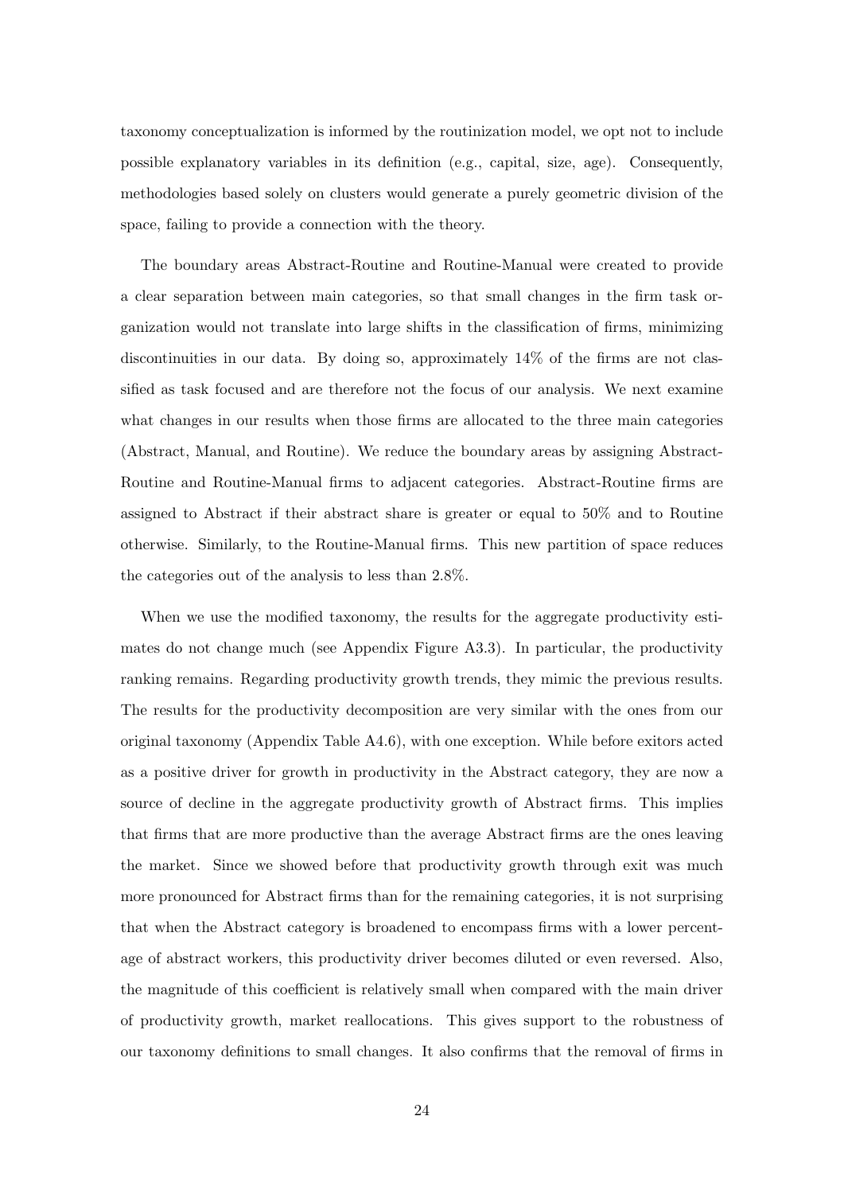taxonomy conceptualization is informed by the routinization model, we opt not to include possible explanatory variables in its definition (e.g., capital, size, age). Consequently, methodologies based solely on clusters would generate a purely geometric division of the space, failing to provide a connection with the theory.

The boundary areas Abstract-Routine and Routine-Manual were created to provide a clear separation between main categories, so that small changes in the firm task organization would not translate into large shifts in the classification of firms, minimizing discontinuities in our data. By doing so, approximately 14% of the firms are not classified as task focused and are therefore not the focus of our analysis. We next examine what changes in our results when those firms are allocated to the three main categories (Abstract, Manual, and Routine). We reduce the boundary areas by assigning Abstract-Routine and Routine-Manual firms to adjacent categories. Abstract-Routine firms are assigned to Abstract if their abstract share is greater or equal to 50% and to Routine otherwise. Similarly, to the Routine-Manual firms. This new partition of space reduces the categories out of the analysis to less than 2.8%.

When we use the modified taxonomy, the results for the aggregate productivity estimates do not change much (see Appendix Figure A3.3). In particular, the productivity ranking remains. Regarding productivity growth trends, they mimic the previous results. The results for the productivity decomposition are very similar with the ones from our original taxonomy (Appendix Table A4.6), with one exception. While before exitors acted as a positive driver for growth in productivity in the Abstract category, they are now a source of decline in the aggregate productivity growth of Abstract firms. This implies that firms that are more productive than the average Abstract firms are the ones leaving the market. Since we showed before that productivity growth through exit was much more pronounced for Abstract firms than for the remaining categories, it is not surprising that when the Abstract category is broadened to encompass firms with a lower percentage of abstract workers, this productivity driver becomes diluted or even reversed. Also, the magnitude of this coefficient is relatively small when compared with the main driver of productivity growth, market reallocations. This gives support to the robustness of our taxonomy definitions to small changes. It also confirms that the removal of firms in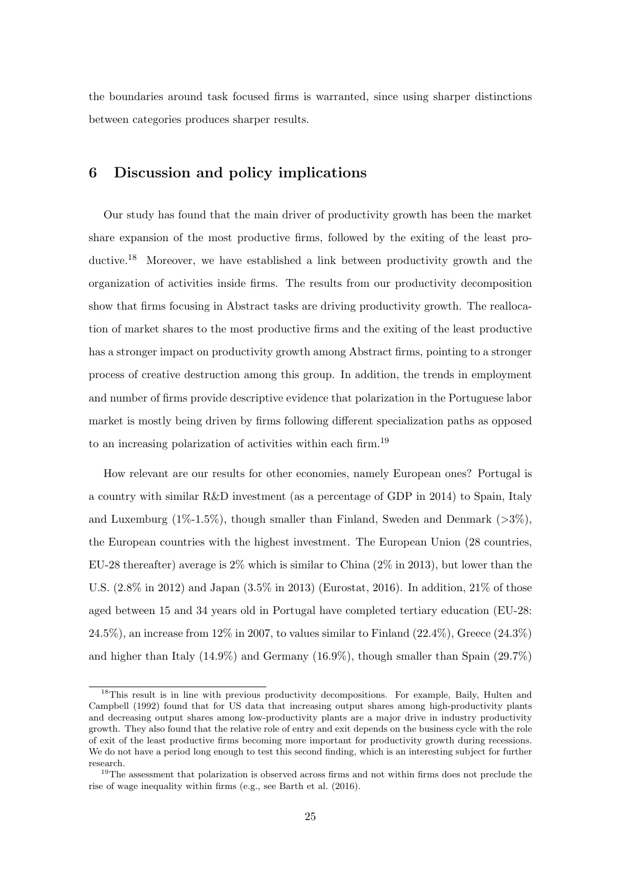the boundaries around task focused firms is warranted, since using sharper distinctions between categories produces sharper results.

## 6 Discussion and policy implications

Our study has found that the main driver of productivity growth has been the market share expansion of the most productive firms, followed by the exiting of the least productive.[18] Moreover, we have established a link between productivity growth and the organization of activities inside firms. The results from our productivity decomposition show that firms focusing in Abstract tasks are driving productivity growth. The reallocation of market shares to the most productive firms and the exiting of the least productive has a stronger impact on productivity growth among Abstract firms, pointing to a stronger process of creative destruction among this group. In addition, the trends in employment and number of firms provide descriptive evidence that polarization in the Portuguese labor market is mostly being driven by firms following different specialization paths as opposed to an increasing polarization of activities within each firm.[19]

How relevant are our results for other economies, namely European ones? Portugal is a country with similar R&D investment (as a percentage of GDP in 2014) to Spain, Italy and Luxemburg (1%-1.5%), though smaller than Finland, Sweden and Denmark (>3%), the European countries with the highest investment. The European Union (28 countries, EU-28 thereafter) average is 2% which is similar to China (2% in 2013), but lower than the U.S. (2.8% in 2012) and Japan (3.5% in 2013) (Eurostat, 2016). In addition, 21% of those aged between 15 and 34 years old in Portugal have completed tertiary education (EU-28: 24.5%), an increase from 12% in 2007, to values similar to Finland (22.4%), Greece (24.3%) and higher than Italy (14.9%) and Germany (16.9%), though smaller than Spain (29.7%)

[18] This result is in line with previous productivity decompositions. For example, Baily, Hulten and Campbell (1992) found that for US data that increasing output shares among high-productivity plants and decreasing output shares among low-productivity plants are a major drive in industry productivity growth. They also found that the relative role of entry and exit depends on the business cycle with the role of exit of the least productive firms becoming more important for productivity growth during recessions. We do not have a period long enough to test this second finding, which is an interesting subject for further research.

[19] The assessment that polarization is observed across firms and not within firms does not preclude the rise of wage inequality within firms (e.g., see Barth et al. (2016).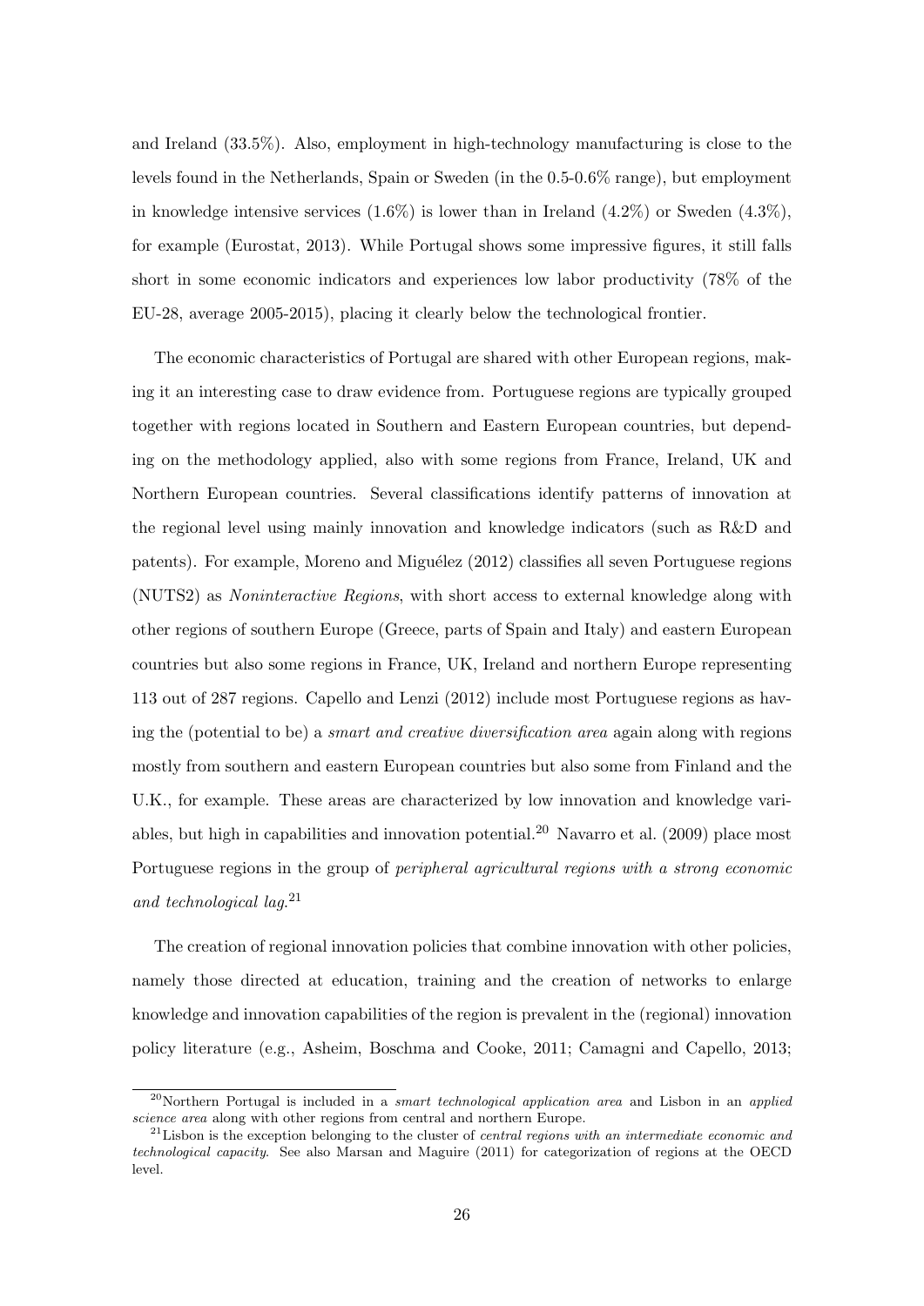and Ireland (33.5%). Also, employment in high-technology manufacturing is close to the levels found in the Netherlands, Spain or Sweden (in the 0.5-0.6% range), but employment in knowledge intensive services (1.6%) is lower than in Ireland (4.2%) or Sweden (4.3%), for example (Eurostat, 2013). While Portugal shows some impressive figures, it still falls short in some economic indicators and experiences low labor productivity (78% of the EU-28, average 2005-2015), placing it clearly below the technological frontier.

The economic characteristics of Portugal are shared with other European regions, making it an interesting case to draw evidence from. Portuguese regions are typically grouped together with regions located in Southern and Eastern European countries, but depending on the methodology applied, also with some regions from France, Ireland, UK and Northern European countries. Several classifications identify patterns of innovation at the regional level using mainly innovation and knowledge indicators (such as R&D and patents). For example, Moreno and Miguélez (2012) classifies all seven Portuguese regions (NUTS2) as *Noninteractive Regions*, with short access to external knowledge along with other regions of southern Europe (Greece, parts of Spain and Italy) and eastern European countries but also some regions in France, UK, Ireland and northern Europe representing 113 out of 287 regions. Capello and Lenzi (2012) include most Portuguese regions as having the (potential to be) a *smart and creative diversification area* again along with regions mostly from southern and eastern European countries but also some from Finland and the U.K., for example. These areas are characterized by low innovation and knowledge variables, but high in capabilities and innovation potential.[20] Navarro et al. (2009) place most Portuguese regions in the group of *peripheral agricultural regions with a strong economic and technological lag*.[21]

The creation of regional innovation policies that combine innovation with other policies, namely those directed at education, training and the creation of networks to enlarge knowledge and innovation capabilities of the region is prevalent in the (regional) innovation policy literature (e.g., Asheim, Boschma and Cooke, 2011; Camagni and Capello, 2013;

[20] Northern Portugal is included in a *smart technological application area* and Lisbon in an *applied science area* along with other regions from central and northern Europe.

[21] Lisbon is the exception belonging to the cluster of *central regions with an intermediate economic and technological capacity*. See also Marsan and Maguire (2011) for categorization of regions at the OECD level.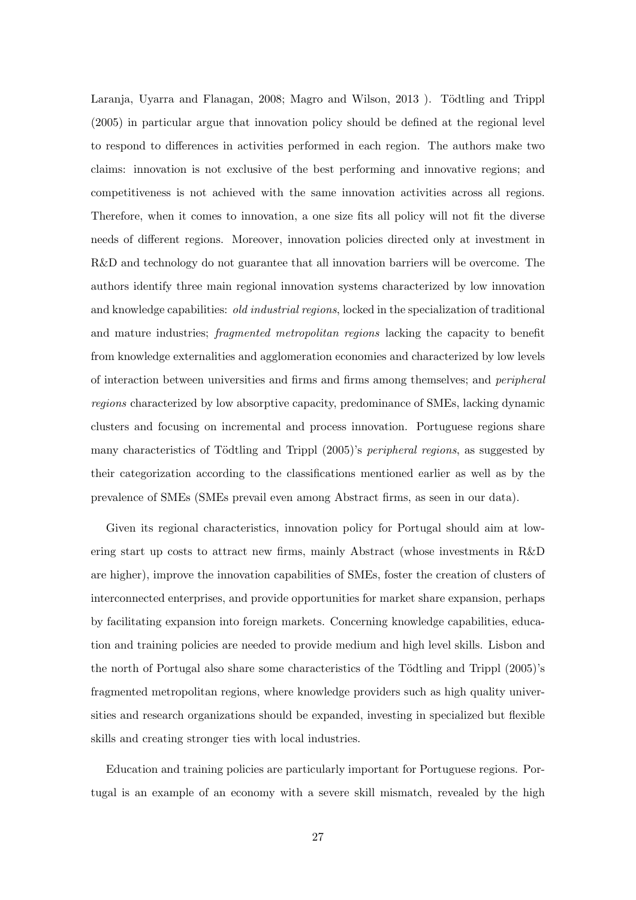Laranja, Uyarra and Flanagan, 2008; Magro and Wilson, 2013 ). Tödtling and Trippl (2005) in particular argue that innovation policy should be defined at the regional level to respond to differences in activities performed in each region. The authors make two claims: innovation is not exclusive of the best performing and innovative regions; and competitiveness is not achieved with the same innovation activities across all regions. Therefore, when it comes to innovation, a one size fits all policy will not fit the diverse needs of different regions. Moreover, innovation policies directed only at investment in R&D and technology do not guarantee that all innovation barriers will be overcome. The authors identify three main regional innovation systems characterized by low innovation and knowledge capabilities: *old industrial regions*, locked in the specialization of traditional and mature industries; *fragmented metropolitan regions* lacking the capacity to benefit from knowledge externalities and agglomeration economies and characterized by low levels of interaction between universities and firms and firms among themselves; and *peripheral regions* characterized by low absorptive capacity, predominance of SMEs, lacking dynamic clusters and focusing on incremental and process innovation. Portuguese regions share many characteristics of Tödtling and Trippl (2005)'s *peripheral regions*, as suggested by their categorization according to the classifications mentioned earlier as well as by the prevalence of SMEs (SMEs prevail even among Abstract firms, as seen in our data).

Given its regional characteristics, innovation policy for Portugal should aim at lowering start up costs to attract new firms, mainly Abstract (whose investments in R&D are higher), improve the innovation capabilities of SMEs, foster the creation of clusters of interconnected enterprises, and provide opportunities for market share expansion, perhaps by facilitating expansion into foreign markets. Concerning knowledge capabilities, education and training policies are needed to provide medium and high level skills. Lisbon and the north of Portugal also share some characteristics of the Tödtling and Trippl (2005)'s fragmented metropolitan regions, where knowledge providers such as high quality universities and research organizations should be expanded, investing in specialized but flexible skills and creating stronger ties with local industries.

Education and training policies are particularly important for Portuguese regions. Portugal is an example of an economy with a severe skill mismatch, revealed by the high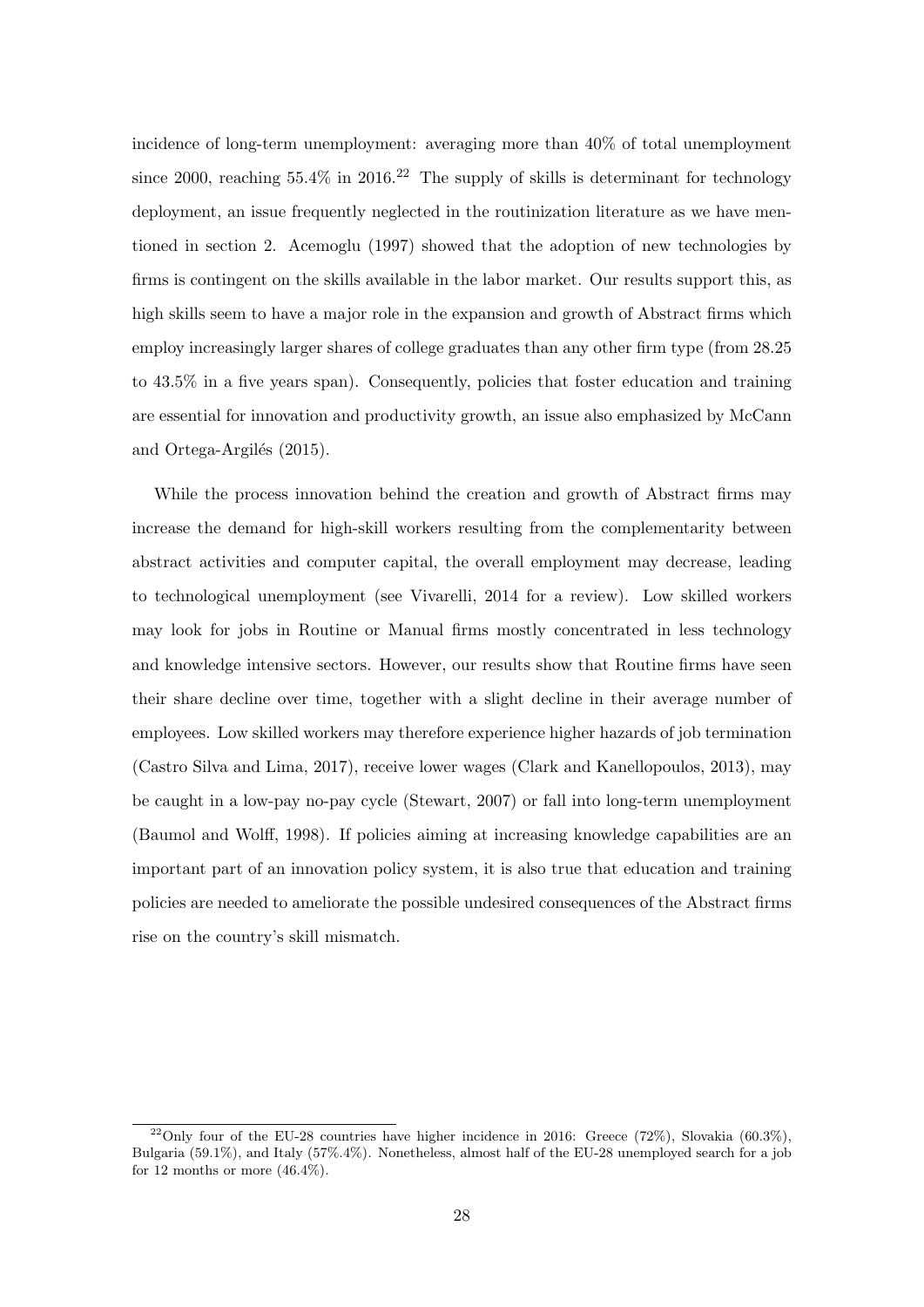incidence of long-term unemployment: averaging more than 40% of total unemployment since 2000, reaching 55.4% in 2016.[22] The supply of skills is determinant for technology deployment, an issue frequently neglected in the routinization literature as we have mentioned in section 2. Acemoglu (1997) showed that the adoption of new technologies by firms is contingent on the skills available in the labor market. Our results support this, as high skills seem to have a major role in the expansion and growth of Abstract firms which employ increasingly larger shares of college graduates than any other firm type (from 28.25 to 43.5% in a five years span). Consequently, policies that foster education and training are essential for innovation and productivity growth, an issue also emphasized by McCann and Ortega-Argilés (2015).

While the process innovation behind the creation and growth of Abstract firms may increase the demand for high-skill workers resulting from the complementarity between abstract activities and computer capital, the overall employment may decrease, leading to technological unemployment (see Vivarelli, 2014 for a review). Low skilled workers may look for jobs in Routine or Manual firms mostly concentrated in less technology and knowledge intensive sectors. However, our results show that Routine firms have seen their share decline over time, together with a slight decline in their average number of employees. Low skilled workers may therefore experience higher hazards of job termination (Castro Silva and Lima, 2017), receive lower wages (Clark and Kanellopoulos, 2013), may be caught in a low-pay no-pay cycle (Stewart, 2007) or fall into long-term unemployment (Baumol and Wolff, 1998). If policies aiming at increasing knowledge capabilities are an important part of an innovation policy system, it is also true that education and training policies are needed to ameliorate the possible undesired consequences of the Abstract firms rise on the country's skill mismatch.

[22] Only four of the EU-28 countries have higher incidence in 2016: Greece (72%), Slovakia (60.3%), Bulgaria (59.1%), and Italy (57%.4%). Nonetheless, almost half of the EU-28 unemployed search for a job for 12 months or more (46.4%).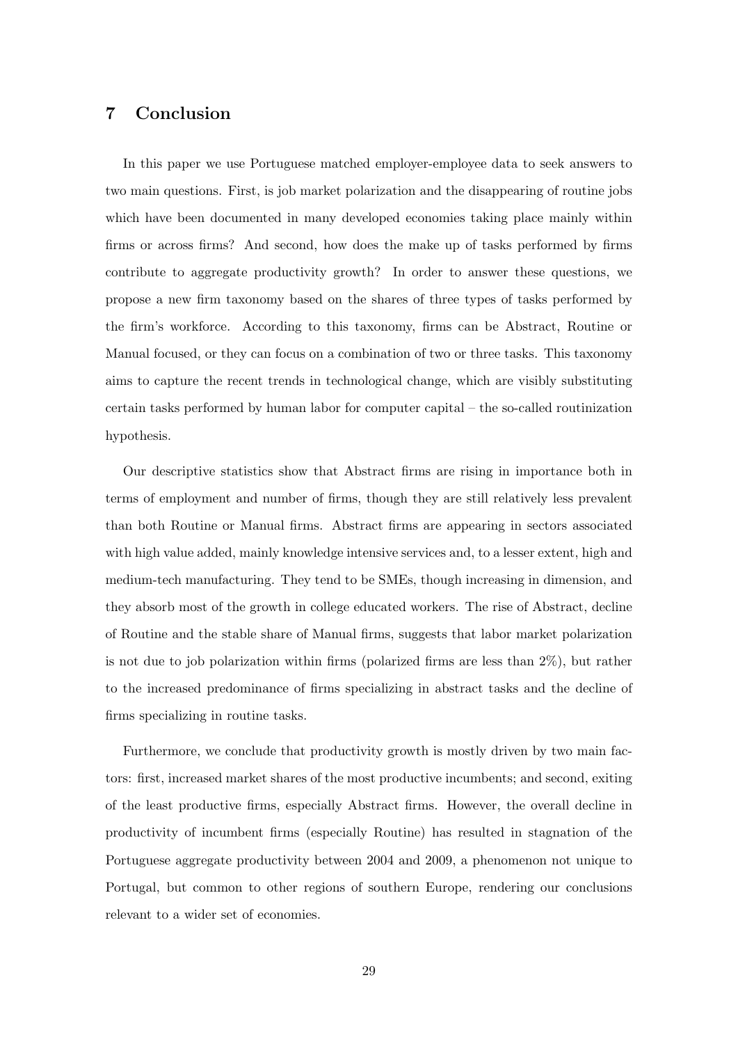## 7 Conclusion

In this paper we use Portuguese matched employer-employee data to seek answers to two main questions. First, is job market polarization and the disappearing of routine jobs which have been documented in many developed economies taking place mainly within firms or across firms? And second, how does the make up of tasks performed by firms contribute to aggregate productivity growth? In order to answer these questions, we propose a new firm taxonomy based on the shares of three types of tasks performed by the firm's workforce. According to this taxonomy, firms can be Abstract, Routine or Manual focused, or they can focus on a combination of two or three tasks. This taxonomy aims to capture the recent trends in technological change, which are visibly substituting certain tasks performed by human labor for computer capital – the so-called routinization hypothesis.

Our descriptive statistics show that Abstract firms are rising in importance both in terms of employment and number of firms, though they are still relatively less prevalent than both Routine or Manual firms. Abstract firms are appearing in sectors associated with high value added, mainly knowledge intensive services and, to a lesser extent, high and medium-tech manufacturing. They tend to be SMEs, though increasing in dimension, and they absorb most of the growth in college educated workers. The rise of Abstract, decline of Routine and the stable share of Manual firms, suggests that labor market polarization is not due to job polarization within firms (polarized firms are less than 2%), but rather to the increased predominance of firms specializing in abstract tasks and the decline of firms specializing in routine tasks.

Furthermore, we conclude that productivity growth is mostly driven by two main factors: first, increased market shares of the most productive incumbents; and second, exiting of the least productive firms, especially Abstract firms. However, the overall decline in productivity of incumbent firms (especially Routine) has resulted in stagnation of the Portuguese aggregate productivity between 2004 and 2009, a phenomenon not unique to Portugal, but common to other regions of southern Europe, rendering our conclusions relevant to a wider set of economies.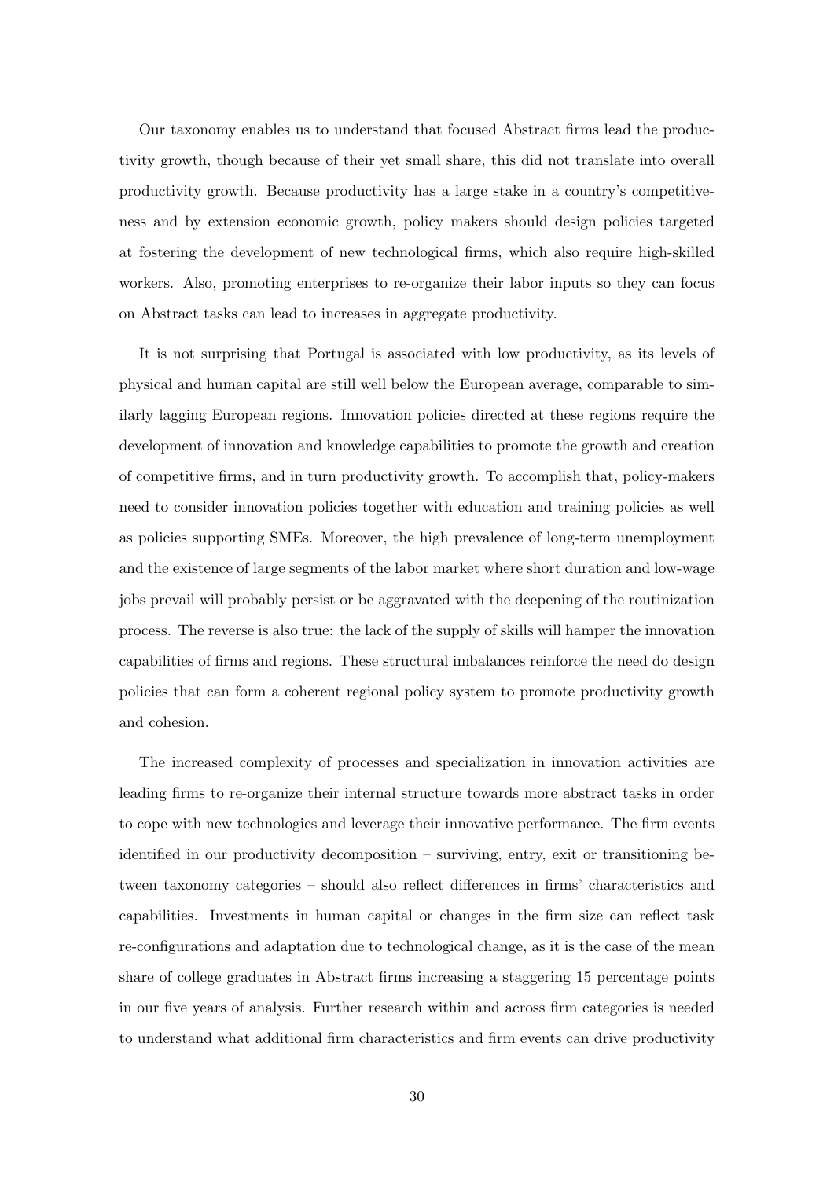Our taxonomy enables us to understand that focused Abstract firms lead the productivity growth, though because of their yet small share, this did not translate into overall productivity growth. Because productivity has a large stake in a country's competitiveness and by extension economic growth, policy makers should design policies targeted at fostering the development of new technological firms, which also require high-skilled workers. Also, promoting enterprises to re-organize their labor inputs so they can focus on Abstract tasks can lead to increases in aggregate productivity.

It is not surprising that Portugal is associated with low productivity, as its levels of physical and human capital are still well below the European average, comparable to similarly lagging European regions. Innovation policies directed at these regions require the development of innovation and knowledge capabilities to promote the growth and creation of competitive firms, and in turn productivity growth. To accomplish that, policy-makers need to consider innovation policies together with education and training policies as well as policies supporting SMEs. Moreover, the high prevalence of long-term unemployment and the existence of large segments of the labor market where short duration and low-wage jobs prevail will probably persist or be aggravated with the deepening of the routinization process. The reverse is also true: the lack of the supply of skills will hamper the innovation capabilities of firms and regions. These structural imbalances reinforce the need do design policies that can form a coherent regional policy system to promote productivity growth and cohesion.

The increased complexity of processes and specialization in innovation activities are leading firms to re-organize their internal structure towards more abstract tasks in order to cope with new technologies and leverage their innovative performance. The firm events identified in our productivity decomposition – surviving, entry, exit or transitioning between taxonomy categories – should also reflect differences in firms' characteristics and capabilities. Investments in human capital or changes in the firm size can reflect task re-configurations and adaptation due to technological change, as it is the case of the mean share of college graduates in Abstract firms increasing a staggering 15 percentage points in our five years of analysis. Further research within and across firm categories is needed to understand what additional firm characteristics and firm events can drive productivity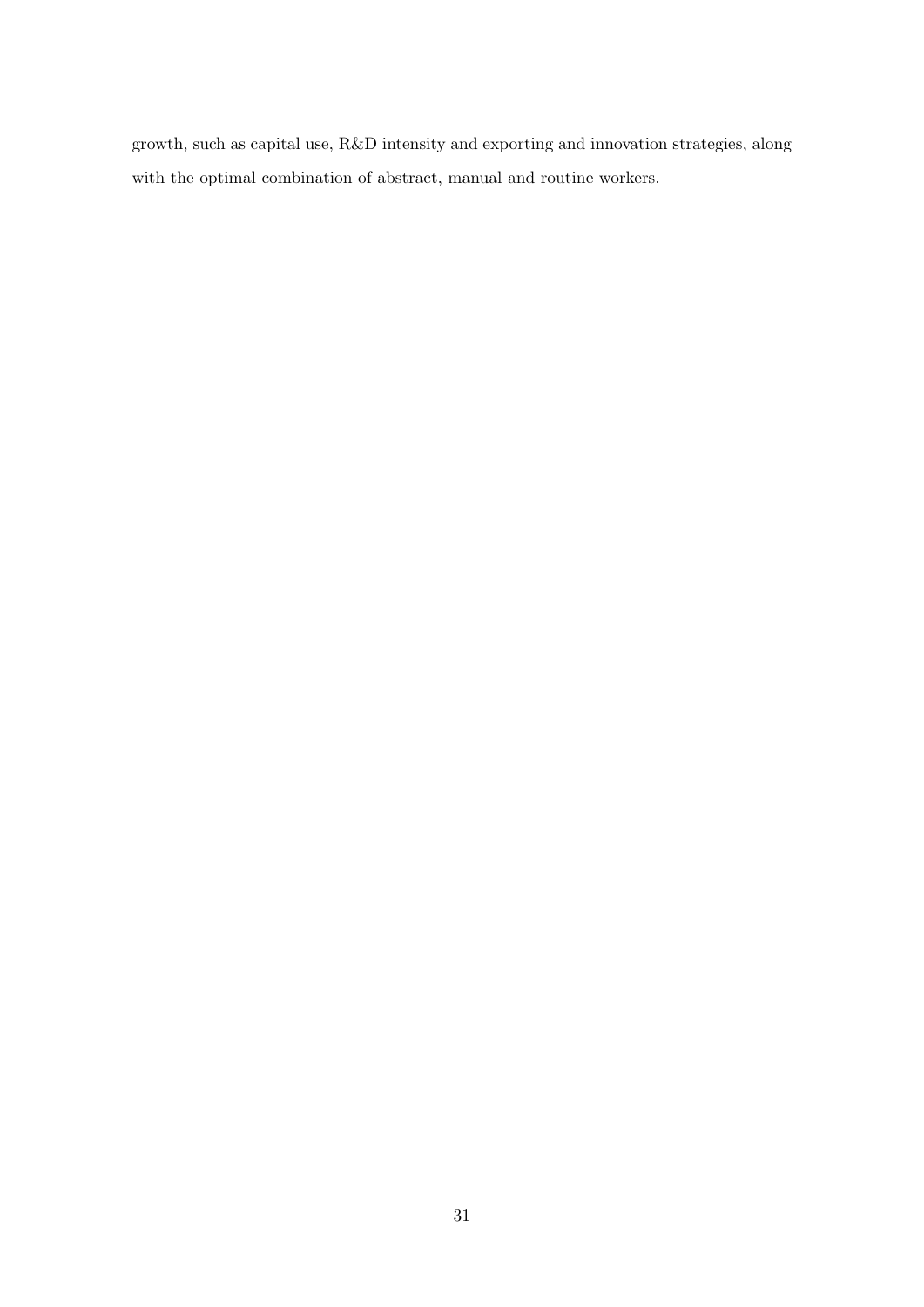growth, such as capital use, R&D intensity and exporting and innovation strategies, along with the optimal combination of abstract, manual and routine workers.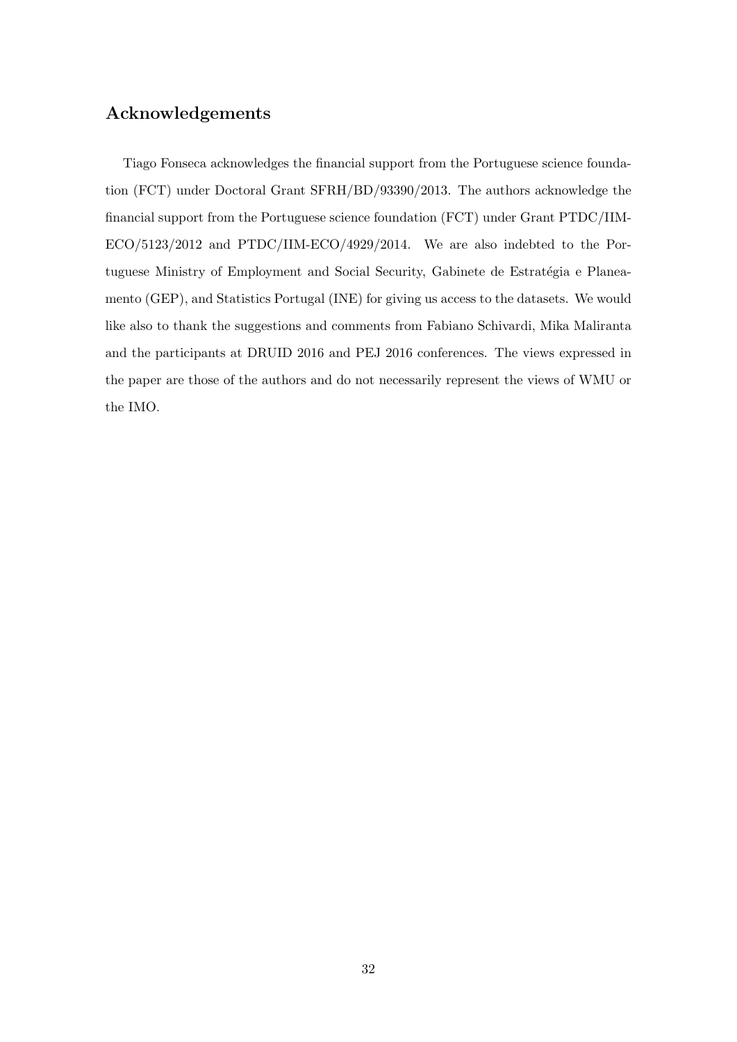## Acknowledgements

Tiago Fonseca acknowledges the financial support from the Portuguese science foundation (FCT) under Doctoral Grant SFRH/BD/93390/2013. The authors acknowledge the financial support from the Portuguese science foundation (FCT) under Grant PTDC/IIM-ECO/5123/2012 and PTDC/IIM-ECO/4929/2014. We are also indebted to the Portuguese Ministry of Employment and Social Security, Gabinete de Estratégia e Planeamento (GEP), and Statistics Portugal (INE) for giving us access to the datasets. We would like also to thank the suggestions and comments from Fabiano Schivardi, Mika Maliranta and the participants at DRUID 2016 and PEJ 2016 conferences. The views expressed in the paper are those of the authors and do not necessarily represent the views of WMU or the IMO.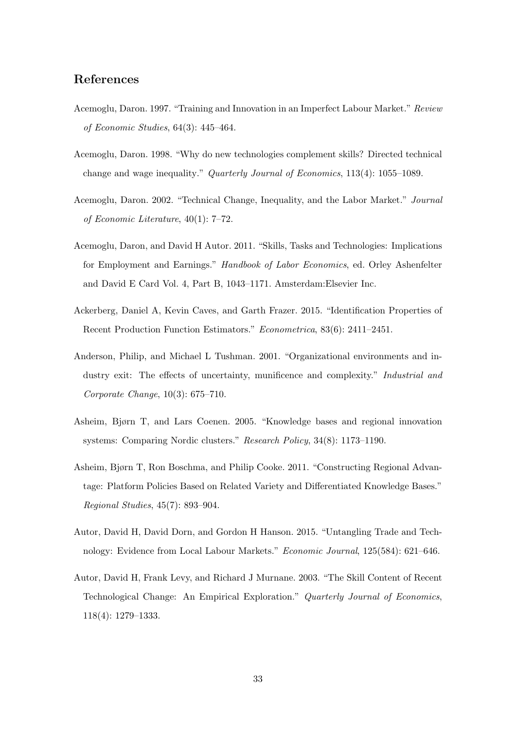## References

Acemoglu, Daron. 1997. "Training and Innovation in an Imperfect Labour Market." *Review of Economic Studies*, 64(3): 445–464.

Acemoglu, Daron. 1998. "Why do new technologies complement skills? Directed technical change and wage inequality." *Quarterly Journal of Economics*, 113(4): 1055–1089.

Acemoglu, Daron. 2002. "Technical Change, Inequality, and the Labor Market." *Journal of Economic Literature*, 40(1): 7–72.

Acemoglu, Daron, and David H Autor. 2011. "Skills, Tasks and Technologies: Implications for Employment and Earnings." *Handbook of Labor Economics*, ed. Orley Ashenfelter and David E Card Vol. 4, Part B, 1043–1171. Amsterdam:Elsevier Inc.

Ackerberg, Daniel A, Kevin Caves, and Garth Frazer. 2015. "Identification Properties of Recent Production Function Estimators." *Econometrica*, 83(6): 2411–2451.

Anderson, Philip, and Michael L Tushman. 2001. "Organizational environments and industry exit: The effects of uncertainty, munificence and complexity." *Industrial and Corporate Change*, 10(3): 675–710.

Asheim, Bjørn T, and Lars Coenen. 2005. "Knowledge bases and regional innovation systems: Comparing Nordic clusters." *Research Policy*, 34(8): 1173–1190.

Asheim, Bjørn T, Ron Boschma, and Philip Cooke. 2011. "Constructing Regional Advantage: Platform Policies Based on Related Variety and Differentiated Knowledge Bases." *Regional Studies*, 45(7): 893–904.

Autor, David H, David Dorn, and Gordon H Hanson. 2015. "Untangling Trade and Technology: Evidence from Local Labour Markets." *Economic Journal*, 125(584): 621–646.

Autor, David H, Frank Levy, and Richard J Murnane. 2003. "The Skill Content of Recent Technological Change: An Empirical Exploration." *Quarterly Journal of Economics*, 118(4): 1279–1333.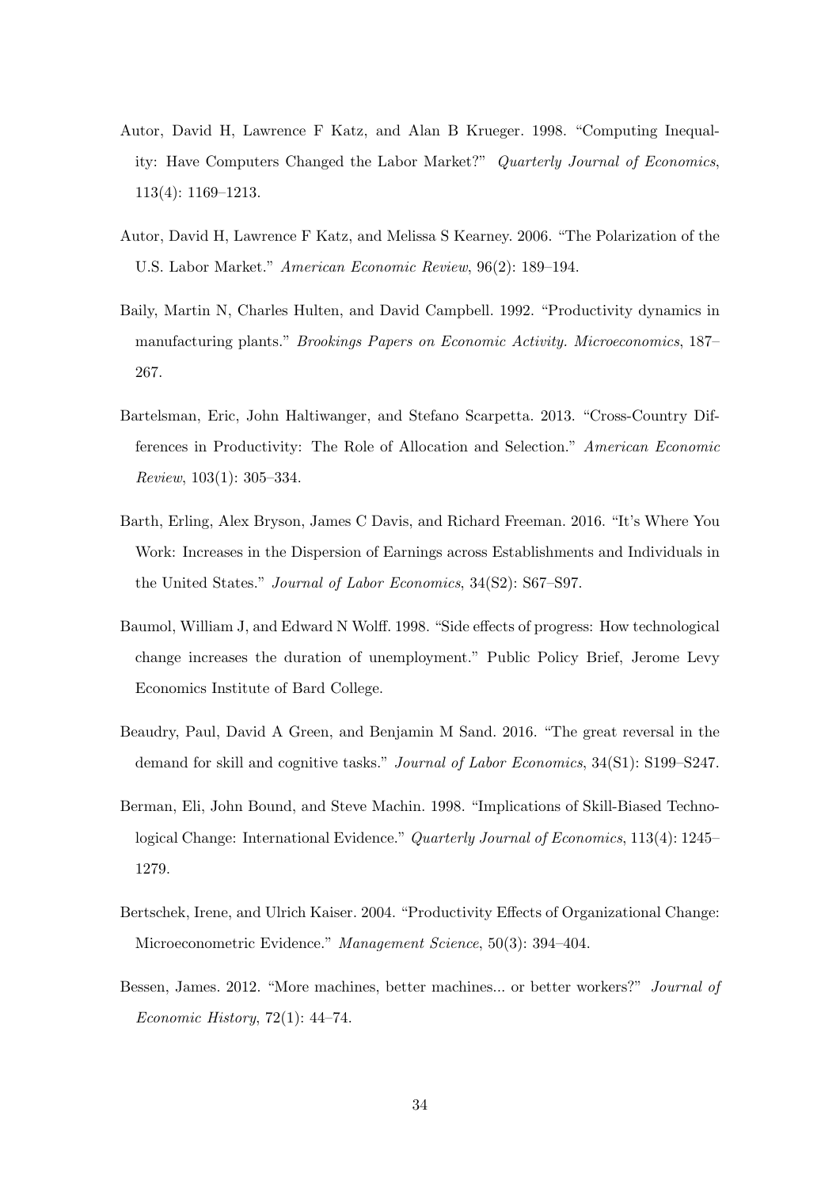Autor, David H, Lawrence F Katz, and Alan B Krueger. 1998. "Computing Inequality: Have Computers Changed the Labor Market?" *Quarterly Journal of Economics*, 113(4): 1169–1213.

Autor, David H, Lawrence F Katz, and Melissa S Kearney. 2006. "The Polarization of the U.S. Labor Market." *American Economic Review*, 96(2): 189–194.

Baily, Martin N, Charles Hulten, and David Campbell. 1992. "Productivity dynamics in manufacturing plants." *Brookings Papers on Economic Activity. Microeconomics*, 187–267.

Bartelsman, Eric, John Haltiwanger, and Stefano Scarpetta. 2013. "Cross-Country Differences in Productivity: The Role of Allocation and Selection." *American Economic Review*, 103(1): 305–334.

Barth, Erling, Alex Bryson, James C Davis, and Richard Freeman. 2016. "It's Where You Work: Increases in the Dispersion of Earnings across Establishments and Individuals in the United States." *Journal of Labor Economics*, 34(S2): S67–S97.

Baumol, William J, and Edward N Wolff. 1998. "Side effects of progress: How technological change increases the duration of unemployment." Public Policy Brief, Jerome Levy Economics Institute of Bard College.

Beaudry, Paul, David A Green, and Benjamin M Sand. 2016. "The great reversal in the demand for skill and cognitive tasks." *Journal of Labor Economics*, 34(S1): S199–S247.

Berman, Eli, John Bound, and Steve Machin. 1998. "Implications of Skill-Biased Technological Change: International Evidence." *Quarterly Journal of Economics*, 113(4): 1245–1279.

Bertschek, Irene, and Ulrich Kaiser. 2004. "Productivity Effects of Organizational Change: Microeconometric Evidence." *Management Science*, 50(3): 394–404.

Bessen, James. 2012. "More machines, better machines... or better workers?" *Journal of Economic History*, 72(1): 44–74.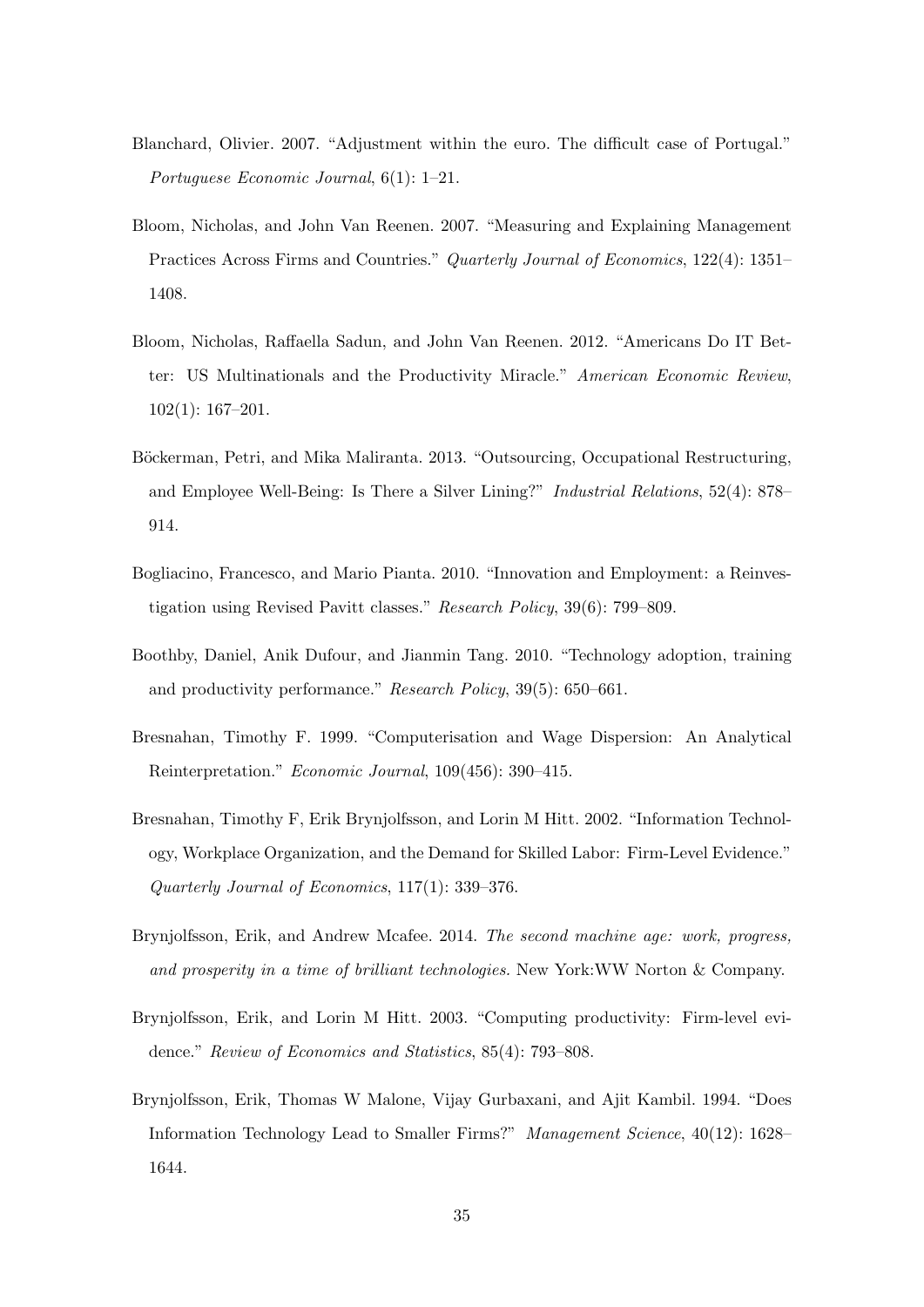Blanchard, Olivier. 2007. "Adjustment within the euro. The difficult case of Portugal." *Portuguese Economic Journal*, 6(1): 1–21.

Bloom, Nicholas, and John Van Reenen. 2007. "Measuring and Explaining Management Practices Across Firms and Countries." *Quarterly Journal of Economics*, 122(4): 1351–1408.

Bloom, Nicholas, Raffaella Sadun, and John Van Reenen. 2012. "Americans Do IT Better: US Multinationals and the Productivity Miracle." *American Economic Review*, 102(1): 167–201.

Böckerman, Petri, and Mika Maliranta. 2013. "Outsourcing, Occupational Restructuring, and Employee Well-Being: Is There a Silver Lining?" *Industrial Relations*, 52(4): 878–914.

Bogliacino, Francesco, and Mario Pianta. 2010. "Innovation and Employment: a Reinvestigation using Revised Pavitt classes." *Research Policy*, 39(6): 799–809.

Boothby, Daniel, Anik Dufour, and Jianmin Tang. 2010. "Technology adoption, training and productivity performance." *Research Policy*, 39(5): 650–661.

Bresnahan, Timothy F. 1999. "Computerisation and Wage Dispersion: An Analytical Reinterpretation." *Economic Journal*, 109(456): 390–415.

Bresnahan, Timothy F, Erik Brynjolfsson, and Lorin M Hitt. 2002. "Information Technology, Workplace Organization, and the Demand for Skilled Labor: Firm-Level Evidence." *Quarterly Journal of Economics*, 117(1): 339–376.

Brynjolfsson, Erik, and Andrew Mcafee. 2014. *The second machine age: work, progress, and prosperity in a time of brilliant technologies.* New York:WW Norton & Company.

Brynjolfsson, Erik, and Lorin M Hitt. 2003. "Computing productivity: Firm-level evidence." *Review of Economics and Statistics*, 85(4): 793–808.

Brynjolfsson, Erik, Thomas W Malone, Vijay Gurbaxani, and Ajit Kambil. 1994. "Does Information Technology Lead to Smaller Firms?" *Management Science*, 40(12): 1628–1644.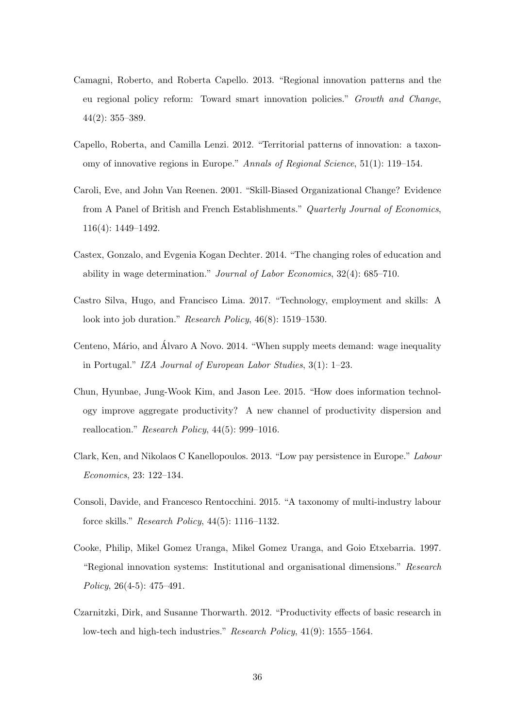Camagni, Roberto, and Roberta Capello. 2013. "Regional innovation patterns and the eu regional policy reform: Toward smart innovation policies." *Growth and Change*, 44(2): 355–389.

Capello, Roberta, and Camilla Lenzi. 2012. "Territorial patterns of innovation: a taxonomy of innovative regions in Europe." *Annals of Regional Science*, 51(1): 119–154.

Caroli, Eve, and John Van Reenen. 2001. "Skill-Biased Organizational Change? Evidence from A Panel of British and French Establishments." *Quarterly Journal of Economics*, 116(4): 1449–1492.

Castex, Gonzalo, and Evgenia Kogan Dechter. 2014. "The changing roles of education and ability in wage determination." *Journal of Labor Economics*, 32(4): 685–710.

Castro Silva, Hugo, and Francisco Lima. 2017. "Technology, employment and skills: A look into job duration." *Research Policy*, 46(8): 1519–1530.

Centeno, Mário, and Álvaro A Novo. 2014. "When supply meets demand: wage inequality in Portugal." *IZA Journal of European Labor Studies*, 3(1): 1–23.

Chun, Hyunbae, Jung-Wook Kim, and Jason Lee. 2015. "How does information technology improve aggregate productivity? A new channel of productivity dispersion and reallocation." *Research Policy*, 44(5): 999–1016.

Clark, Ken, and Nikolaos C Kanellopoulos. 2013. "Low pay persistence in Europe." *Labour Economics*, 23: 122–134.

Consoli, Davide, and Francesco Rentocchini. 2015. "A taxonomy of multi-industry labour force skills." *Research Policy*, 44(5): 1116–1132.

Cooke, Philip, Mikel Gomez Uranga, Mikel Gomez Uranga, and Goio Etxebarria. 1997. "Regional innovation systems: Institutional and organisational dimensions." *Research Policy*, 26(4-5): 475–491.

Czarnitzki, Dirk, and Susanne Thorwarth. 2012. "Productivity effects of basic research in low-tech and high-tech industries." *Research Policy*, 41(9): 1555–1564.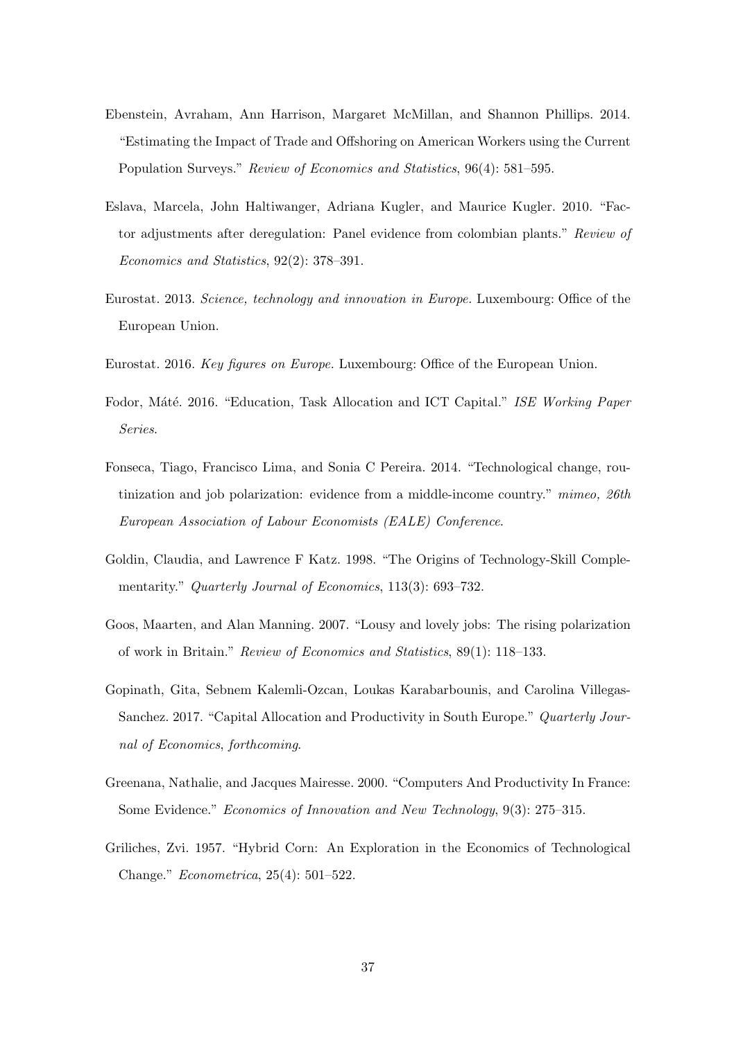Ebenstein, Avraham, Ann Harrison, Margaret McMillan, and Shannon Phillips. 2014. "Estimating the Impact of Trade and Offshoring on American Workers using the Current Population Surveys." *Review of Economics and Statistics*, 96(4): 581–595.

Eslava, Marcela, John Haltiwanger, Adriana Kugler, and Maurice Kugler. 2010. "Factor adjustments after deregulation: Panel evidence from colombian plants." *Review of Economics and Statistics*, 92(2): 378–391.

Eurostat. 2013. *Science, technology and innovation in Europe.* Luxembourg: Office of the European Union.

Eurostat. 2016. *Key figures on Europe.* Luxembourg: Office of the European Union.

Fodor, Mátě. 2016. "Education, Task Allocation and ICT Capital." *ISE Working Paper Series*.

Fonseca, Tiago, Francisco Lima, and Sonia C Pereira. 2014. "Technological change, routinization and job polarization: evidence from a middle-income country." *mimeo, 26th European Association of Labour Economists (EALE) Conference*.

Goldin, Claudia, and Lawrence F Katz. 1998. "The Origins of Technology-Skill Complementarity." *Quarterly Journal of Economics*, 113(3): 693–732.

Goos, Maarten, and Alan Manning. 2007. "Lousy and lovely jobs: The rising polarization of work in Britain." *Review of Economics and Statistics*, 89(1): 118–133.

Gopinath, Gita, Sebnem Kalemli-Ozcan, Loukas Karabarbounis, and Carolina Villegas-Sanchez. 2017. "Capital Allocation and Productivity in South Europe." *Quarterly Journal of Economics, forthcoming*.

Greenana, Nathalie, and Jacques Mairesse. 2000. "Computers And Productivity In France: Some Evidence." *Economics of Innovation and New Technology*, 9(3): 275–315.

Griliches, Zvi. 1957. "Hybrid Corn: An Exploration in the Economics of Technological Change." *Econometrica*, 25(4): 501–522.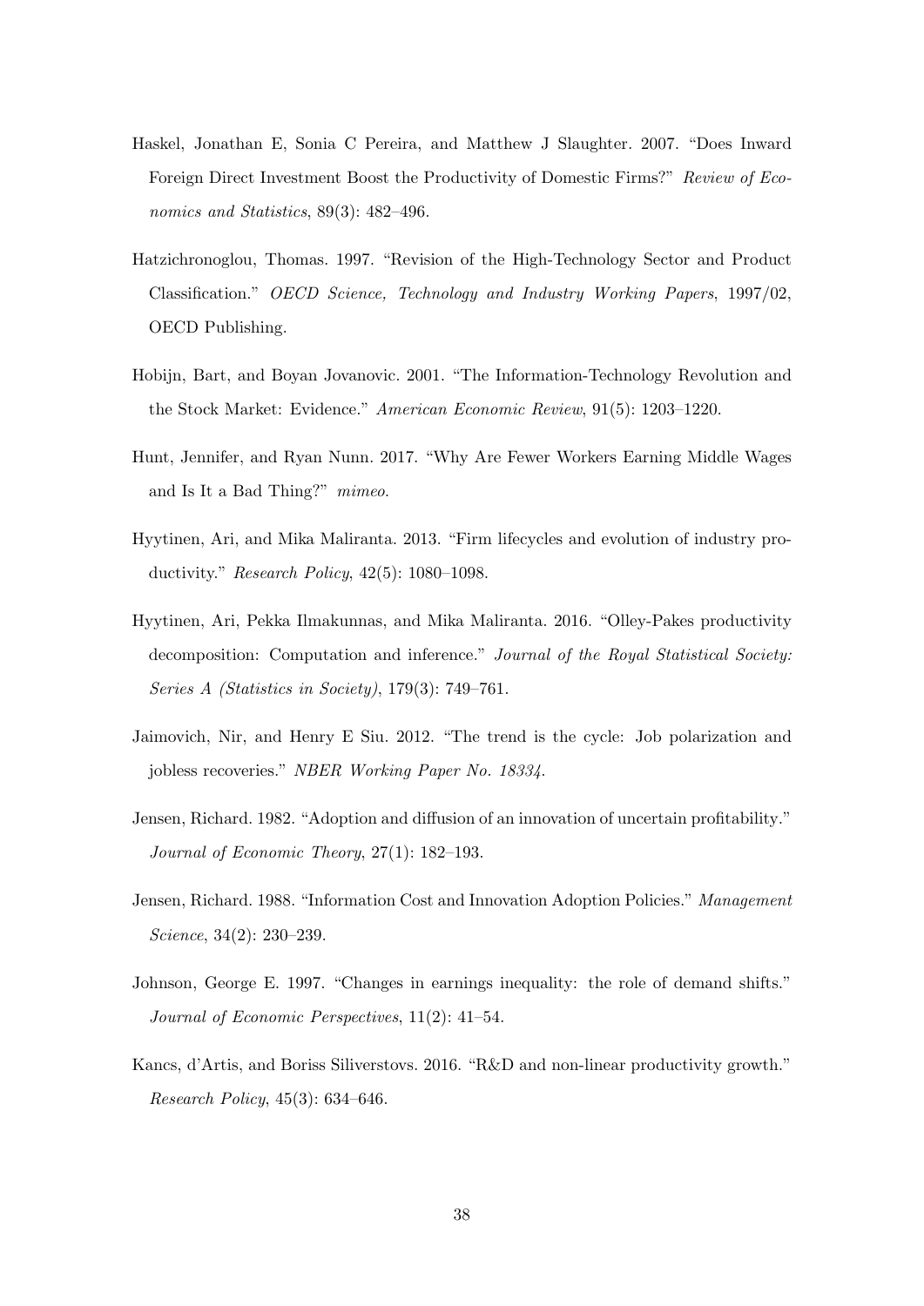Haskel, Jonathan E, Sonia C Pereira, and Matthew J Slaughter. 2007. "Does Inward Foreign Direct Investment Boost the Productivity of Domestic Firms?" *Review of Economics and Statistics*, 89(3): 482–496.

Hatzichronoglou, Thomas. 1997. "Revision of the High-Technology Sector and Product Classification." *OECD Science, Technology and Industry Working Papers*, 1997/02, OECD Publishing.

Hobijn, Bart, and Boyan Jovanovic. 2001. "The Information-Technology Revolution and the Stock Market: Evidence." *American Economic Review*, 91(5): 1203–1220.

Hunt, Jennifer, and Ryan Nunn. 2017. "Why Are Fewer Workers Earning Middle Wages and Is It a Bad Thing?" *mimeo*.

Hyytinen, Ari, and Mika Maliranta. 2013. "Firm lifecycles and evolution of industry productivity." *Research Policy*, 42(5): 1080–1098.

Hyytinen, Ari, Pekka Ilmakunnas, and Mika Maliranta. 2016. "Olley-Pakes productivity decomposition: Computation and inference." *Journal of the Royal Statistical Society: Series A (Statistics in Society)*, 179(3): 749–761.

Jaimovich, Nir, and Henry E Siu. 2012. "The trend is the cycle: Job polarization and jobless recoveries." *NBER Working Paper No. 18334*.

Jensen, Richard. 1982. "Adoption and diffusion of an innovation of uncertain profitability." *Journal of Economic Theory*, 27(1): 182–193.

Jensen, Richard. 1988. "Information Cost and Innovation Adoption Policies." *Management Science*, 34(2): 230–239.

Johnson, George E. 1997. "Changes in earnings inequality: the role of demand shifts." *Journal of Economic Perspectives*, 11(2): 41–54.

Kancs, d'Artis, and Boriss Siliverstovs. 2016. "R&D and non-linear productivity growth." *Research Policy*, 45(3): 634–646.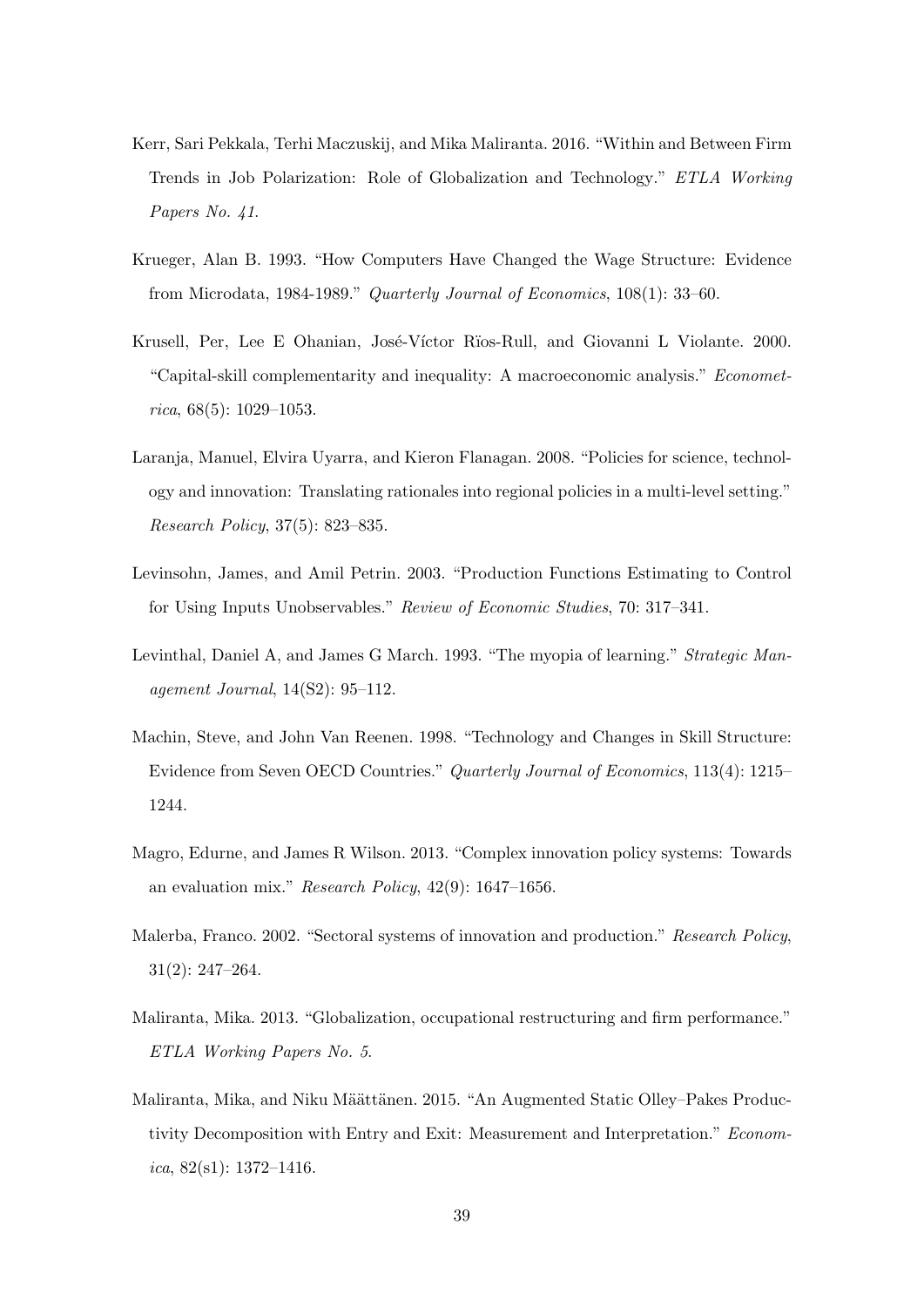Kerr, Sari Pekkala, Terhi Maczuskij, and Mika Maliranta. 2016. "Within and Between Firm Trends in Job Polarization: Role of Globalization and Technology." *ETLA Working Papers No. 41*.

Krueger, Alan B. 1993. "How Computers Have Changed the Wage Structure: Evidence from Microdata, 1984-1989." *Quarterly Journal of Economics*, 108(1): 33–60.

Krusell, Per, Lee E Ohanian, José-Víctor Rïos-Rull, and Giovanni L Violante. 2000. "Capital-skill complementarity and inequality: A macroeconomic analysis." *Econometrica*, 68(5): 1029–1053.

Laranja, Manuel, Elvira Uyarra, and Kieron Flanagan. 2008. "Policies for science, technology and innovation: Translating rationales into regional policies in a multi-level setting." *Research Policy*, 37(5): 823–835.

Levinsohn, James, and Amil Petrin. 2003. "Production Functions Estimating to Control for Using Inputs Unobservables." *Review of Economic Studies*, 70: 317–341.

Levinthal, Daniel A, and James G March. 1993. "The myopia of learning." *Strategic Management Journal*, 14(S2): 95–112.

Machin, Steve, and John Van Reenen. 1998. "Technology and Changes in Skill Structure: Evidence from Seven OECD Countries." *Quarterly Journal of Economics*, 113(4): 1215–1244.

Magro, Edurne, and James R Wilson. 2013. "Complex innovation policy systems: Towards an evaluation mix." *Research Policy*, 42(9): 1647–1656.

Malerba, Franco. 2002. "Sectoral systems of innovation and production." *Research Policy*, 31(2): 247–264.

Maliranta, Mika. 2013. "Globalization, occupational restructuring and firm performance." *ETLA Working Papers No. 5*.

Maliranta, Mika, and Niku Määttänen. 2015. "An Augmented Static Olley–Pakes Productivity Decomposition with Entry and Exit: Measurement and Interpretation." *Economica*, 82(s1): 1372–1416.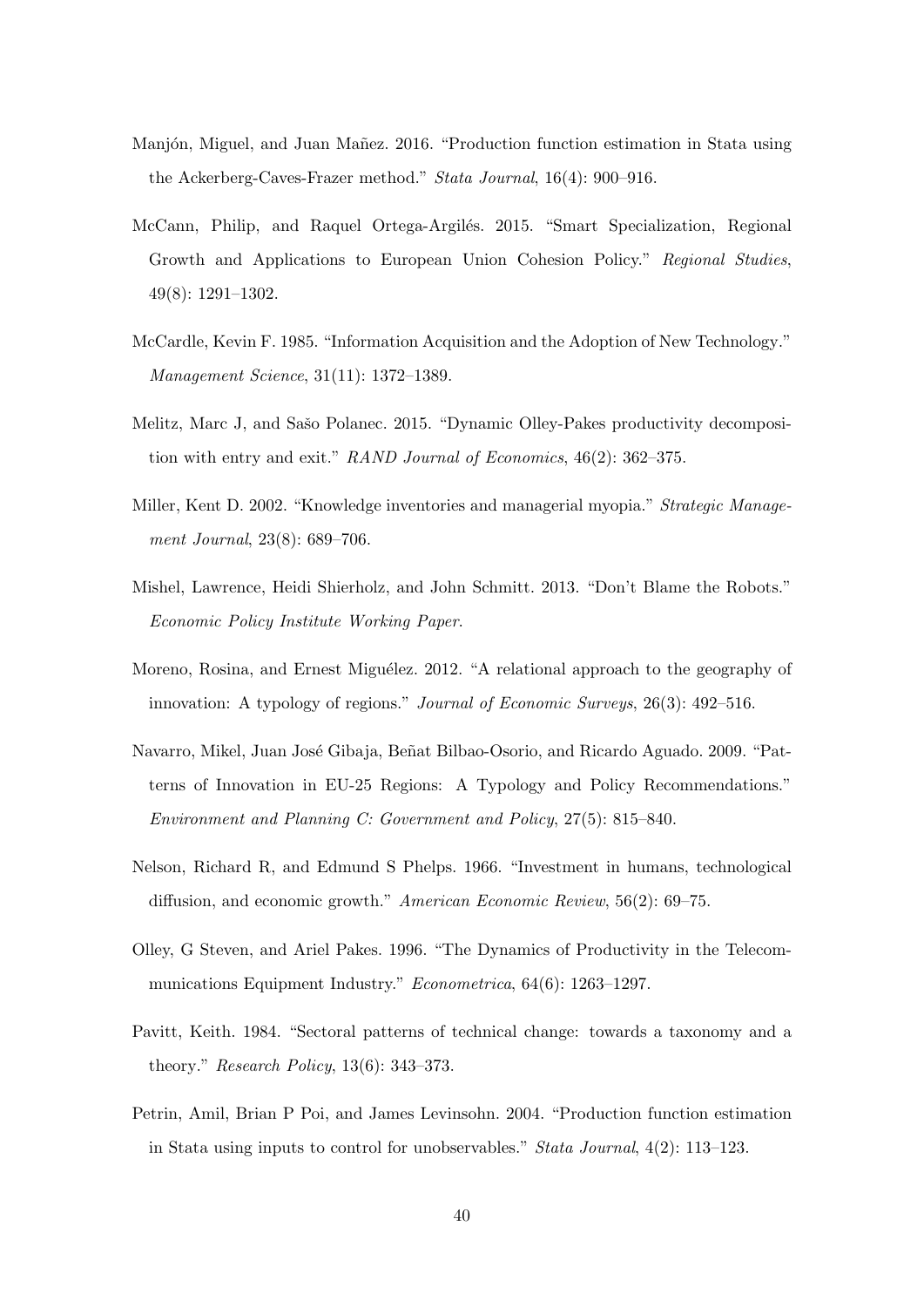Manjón, Miguel, and Juan Mañez. 2016. "Production function estimation in Stata using the Ackerberg-Caves-Frazer method." *Stata Journal*, 16(4): 900–916.

McCann, Philip, and Raquel Ortega-Argilés. 2015. "Smart Specialization, Regional Growth and Applications to European Union Cohesion Policy." *Regional Studies*, 49(8): 1291–1302.

McCardle, Kevin F. 1985. "Information Acquisition and the Adoption of New Technology." *Management Science*, 31(11): 1372–1389.

Melitz, Marc J, and Sašo Polanec. 2015. "Dynamic Olley-Pakes productivity decomposition with entry and exit." *RAND Journal of Economics*, 46(2): 362–375.

Miller, Kent D. 2002. "Knowledge inventories and managerial myopia." *Strategic Management Journal*, 23(8): 689–706.

Mishel, Lawrence, Heidi Shierholz, and John Schmitt. 2013. "Don't Blame the Robots." *Economic Policy Institute Working Paper*.

Moreno, Rosina, and Ernest Miguélez. 2012. "A relational approach to the geography of innovation: A typology of regions." *Journal of Economic Surveys*, 26(3): 492–516.

Navarro, Mikel, Juan José Gibaja, Beñat Bilbao-Osorio, and Ricardo Aguado. 2009. "Patterns of Innovation in EU-25 Regions: A Typology and Policy Recommendations." *Environment and Planning C: Government and Policy*, 27(5): 815–840.

Nelson, Richard R, and Edmund S Phelps. 1966. "Investment in humans, technological diffusion, and economic growth." *American Economic Review*, 56(2): 69–75.

Olley, G Steven, and Ariel Pakes. 1996. "The Dynamics of Productivity in the Telecommunications Equipment Industry." *Econometrica*, 64(6): 1263–1297.

Pavitt, Keith. 1984. "Sectoral patterns of technical change: towards a taxonomy and a theory." *Research Policy*, 13(6): 343–373.

Petrin, Amil, Brian P Poi, and James Levinsohn. 2004. "Production function estimation in Stata using inputs to control for unobservables." *Stata Journal*, 4(2): 113–123.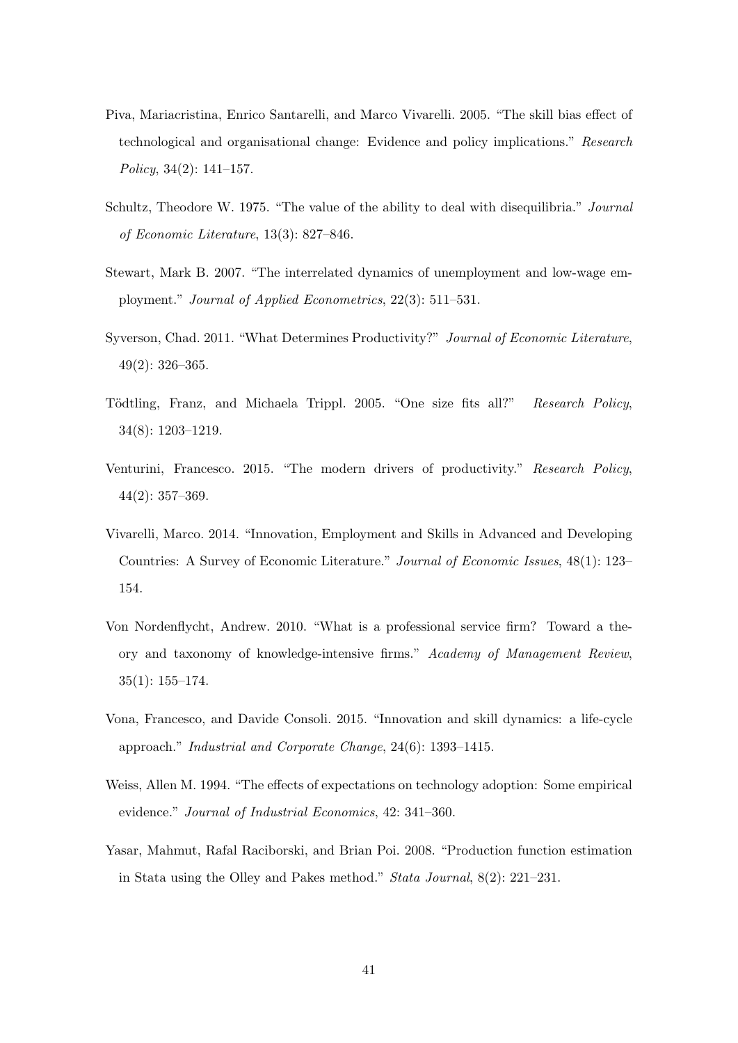Piva, Mariacristina, Enrico Santarelli, and Marco Vivarelli. 2005. "The skill bias effect of technological and organisational change: Evidence and policy implications." *Research Policy*, 34(2): 141–157.

Schultz, Theodore W. 1975. "The value of the ability to deal with disequilibria." *Journal of Economic Literature*, 13(3): 827–846.

Stewart, Mark B. 2007. "The interrelated dynamics of unemployment and low-wage employment." *Journal of Applied Econometrics*, 22(3): 511–531.

Syverson, Chad. 2011. "What Determines Productivity?" *Journal of Economic Literature*, 49(2): 326–365.

Tödtling, Franz, and Michaela Trippl. 2005. "One size fits all?" *Research Policy*, 34(8): 1203–1219.

Venturini, Francesco. 2015. "The modern drivers of productivity." *Research Policy*, 44(2): 357–369.

Vivarelli, Marco. 2014. "Innovation, Employment and Skills in Advanced and Developing Countries: A Survey of Economic Literature." *Journal of Economic Issues*, 48(1): 123–154.

Von Nordenflycht, Andrew. 2010. "What is a professional service firm? Toward a theory and taxonomy of knowledge-intensive firms." *Academy of Management Review*, 35(1): 155–174.

Vona, Francesco, and Davide Consoli. 2015. "Innovation and skill dynamics: a life-cycle approach." *Industrial and Corporate Change*, 24(6): 1393–1415.

Weiss, Allen M. 1994. "The effects of expectations on technology adoption: Some empirical evidence." *Journal of Industrial Economics*, 42: 341–360.

Yasar, Mahmut, Rafal Raciborski, and Brian Poi. 2008. "Production function estimation in Stata using the Olley and Pakes method." *Stata Journal*, 8(2): 221–231.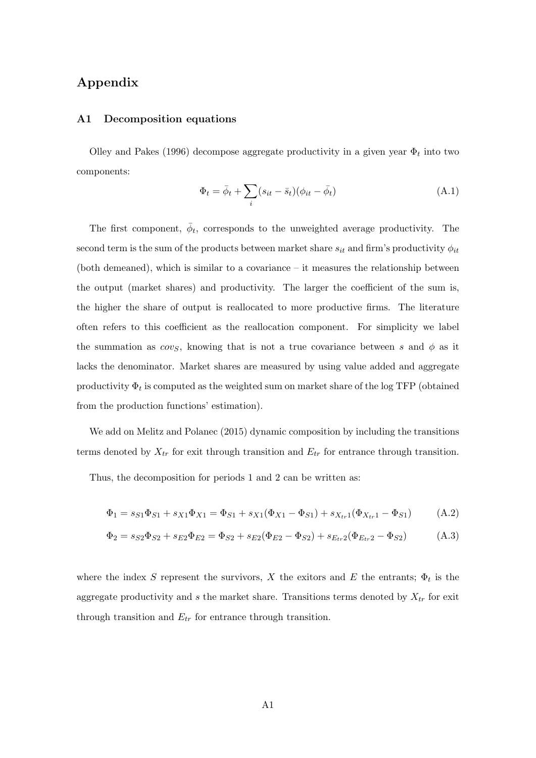# Appendix

## A1 Decomposition equations

Olley and Pakes (1996) decompose aggregate productivity in a given year $\Phi_t$ into two components:

$$\Phi_t = \bar{\phi}_t + \sum_i (s_{it} - \bar{s}_t)(\phi_{it} - \bar{\phi}_t) \tag{A.1}$$

The first component, $\bar{\phi}_t$, corresponds to the unweighted average productivity. The second term is the sum of the products between market share $s_{it}$ and firm's productivity $\phi_{it}$ (both demeaned), which is similar to a covariance – it measures the relationship between the output (market shares) and productivity. The larger the coefficient of the sum is, the higher the share of output is reallocated to more productive firms. The literature often refers to this coefficient as the reallocation component. For simplicity we label the summation as $cov_S$, knowing that is not a true covariance between $s$ and $\phi$ as it lacks the denominator. Market shares are measured by using value added and aggregate productivity $\Phi_t$ is computed as the weighted sum on market share of the log TFP (obtained from the production functions' estimation).

We add on Melitz and Polanec (2015) dynamic composition by including the transitions terms denoted by $X_{tr}$ for exit through transition and $E_{tr}$ for entrance through transition.

Thus, the decomposition for periods 1 and 2 can be written as:

$$\Phi_1 = s_{S1}\Phi_{S1} + s_{X1}\Phi_{X1} = \Phi_{S1} + s_{X1}(\Phi_{X1} - \Phi_{S1}) + s_{X_{tr}1}(\Phi_{X_{tr}1} - \Phi_{S1}) \tag{A.2}$$

$$\Phi_2 = s_{S2}\Phi_{S2} + s_{E2}\Phi_{E2} = \Phi_{S2} + s_{E2}(\Phi_{E2} - \Phi_{S2}) + s_{E_{tr}2}(\Phi_{E_{tr}2} - \Phi_{S2}) \tag{A.3}$$

where the index $S$ represent the survivors, $X$ the exitors and $E$ the entrants; $\Phi_t$ is the aggregate productivity and $s$ the market share. Transitions terms denoted by $X_{tr}$ for exit through transition and $E_{tr}$ for entrance through transition.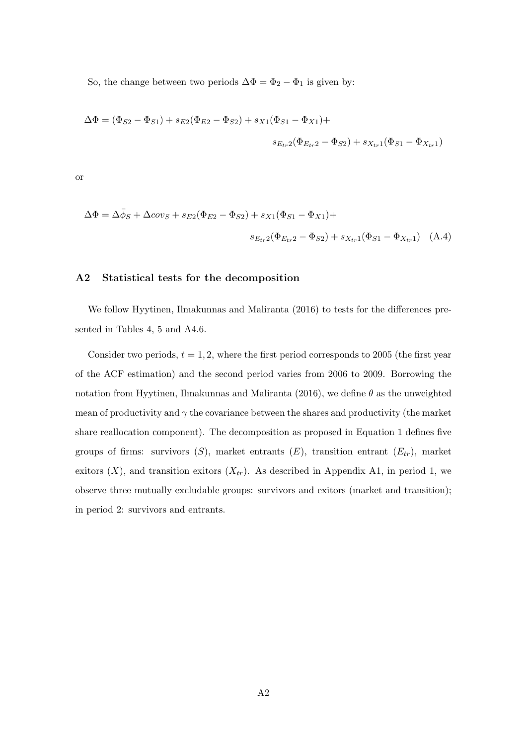So, the change between two periods $\Delta\Phi = \Phi_2 - \Phi_1$ is given by:

$$\Delta\Phi = (\Phi_{S2} - \Phi_{S1}) + s_{E2}(\Phi_{E2} - \Phi_{S2}) + s_{X1}(\Phi_{S1} - \Phi_{X1}) + s_{E_{tr}2}(\Phi_{E_{tr}2} - \Phi_{S2}) + s_{X_{tr}1}(\Phi_{S1} - \Phi_{X_{tr}1})$$

or

$$\Delta\Phi = \Delta\bar{\phi}_S + \Delta cov_S + s_{E2}(\Phi_{E2} - \Phi_{S2}) + s_{X1}(\Phi_{S1} - \Phi_{X1}) + s_{E_{tr}2}(\Phi_{E_{tr}2} - \Phi_{S2}) + s_{X_{tr}1}(\Phi_{S1} - \Phi_{X_{tr}1}) \quad \text{(A.4)}$$

## A2 Statistical tests for the decomposition

We follow Hyytinen, Ilmakunnas and Maliranta (2016) to tests for the differences presented in Tables 4, 5 and A4.6.

Consider two periods, $t = 1, 2$, where the first period corresponds to 2005 (the first year of the ACF estimation) and the second period varies from 2006 to 2009. Borrowing the notation from Hyytinen, Ilmakunnas and Maliranta (2016), we define $\theta$ as the unweighted mean of productivity and $\gamma$ the covariance between the shares and productivity (the market share reallocation component). The decomposition as proposed in Equation 1 defines five groups of firms: survivors ($S$), market entrants ($E$), transition entrant ($E_{tr}$), market exitors ($X$), and transition exitors ($X_{tr}$). As described in Appendix A1, in period 1, we observe three mutually excludable groups: survivors and exitors (market and transition); in period 2: survivors and entrants.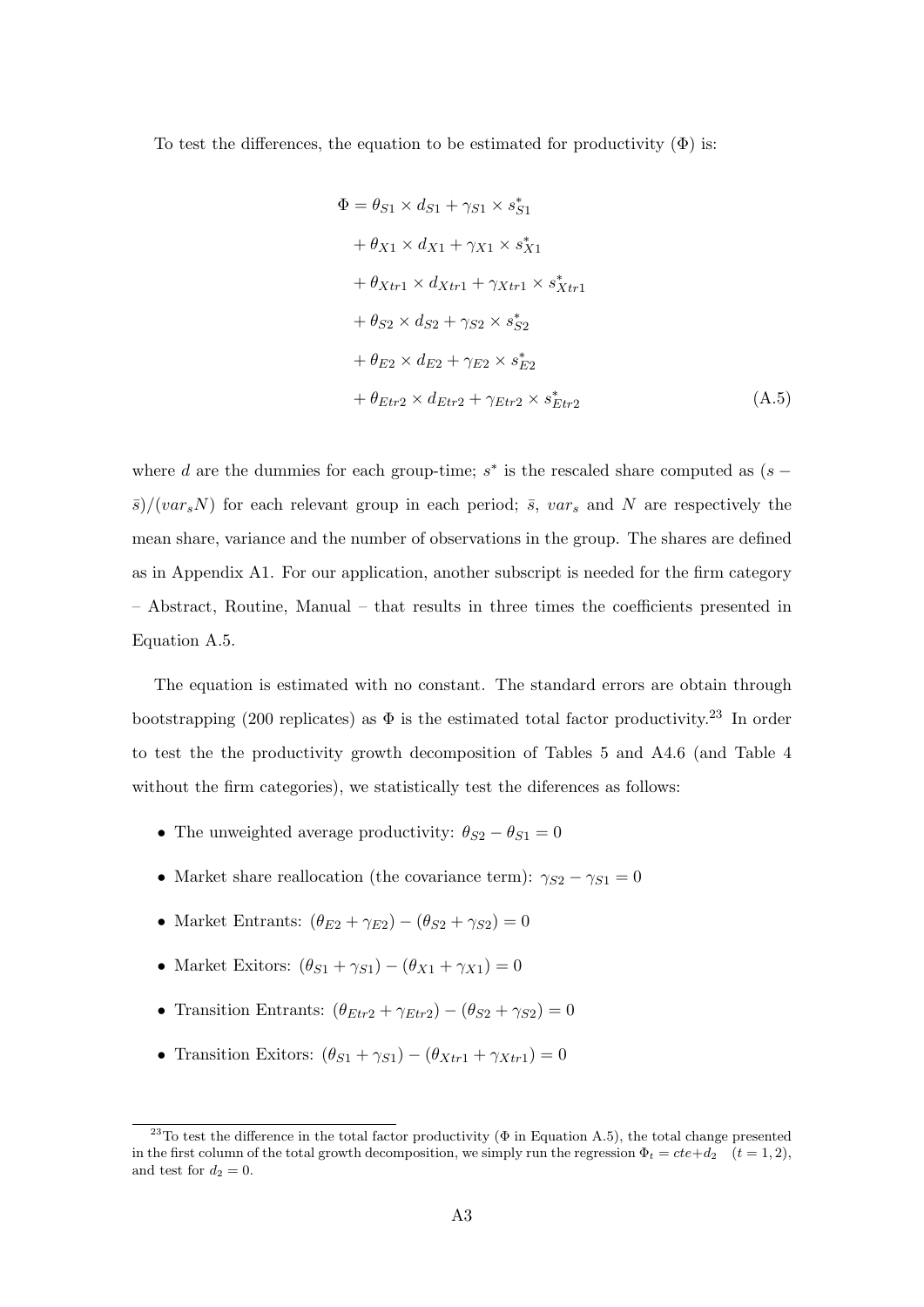To test the differences, the equation to be estimated for productivity ($\Phi$) is:

$$
\begin{aligned}
\Phi = {} & \theta_{S1} \times d_{S1} + \gamma_{S1} \times s^{*}_{S1} \\
& + \theta_{X1} \times d_{X1} + \gamma_{X1} \times s^{*}_{X1} \\
& + \theta_{Xtr1} \times d_{Xtr1} + \gamma_{Xtr1} \times s^{*}_{Xtr1} \\
& + \theta_{S2} \times d_{S2} + \gamma_{S2} \times s^{*}_{S2} \\
& + \theta_{E2} \times d_{E2} + \gamma_{E2} \times s^{*}_{E2} \\
& + \theta_{Etr2} \times d_{Etr2} + \gamma_{Etr2} \times s^{*}_{Etr2}
\end{aligned} \tag{A.5}
$$

where $d$ are the dummies for each group-time; $s^*$ is the rescaled share computed as $(s - \bar{s})/(var_s N)$ for each relevant group in each period; $\bar{s}$, $var_s$ and $N$ are respectively the mean share, variance and the number of observations in the group. The shares are defined as in Appendix A1. For our application, another subscript is needed for the firm category – Abstract, Routine, Manual – that results in three times the coefficients presented in Equation A.5.

The equation is estimated with no constant. The standard errors are obtain through bootstrapping (200 replicates) as $\Phi$ is the estimated total factor productivity.[23] In order to test the the productivity growth decomposition of Tables 5 and A4.6 (and Table 4 without the firm categories), we statistically test the diferences as follows:

- The unweighted average productivity: $\theta_{S2} - \theta_{S1} = 0$
- Market share reallocation (the covariance term): $\gamma_{S2} - \gamma_{S1} = 0$
- Market Entrants: $(\theta_{E2} + \gamma_{E2}) - (\theta_{S2} + \gamma_{S2}) = 0$
- Market Exitors: $(\theta_{S1} + \gamma_{S1}) - (\theta_{X1} + \gamma_{X1}) = 0$
- Transition Entrants: $(\theta_{Etr2} + \gamma_{Etr2}) - (\theta_{S2} + \gamma_{S2}) = 0$
- Transition Exitors: $(\theta_{S1} + \gamma_{S1}) - (\theta_{Xtr1} + \gamma_{Xtr1}) = 0$

[23] To test the difference in the total factor productivity ($\Phi$ in Equation A.5), the total change presented in the first column of the total growth decomposition, we simply run the regression $\Phi_t = cte + d_2 \quad (t = 1, 2)$, and test for $d_2 = 0$.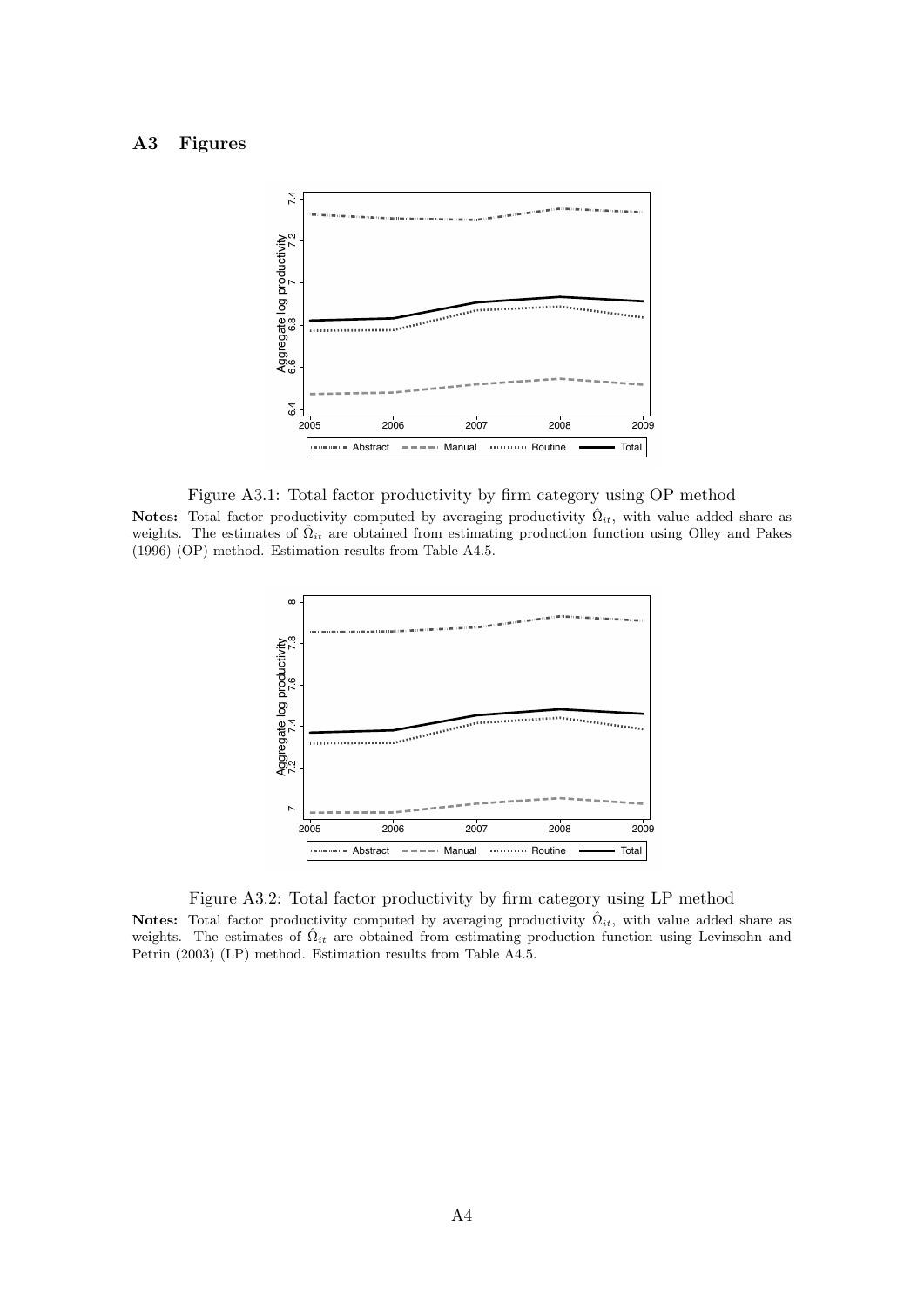## A3 Figures

Figure A3.1: Total factor productivity by firm category using OP method

**Notes:** Total factor productivity computed by averaging productivity $\hat{\Omega}_{it}$, with value added share as weights. The estimates of $\hat{\Omega}_{it}$ are obtained from estimating production function using Olley and Pakes (1996) (OP) method. Estimation results from Table A4.5.

Figure A3.2: Total factor productivity by firm category using LP method

**Notes:** Total factor productivity computed by averaging productivity $\hat{\Omega}_{it}$, with value added share as weights. The estimates of $\hat{\Omega}_{it}$ are obtained from estimating production function using Levinsohn and Petrin (2003) (LP) method. Estimation results from Table A4.5.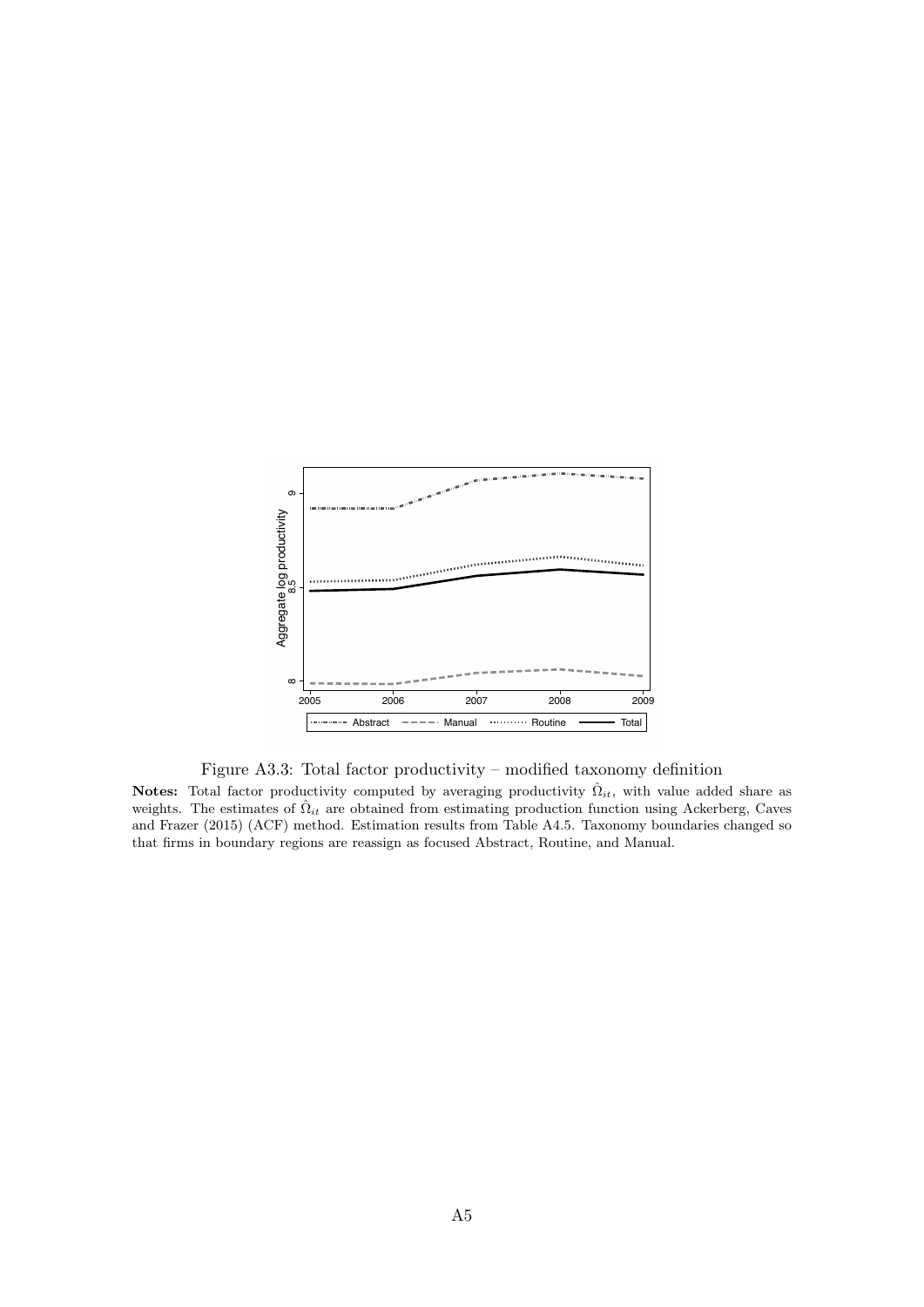Figure A3.3: Total factor productivity – modified taxonomy definition

**Notes:** Total factor productivity computed by averaging productivity $\hat{\Omega}_{it}$, with value added share as weights. The estimates of $\hat{\Omega}_{it}$ are obtained from estimating production function using Ackerberg, Caves and Frazer (2015) (ACF) method. Estimation results from Table A4.5. Taxonomy boundaries changed so that firms in boundary regions are reassign as focused Abstract, Routine, and Manual.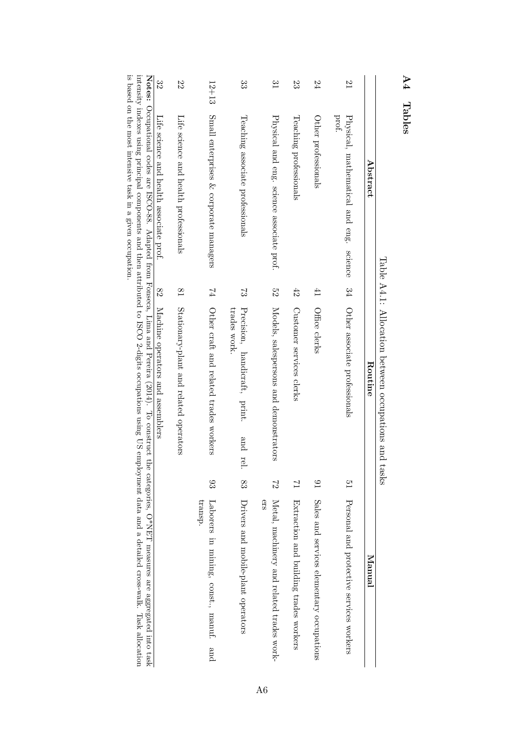## A4 Tables

Table A4.1: Allocation between occupations and tasks

| | Abstract | | Routine | | Manual |
|---|---|---|---|---|---|
| 21 | Physical, mathematical and eng. science prof. | 34 | Other associate professionals | 51 | Personal and protective services workers |
| 24 | Other professionals | 41 | Office clerks | 91 | Sales and services elementary occupations |
| 23 | Teaching professionals | 42 | Customer services clerks | 71 | Extraction and building trades workers |
| 31 | Physical and eng. science associate prof. | 52 | Models, salespersons and demonstrators | 72 | Metal, machinery and related trades workers |
| 33 | Teaching associate professionals | 73 | Precision, handicraft, print. and rel. trades work. | 83 | Drivers and mobile-plant operators |
| 12+13 | Small enterprises & corporate managers | 74 | Other craft and related trades workers | 93 | Laborers in mining, const., manuf. and transp. |
| 22 | Life science and health professionals | 81 | Stationary-plant and related operators | | |
| 32 | Life science and health associate prof. | 82 | Machine operators and assemblers | | |

**Notes:** Occupational codes are ISCO-88. Adapted from Fonseca, Lima and Pereira (2014). To construct the categories, O*NET measures are aggregated into task intensity indexes using principal components and then attributed to ISCO 2-digits occupations using US employment data and a detailed cross-walk. Task allocation is based on the most intensive task in a given occupation.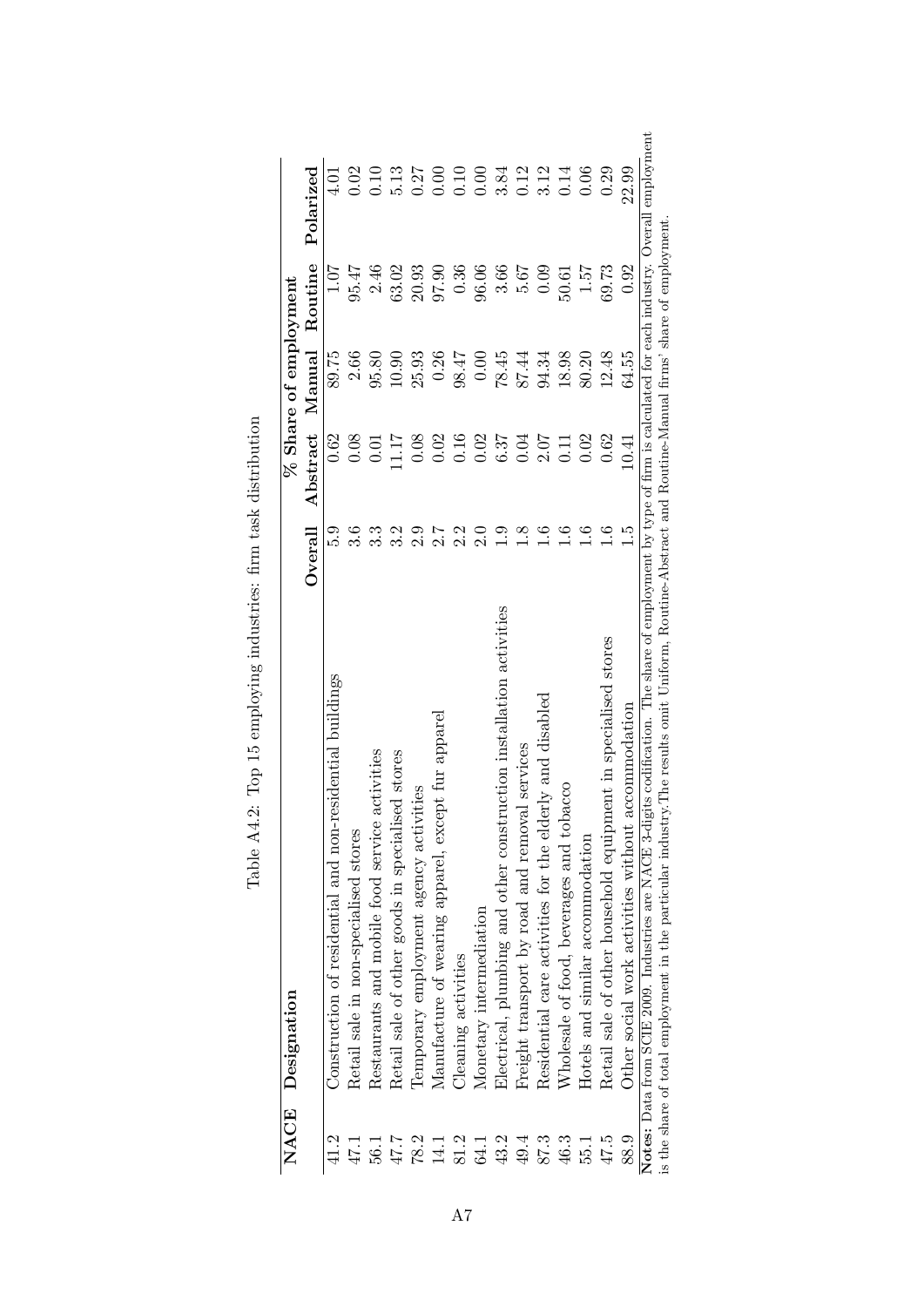Table A4.2: Top 15 employing industries: firm task distribution

| NACE | Designation | | % Share of employment | | | |
|---|---|---|---|---|---|---|
| | | Overall | Abstract | Manual | Routine | Polarized |
| 41.2 | Construction of residential and non-residential buildings | 5.9 | 0.62 | 89.75 | 1.07 | 4.01 |
| 47.1 | Retail sale in non-specialised stores | 3.6 | 0.08 | 2.66 | 95.47 | 0.02 |
| 56.1 | Restaurants and mobile food service activities | 3.3 | 0.01 | 95.80 | 2.46 | 0.10 |
| 47.7 | Retail sale of other goods in specialised stores | 3.2 | 11.17 | 10.90 | 63.02 | 5.13 |
| 78.2 | Temporary employment agency activities | 2.9 | 0.08 | 25.93 | 20.93 | 0.27 |
| 14.1 | Manufacture of wearing apparel, except fur apparel | 2.7 | 0.02 | 0.26 | 97.90 | 0.00 |
| 81.2 | Cleaning activities | 2.2 | 0.16 | 98.47 | 0.36 | 0.10 |
| 64.1 | Monetary intermediation | 2.0 | 0.02 | 0.00 | 96.06 | 0.00 |
| 43.2 | Electrical, plumbing and other construction installation activities | 1.9 | 6.37 | 78.45 | 3.66 | 3.84 |
| 49.4 | Freight transport by road and removal services | 1.8 | 0.04 | 87.44 | 5.67 | 0.12 |
| 87.3 | Residential care activities for the elderly and disabled | 1.6 | 2.07 | 94.34 | 0.09 | 3.12 |
| 46.3 | Wholesale of food, beverages and tobacco | 1.6 | 0.11 | 18.98 | 50.61 | 0.14 |
| 55.1 | Hotels and similar accommodation | 1.6 | 0.02 | 80.20 | 1.57 | 0.06 |
| 47.5 | Retail sale of other household equipment in specialised stores | 1.6 | 0.62 | 12.48 | 69.73 | 0.29 |
| 88.9 | Other social work activities without accommodation | 1.5 | 10.41 | 64.55 | 0.92 | 22.99 |

**Notes:** Data from SCIE 2009. Industries are NACE 3-digits codification. The share of employment by type of firm is calculated for each industry. Overall employment is the share of total employment in the particular industry.The results omit Uniform, Routine-Abstract and Routine-Manual firms' share of employment.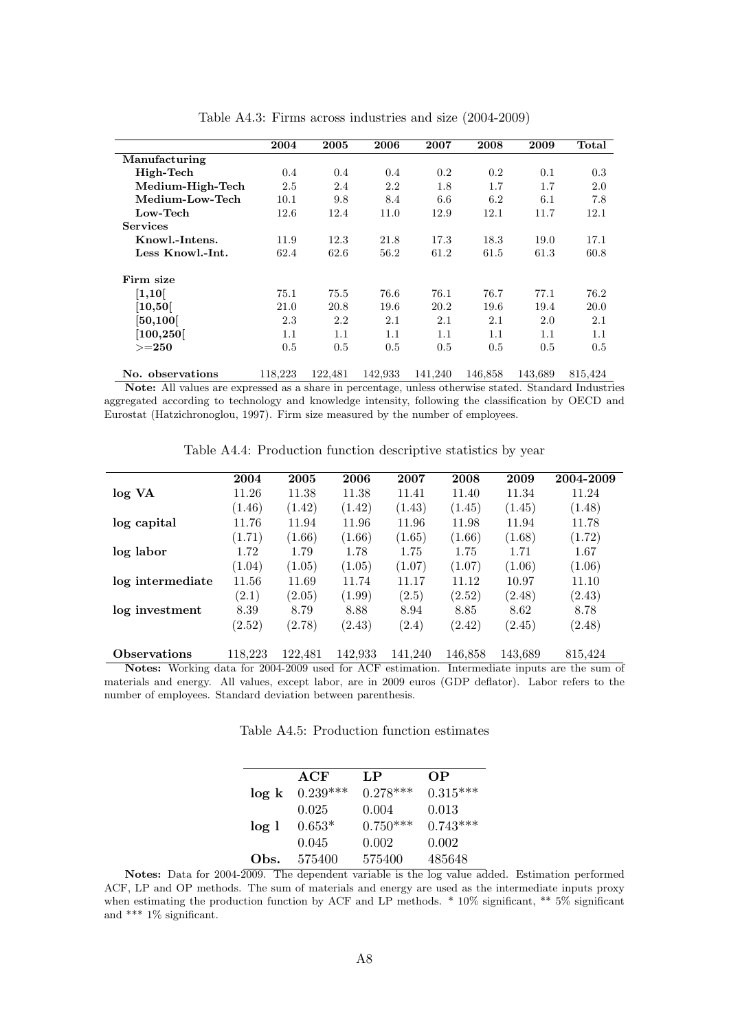Table A4.3: Firms across industries and size (2004-2009)

| | 2004 | 2005 | 2006 | 2007 | 2008 | 2009 | Total |
|---|---|---|---|---|---|---|---|
| **Manufacturing** | | | | | | | |
| **High-Tech** | 0.4 | 0.4 | 0.4 | 0.2 | 0.2 | 0.1 | 0.3 |
| **Medium-High-Tech** | 2.5 | 2.4 | 2.2 | 1.8 | 1.7 | 1.7 | 2.0 |
| **Medium-Low-Tech** | 10.1 | 9.8 | 8.4 | 6.6 | 6.2 | 6.1 | 7.8 |
| **Low-Tech** | 12.6 | 12.4 | 11.0 | 12.9 | 12.1 | 11.7 | 12.1 |
| **Services** | | | | | | | |
| **Knowl.-Intens.** | 11.9 | 12.3 | 21.8 | 17.3 | 18.3 | 19.0 | 17.1 |
| **Less Knowl.-Int.** | 62.4 | 62.6 | 56.2 | 61.2 | 61.5 | 61.3 | 60.8 |
| **Firm size** | | | | | | | |
| **[1,10[** | 75.1 | 75.5 | 76.6 | 76.1 | 76.7 | 77.1 | 76.2 |
| **[10,50[** | 21.0 | 20.8 | 19.6 | 20.2 | 19.6 | 19.4 | 20.0 |
| **[50,100[** | 2.3 | 2.2 | 2.1 | 2.1 | 2.1 | 2.0 | 2.1 |
| **[100,250[** | 1.1 | 1.1 | 1.1 | 1.1 | 1.1 | 1.1 | 1.1 |
| **>=250** | 0.5 | 0.5 | 0.5 | 0.5 | 0.5 | 0.5 | 0.5 |
| **No. observations** | 118,223 | 122,481 | 142,933 | 141,240 | 146,858 | 143,689 | 815,424 |

**Note:** All values are expressed as a share in percentage, unless otherwise stated. Standard Industries aggregated according to technology and knowledge intensity, following the classification by OECD and Eurostat (Hatzichronoglou, 1997). Firm size measured by the number of employees.

Table A4.4: Production function descriptive statistics by year

| | 2004 | 2005 | 2006 | 2007 | 2008 | 2009 | 2004-2009 |
|---|---|---|---|---|---|---|---|
| **log VA** | 11.26 | 11.38 | 11.38 | 11.41 | 11.40 | 11.34 | 11.24 |
| | (1.46) | (1.42) | (1.42) | (1.43) | (1.45) | (1.45) | (1.48) |
| **log capital** | 11.76 | 11.94 | 11.96 | 11.96 | 11.98 | 11.94 | 11.78 |
| | (1.71) | (1.66) | (1.66) | (1.65) | (1.66) | (1.68) | (1.72) |
| **log labor** | 1.72 | 1.79 | 1.78 | 1.75 | 1.75 | 1.71 | 1.67 |
| | (1.04) | (1.05) | (1.05) | (1.07) | (1.07) | (1.06) | (1.06) |
| **log intermediate** | 11.56 | 11.69 | 11.74 | 11.17 | 11.12 | 10.97 | 11.10 |
| | (2.1) | (2.05) | (1.99) | (2.5) | (2.52) | (2.48) | (2.43) |
| **log investment** | 8.39 | 8.79 | 8.88 | 8.94 | 8.85 | 8.62 | 8.78 |
| | (2.52) | (2.78) | (2.43) | (2.4) | (2.42) | (2.45) | (2.48) |
| **Observations** | 118,223 | 122,481 | 142,933 | 141,240 | 146,858 | 143,689 | 815,424 |

**Notes:** Working data for 2004-2009 used for ACF estimation. Intermediate inputs are the sum of materials and energy. All values, except labor, are in 2009 euros (GDP deflator). Labor refers to the number of employees. Standard deviation between parenthesis.

Table A4.5: Production function estimates

| | ACF | LP | OP |
|---|---|---|---|
| **log k** | 0.239*** | 0.278*** | 0.315*** |
| | 0.025 | 0.004 | 0.013 |
| **log l** | 0.653* | 0.750*** | 0.743*** |
| | 0.045 | 0.002 | 0.002 |
| **Obs.** | 575400 | 575400 | 485648 |

**Notes:** Data for 2004-2009. The dependent variable is the log value added. Estimation performed ACF, LP and OP methods. The sum of materials and energy are used as the intermediate inputs proxy when estimating the production function by ACF and LP methods. * 10% significant, ** 5% significant and *** 1% significant.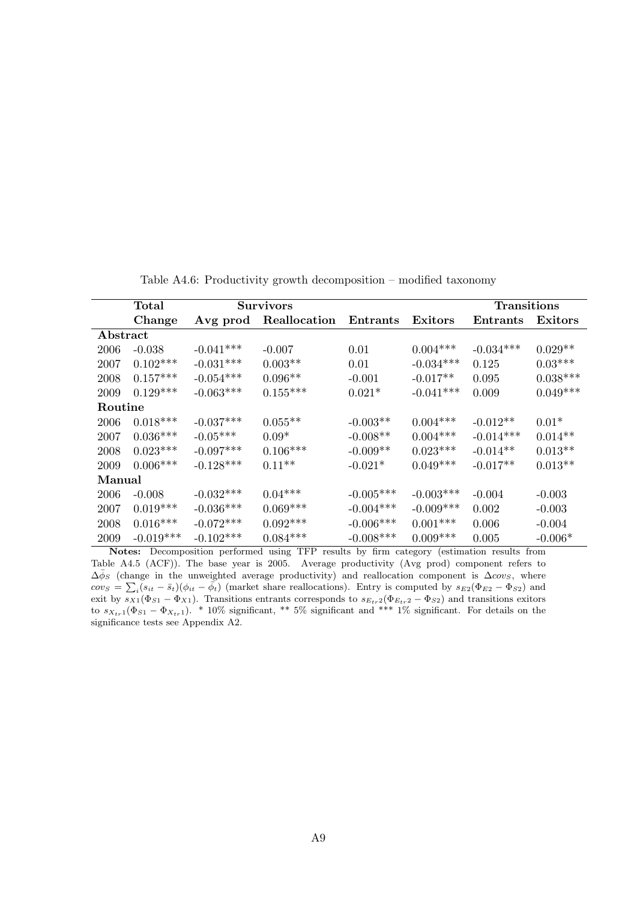Table A4.6: Productivity growth decomposition – modified taxonomy

| | **Total** | **Survivors** | | | | **Transitions** | |
|---|---|---|---|---|---|---|---|
| | **Change** | **Avg prod** | **Reallocation** | **Entrants** | **Exitors** | **Entrants** | **Exitors** |
| **Abstract** | | | | | | | |
| 2006 | -0.038 | -0.041*** | -0.007 | 0.01 | 0.004*** | -0.034*** | 0.029** |
| 2007 | 0.102*** | -0.031*** | 0.003** | 0.01 | -0.034*** | 0.125 | 0.03*** |
| 2008 | 0.157*** | -0.054*** | 0.096** | -0.001 | -0.017** | 0.095 | 0.038*** |
| 2009 | 0.129*** | -0.063*** | 0.155*** | 0.021* | -0.041*** | 0.009 | 0.049*** |
| **Routine** | | | | | | | |
| 2006 | 0.018*** | -0.037*** | 0.055** | -0.003** | 0.004*** | -0.012** | 0.01* |
| 2007 | 0.036*** | -0.05*** | 0.09* | -0.008** | 0.004*** | -0.014*** | 0.014** |
| 2008 | 0.023*** | -0.097*** | 0.106*** | -0.009** | 0.023*** | -0.014** | 0.013** |
| 2009 | 0.006*** | -0.128*** | 0.11** | -0.021* | 0.049*** | -0.017** | 0.013** |
| **Manual** | | | | | | | |
| 2006 | -0.008 | -0.032*** | 0.04*** | -0.005*** | -0.003*** | -0.004 | -0.003 |
| 2007 | 0.019*** | -0.036*** | 0.069*** | -0.004*** | -0.009*** | 0.002 | -0.003 |
| 2008 | 0.016*** | -0.072*** | 0.092*** | -0.006*** | 0.001*** | 0.006 | -0.004 |
| 2009 | -0.019*** | -0.102*** | 0.084*** | -0.008*** | 0.009*** | 0.005 | -0.006* |

**Notes:** Decomposition performed using TFP results by firm category (estimation results from Table A4.5 (ACF)). The base year is 2005. Average productivity (Avg prod) component refers to $\Delta\bar{\phi}_S$ (change in the unweighted average productivity) and reallocation component is $\Delta cov_S$, where $cov_S = \sum_i(s_{it} - \bar{s}_t)(\phi_{it} - \bar{\phi}_t)$ (market share reallocations). Entry is computed by $s_{E2}(\Phi_{E2} - \Phi_{S2})$ and exit by $s_{X1}(\Phi_{S1} - \Phi_{X1})$. Transitions entrants corresponds to $s_{E_{tr}2}(\Phi_{E_{tr}2} - \Phi_{S2})$ and transitions exitors to $s_{X_{tr}1}(\Phi_{S1} - \Phi_{X_{tr}1})$. * 10% significant, ** 5% significant and *** 1% significant. For details on the significance tests see Appendix A2.